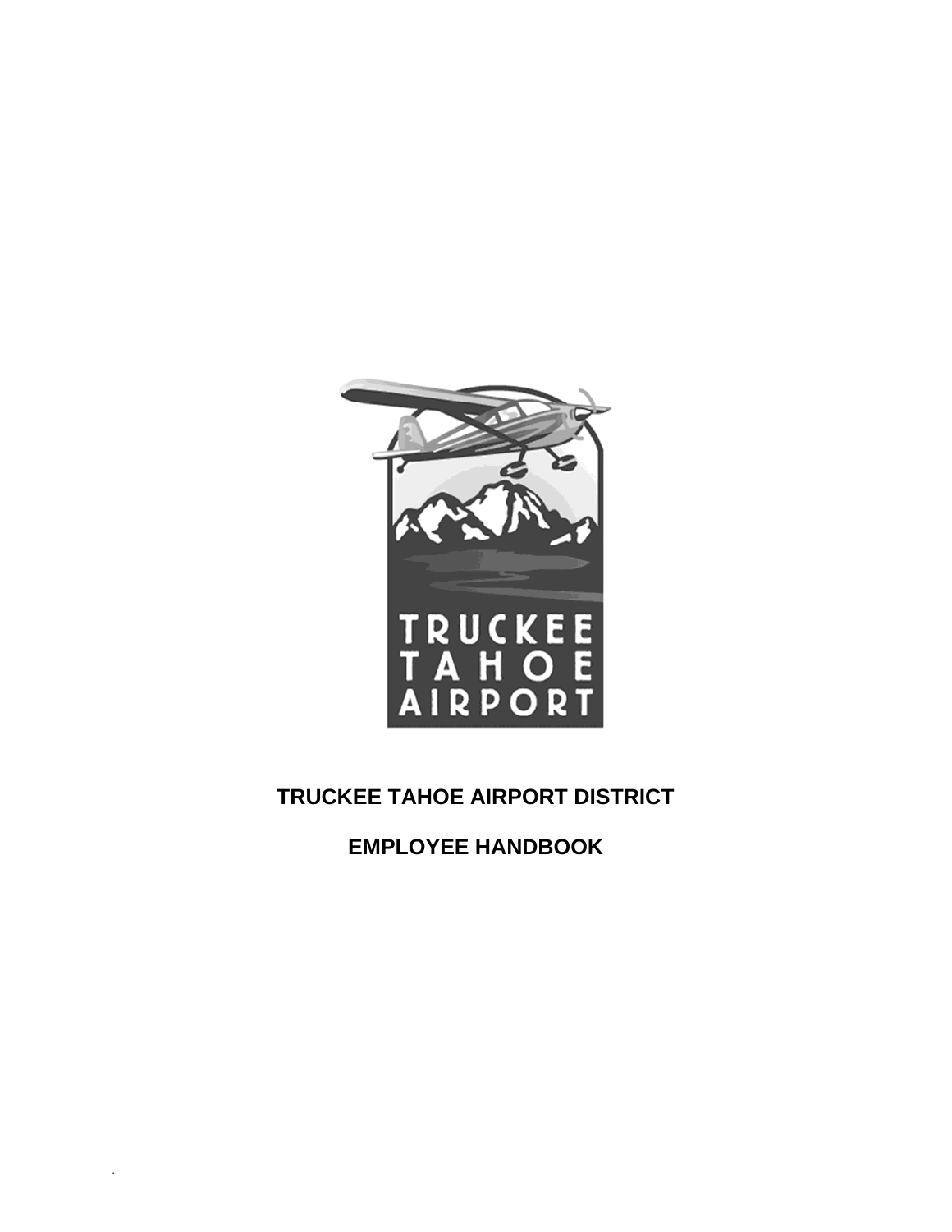# TRUCKEE TAHOE AIRPORT DISTRICT

# EMPLOYEE HANDBOOK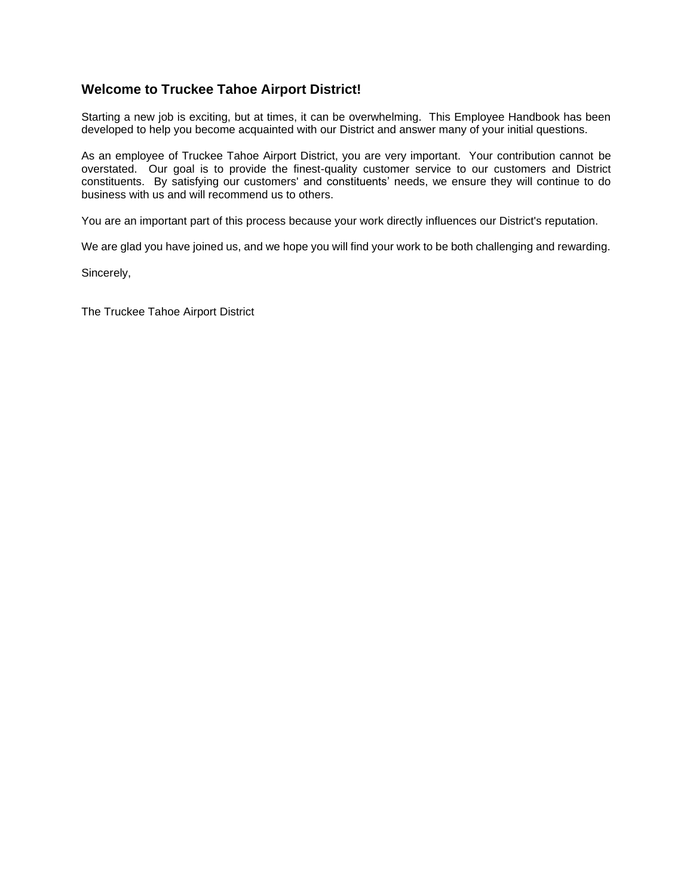## Welcome to Truckee Tahoe Airport District!

Starting a new job is exciting, but at times, it can be overwhelming. This Employee Handbook has been developed to help you become acquainted with our District and answer many of your initial questions.

As an employee of Truckee Tahoe Airport District, you are very important. Your contribution cannot be overstated. Our goal is to provide the finest-quality customer service to our customers and District constituents. By satisfying our customers' and constituents' needs, we ensure they will continue to do business with us and will recommend us to others.

You are an important part of this process because your work directly influences our District's reputation.

We are glad you have joined us, and we hope you will find your work to be both challenging and rewarding.

Sincerely,

The Truckee Tahoe Airport District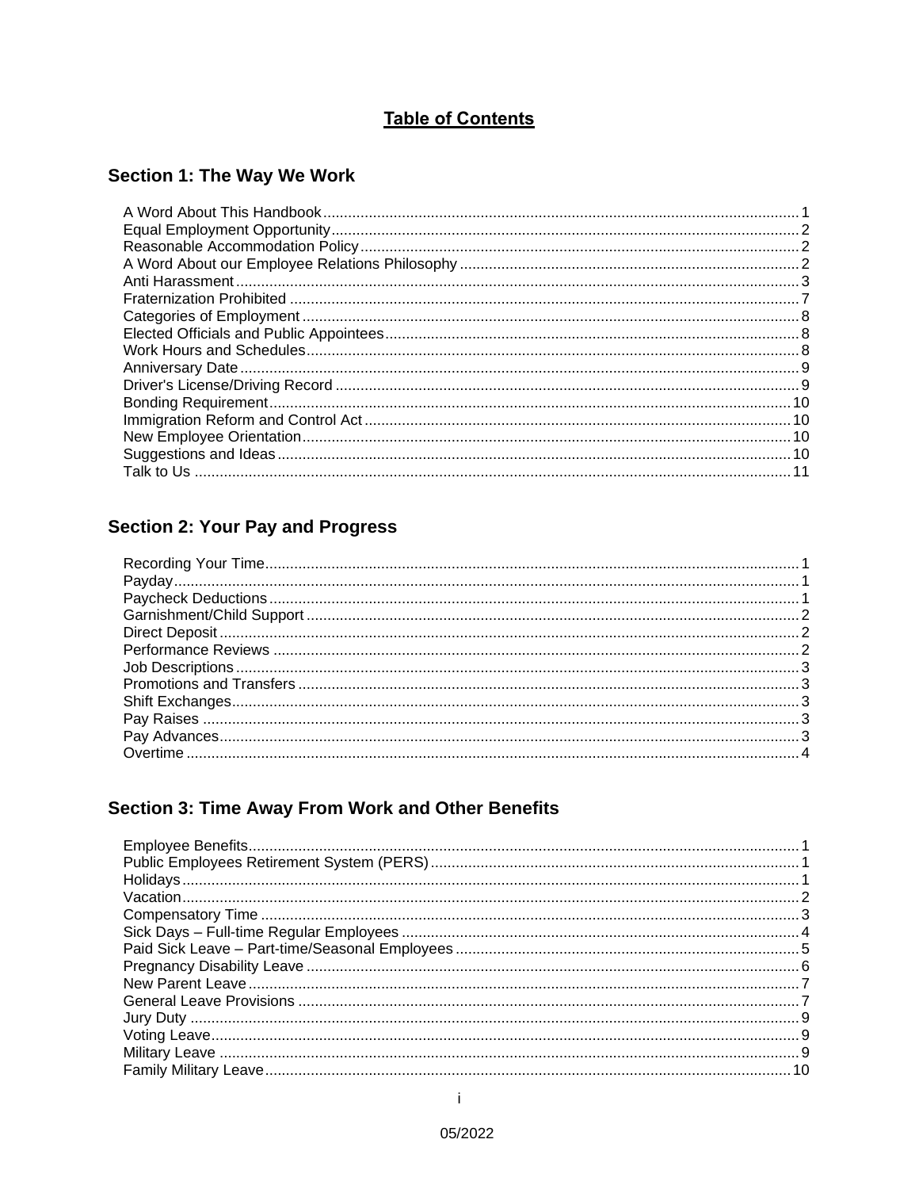# Table of Contents

## Section 1: The Way We Work

A Word About This Handbook ........ 1
Equal Employment Opportunity ........ 2
Reasonable Accommodation Policy ........ 2
A Word About our Employee Relations Philosophy ........ 2
Anti Harassment ........ 3
Fraternization Prohibited ........ 7
Categories of Employment ........ 8
Elected Officials and Public Appointees ........ 8
Work Hours and Schedules ........ 8
Anniversary Date ........ 9
Driver's License/Driving Record ........ 9
Bonding Requirement ........ 10
Immigration Reform and Control Act ........ 10
New Employee Orientation ........ 10
Suggestions and Ideas ........ 10
Talk to Us ........ 11

## Section 2: Your Pay and Progress

Recording Your Time ........ 1
Payday ........ 1
Paycheck Deductions ........ 1
Garnishment/Child Support ........ 2
Direct Deposit ........ 2
Performance Reviews ........ 2
Job Descriptions ........ 3
Promotions and Transfers ........ 3
Shift Exchanges ........ 3
Pay Raises ........ 3
Pay Advances ........ 3
Overtime ........ 4

## Section 3: Time Away From Work and Other Benefits

Employee Benefits ........ 1
Public Employees Retirement System (PERS) ........ 1
Holidays ........ 1
Vacation ........ 2
Compensatory Time ........ 3
Sick Days – Full-time Regular Employees ........ 4
Paid Sick Leave – Part-time/Seasonal Employees ........ 5
Pregnancy Disability Leave ........ 6
New Parent Leave ........ 7
General Leave Provisions ........ 7
Jury Duty ........ 9
Voting Leave ........ 9
Military Leave ........ 9
Family Military Leave ........ 10

05/2022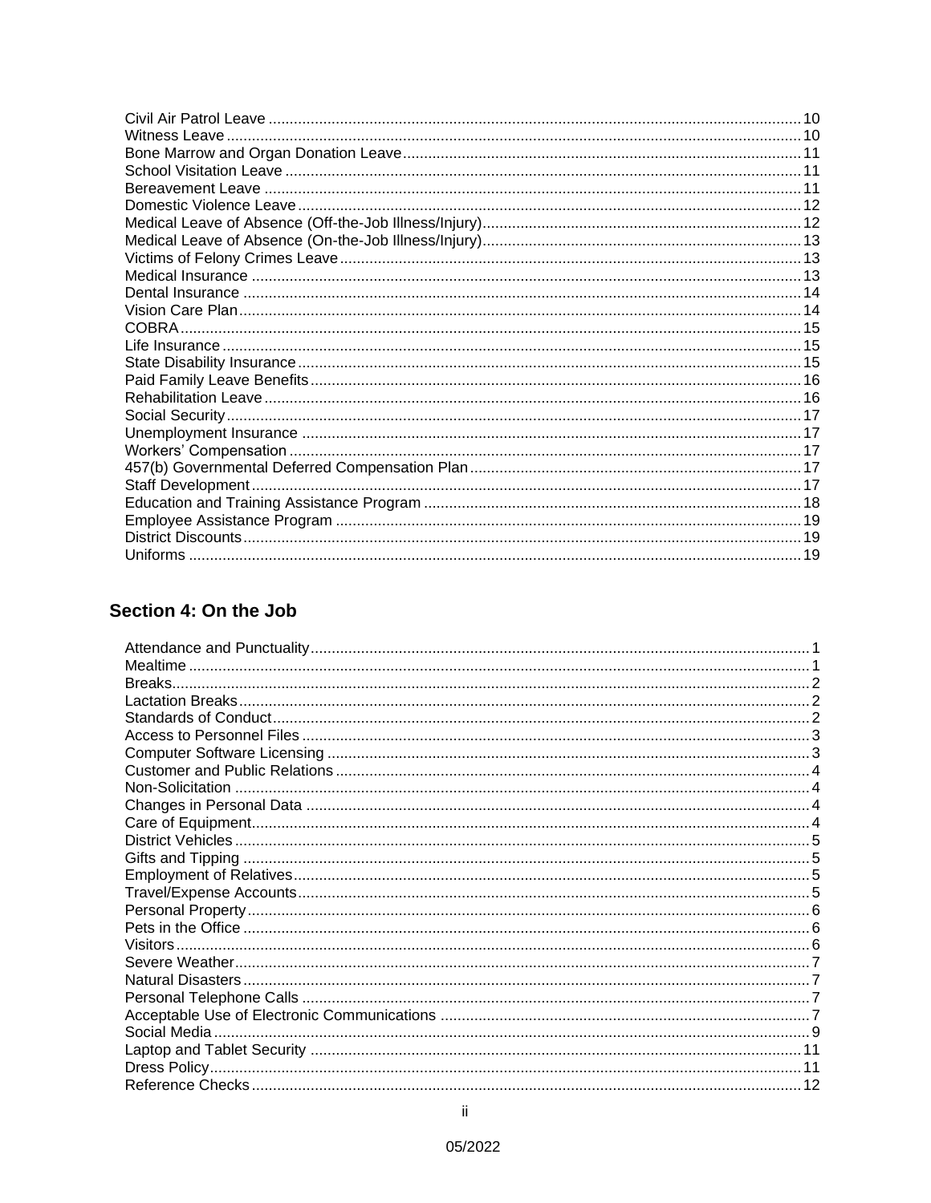Civil Air Patrol Leave ........................................................................................................................ 10
Witness Leave ................................................................................................................................... 10
Bone Marrow and Organ Donation Leave ............................................................................................ 11
School Visitation Leave ...................................................................................................................... 11
Bereavement Leave ............................................................................................................................ 11
Domestic Violence Leave .................................................................................................................... 12
Medical Leave of Absence (Off-the-Job Illness/Injury) ......................................................................... 12
Medical Leave of Absence (On-the-Job Illness/Injury) ......................................................................... 13
Victims of Felony Crimes Leave ........................................................................................................... 13
Medical Insurance ............................................................................................................................... 13
Dental Insurance ................................................................................................................................. 14
Vision Care Plan .................................................................................................................................. 14
COBRA ................................................................................................................................................ 15
Life Insurance ...................................................................................................................................... 15
State Disability Insurance .................................................................................................................... 15
Paid Family Leave Benefits .................................................................................................................. 16
Rehabilitation Leave ............................................................................................................................ 16
Social Security ..................................................................................................................................... 17
Unemployment Insurance ................................................................................................................... 17
Workers' Compensation ...................................................................................................................... 17
457(b) Governmental Deferred Compensation Plan .............................................................................. 17
Staff Development ............................................................................................................................... 17
Education and Training Assistance Program ........................................................................................ 18
Employee Assistance Program ............................................................................................................ 19
District Discounts ................................................................................................................................. 19
Uniforms .............................................................................................................................................. 19

## Section 4: On the Job

Attendance and Punctuality ................................................................................................................... 1
Mealtime ............................................................................................................................................... 1
Breaks ................................................................................................................................................... 2
Lactation Breaks .................................................................................................................................... 2
Standards of Conduct ............................................................................................................................ 2
Access to Personnel Files ..................................................................................................................... 3
Computer Software Licensing ............................................................................................................... 3
Customer and Public Relations ............................................................................................................. 4
Non-Solicitation ..................................................................................................................................... 4
Changes in Personal Data .................................................................................................................... 4
Care of Equipment ................................................................................................................................ 4
District Vehicles .................................................................................................................................... 5
Gifts and Tipping ................................................................................................................................... 5
Employment of Relatives ....................................................................................................................... 5
Travel/Expense Accounts ...................................................................................................................... 5
Personal Property .................................................................................................................................. 6
Pets in the Office ................................................................................................................................... 6
Visitors .................................................................................................................................................. 6
Severe Weather ..................................................................................................................................... 7
Natural Disasters ................................................................................................................................... 7
Personal Telephone Calls ..................................................................................................................... 7
Acceptable Use of Electronic Communications ..................................................................................... 7
Social Media .......................................................................................................................................... 9
Laptop and Tablet Security ................................................................................................................... 11
Dress Policy ......................................................................................................................................... 11
Reference Checks ................................................................................................................................ 12

05/2022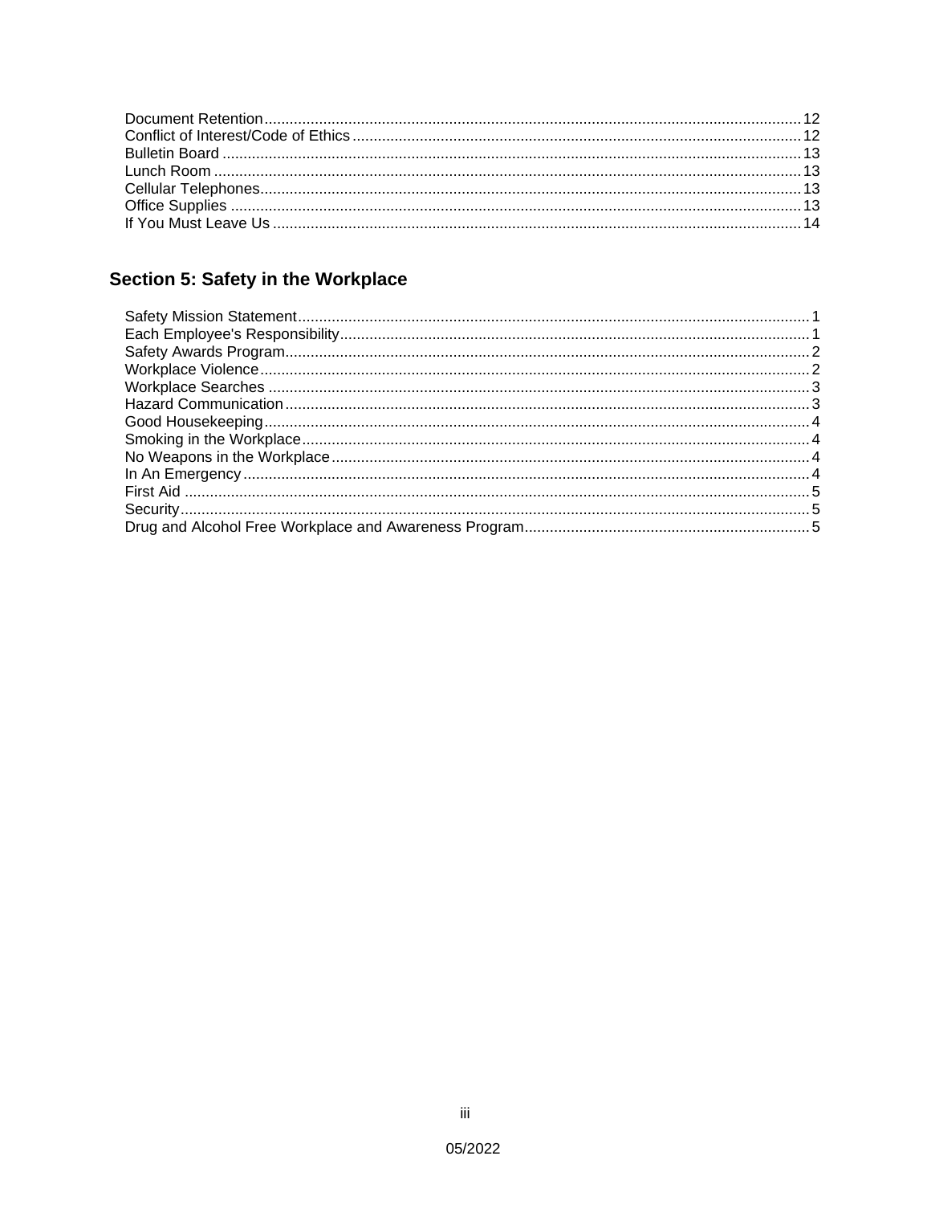Document Retention ........ 12
Conflict of Interest/Code of Ethics ........ 12
Bulletin Board ........ 13
Lunch Room ........ 13
Cellular Telephones ........ 13
Office Supplies ........ 13
If You Must Leave Us ........ 14

## Section 5: Safety in the Workplace

Safety Mission Statement ........ 1
Each Employee's Responsibility ........ 1
Safety Awards Program ........ 2
Workplace Violence ........ 2
Workplace Searches ........ 3
Hazard Communication ........ 3
Good Housekeeping ........ 4
Smoking in the Workplace ........ 4
No Weapons in the Workplace ........ 4
In An Emergency ........ 4
First Aid ........ 5
Security ........ 5
Drug and Alcohol Free Workplace and Awareness Program ........ 5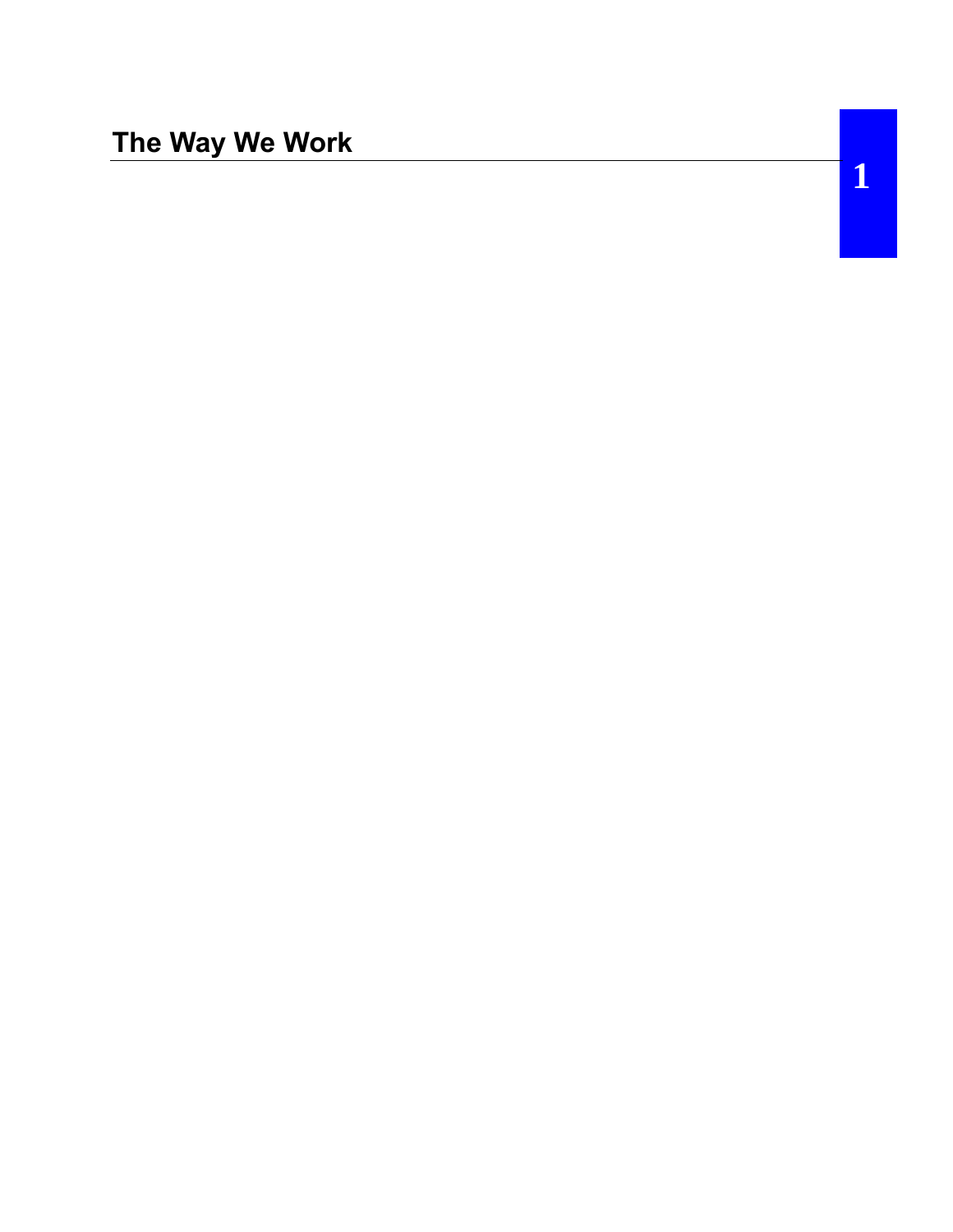# The Way We Work

1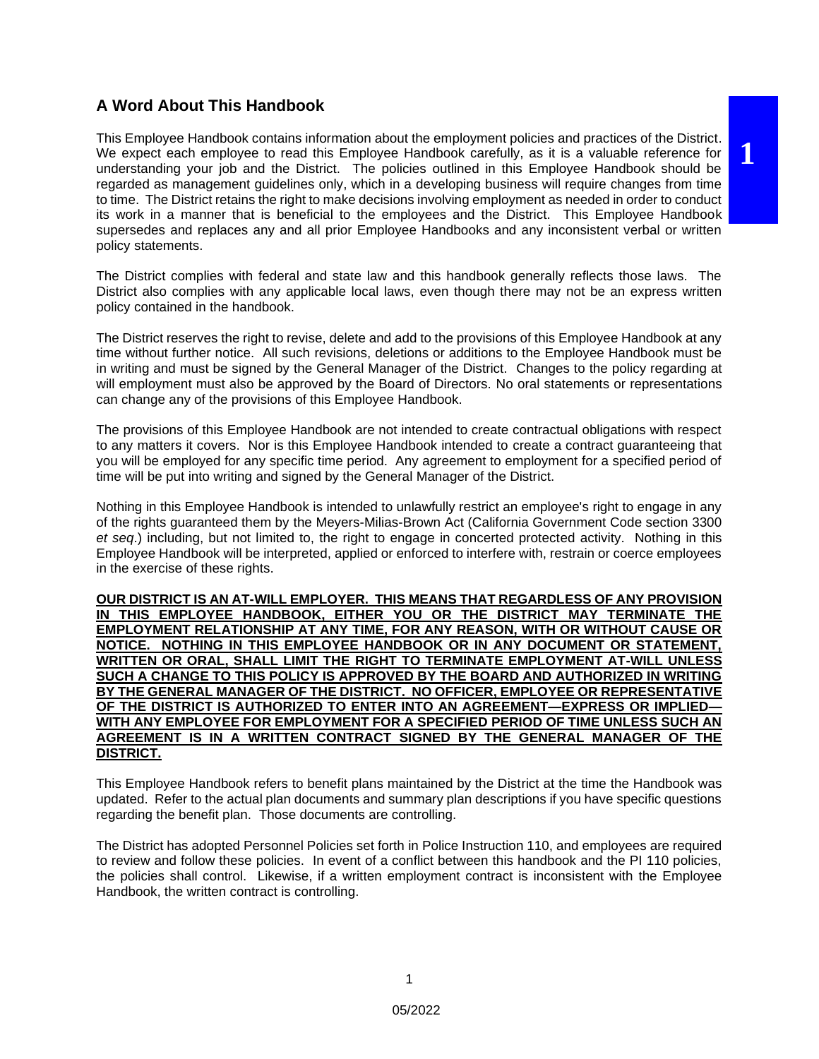## A Word About This Handbook

This Employee Handbook contains information about the employment policies and practices of the District. We expect each employee to read this Employee Handbook carefully, as it is a valuable reference for understanding your job and the District. The policies outlined in this Employee Handbook should be regarded as management guidelines only, which in a developing business will require changes from time to time. The District retains the right to make decisions involving employment as needed in order to conduct its work in a manner that is beneficial to the employees and the District. This Employee Handbook supersedes and replaces any and all prior Employee Handbooks and any inconsistent verbal or written policy statements.

The District complies with federal and state law and this handbook generally reflects those laws. The District also complies with any applicable local laws, even though there may not be an express written policy contained in the handbook.

The District reserves the right to revise, delete and add to the provisions of this Employee Handbook at any time without further notice. All such revisions, deletions or additions to the Employee Handbook must be in writing and must be signed by the General Manager of the District. Changes to the policy regarding at will employment must also be approved by the Board of Directors. No oral statements or representations can change any of the provisions of this Employee Handbook.

The provisions of this Employee Handbook are not intended to create contractual obligations with respect to any matters it covers. Nor is this Employee Handbook intended to create a contract guaranteeing that you will be employed for any specific time period. Any agreement to employment for a specified period of time will be put into writing and signed by the General Manager of the District.

Nothing in this Employee Handbook is intended to unlawfully restrict an employee's right to engage in any of the rights guaranteed them by the Meyers-Milias-Brown Act (California Government Code section 3300 *et seq*.) including, but not limited to, the right to engage in concerted protected activity. Nothing in this Employee Handbook will be interpreted, applied or enforced to interfere with, restrain or coerce employees in the exercise of these rights.

**OUR DISTRICT IS AN AT-WILL EMPLOYER. THIS MEANS THAT REGARDLESS OF ANY PROVISION IN THIS EMPLOYEE HANDBOOK, EITHER YOU OR THE DISTRICT MAY TERMINATE THE EMPLOYMENT RELATIONSHIP AT ANY TIME, FOR ANY REASON, WITH OR WITHOUT CAUSE OR NOTICE. NOTHING IN THIS EMPLOYEE HANDBOOK OR IN ANY DOCUMENT OR STATEMENT, WRITTEN OR ORAL, SHALL LIMIT THE RIGHT TO TERMINATE EMPLOYMENT AT-WILL UNLESS SUCH A CHANGE TO THIS POLICY IS APPROVED BY THE BOARD AND AUTHORIZED IN WRITING BY THE GENERAL MANAGER OF THE DISTRICT. NO OFFICER, EMPLOYEE OR REPRESENTATIVE OF THE DISTRICT IS AUTHORIZED TO ENTER INTO AN AGREEMENT—EXPRESS OR IMPLIED—WITH ANY EMPLOYEE FOR EMPLOYMENT FOR A SPECIFIED PERIOD OF TIME UNLESS SUCH AN AGREEMENT IS IN A WRITTEN CONTRACT SIGNED BY THE GENERAL MANAGER OF THE DISTRICT.**

This Employee Handbook refers to benefit plans maintained by the District at the time the Handbook was updated. Refer to the actual plan documents and summary plan descriptions if you have specific questions regarding the benefit plan. Those documents are controlling.

The District has adopted Personnel Policies set forth in Police Instruction 110, and employees are required to review and follow these policies. In event of a conflict between this handbook and the PI 110 policies, the policies shall control. Likewise, if a written employment contract is inconsistent with the Employee Handbook, the written contract is controlling.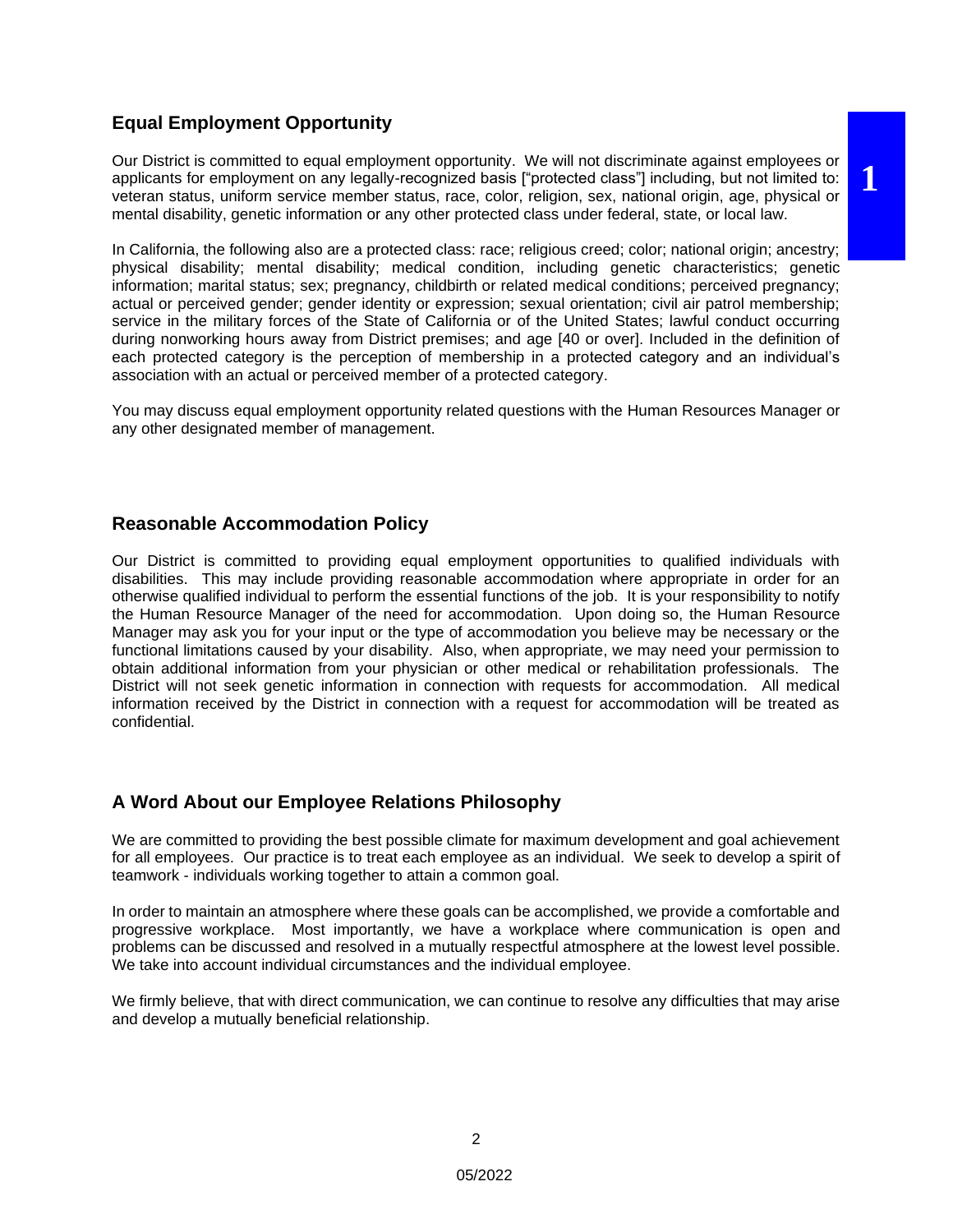## Equal Employment Opportunity

Our District is committed to equal employment opportunity. We will not discriminate against employees or applicants for employment on any legally-recognized basis ["protected class"] including, but not limited to: veteran status, uniform service member status, race, color, religion, sex, national origin, age, physical or mental disability, genetic information or any other protected class under federal, state, or local law.

In California, the following also are a protected class: race; religious creed; color; national origin; ancestry; physical disability; mental disability; medical condition, including genetic characteristics; genetic information; marital status; sex; pregnancy, childbirth or related medical conditions; perceived pregnancy; actual or perceived gender; gender identity or expression; sexual orientation; civil air patrol membership; service in the military forces of the State of California or of the United States; lawful conduct occurring during nonworking hours away from District premises; and age [40 or over]. Included in the definition of each protected category is the perception of membership in a protected category and an individual's association with an actual or perceived member of a protected category.

You may discuss equal employment opportunity related questions with the Human Resources Manager or any other designated member of management.

## Reasonable Accommodation Policy

Our District is committed to providing equal employment opportunities to qualified individuals with disabilities. This may include providing reasonable accommodation where appropriate in order for an otherwise qualified individual to perform the essential functions of the job. It is your responsibility to notify the Human Resource Manager of the need for accommodation. Upon doing so, the Human Resource Manager may ask you for your input or the type of accommodation you believe may be necessary or the functional limitations caused by your disability. Also, when appropriate, we may need your permission to obtain additional information from your physician or other medical or rehabilitation professionals. The District will not seek genetic information in connection with requests for accommodation. All medical information received by the District in connection with a request for accommodation will be treated as confidential.

## A Word About our Employee Relations Philosophy

We are committed to providing the best possible climate for maximum development and goal achievement for all employees. Our practice is to treat each employee as an individual. We seek to develop a spirit of teamwork - individuals working together to attain a common goal.

In order to maintain an atmosphere where these goals can be accomplished, we provide a comfortable and progressive workplace. Most importantly, we have a workplace where communication is open and problems can be discussed and resolved in a mutually respectful atmosphere at the lowest level possible. We take into account individual circumstances and the individual employee.

We firmly believe, that with direct communication, we can continue to resolve any difficulties that may arise and develop a mutually beneficial relationship.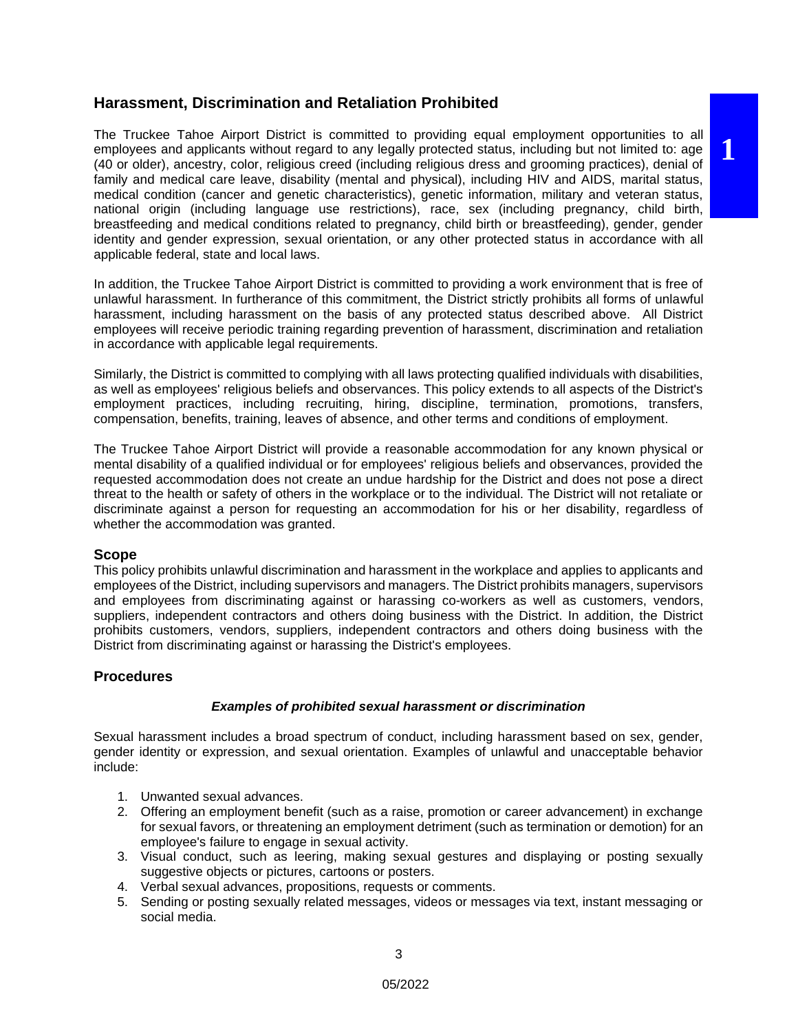## Harassment, Discrimination and Retaliation Prohibited

The Truckee Tahoe Airport District is committed to providing equal employment opportunities to all employees and applicants without regard to any legally protected status, including but not limited to: age (40 or older), ancestry, color, religious creed (including religious dress and grooming practices), denial of family and medical care leave, disability (mental and physical), including HIV and AIDS, marital status, medical condition (cancer and genetic characteristics), genetic information, military and veteran status, national origin (including language use restrictions), race, sex (including pregnancy, child birth, breastfeeding and medical conditions related to pregnancy, child birth or breastfeeding), gender, gender identity and gender expression, sexual orientation, or any other protected status in accordance with all applicable federal, state and local laws.

In addition, the Truckee Tahoe Airport District is committed to providing a work environment that is free of unlawful harassment. In furtherance of this commitment, the District strictly prohibits all forms of unlawful harassment, including harassment on the basis of any protected status described above. All District employees will receive periodic training regarding prevention of harassment, discrimination and retaliation in accordance with applicable legal requirements.

Similarly, the District is committed to complying with all laws protecting qualified individuals with disabilities, as well as employees' religious beliefs and observances. This policy extends to all aspects of the District's employment practices, including recruiting, hiring, discipline, termination, promotions, transfers, compensation, benefits, training, leaves of absence, and other terms and conditions of employment.

The Truckee Tahoe Airport District will provide a reasonable accommodation for any known physical or mental disability of a qualified individual or for employees' religious beliefs and observances, provided the requested accommodation does not create an undue hardship for the District and does not pose a direct threat to the health or safety of others in the workplace or to the individual. The District will not retaliate or discriminate against a person for requesting an accommodation for his or her disability, regardless of whether the accommodation was granted.

### Scope

This policy prohibits unlawful discrimination and harassment in the workplace and applies to applicants and employees of the District, including supervisors and managers. The District prohibits managers, supervisors and employees from discriminating against or harassing co-workers as well as customers, vendors, suppliers, independent contractors and others doing business with the District. In addition, the District prohibits customers, vendors, suppliers, independent contractors and others doing business with the District from discriminating against or harassing the District's employees.

### Procedures

***Examples of prohibited sexual harassment or discrimination***

Sexual harassment includes a broad spectrum of conduct, including harassment based on sex, gender, gender identity or expression, and sexual orientation. Examples of unlawful and unacceptable behavior include:

1. Unwanted sexual advances.
2. Offering an employment benefit (such as a raise, promotion or career advancement) in exchange for sexual favors, or threatening an employment detriment (such as termination or demotion) for an employee's failure to engage in sexual activity.
3. Visual conduct, such as leering, making sexual gestures and displaying or posting sexually suggestive objects or pictures, cartoons or posters.
4. Verbal sexual advances, propositions, requests or comments.
5. Sending or posting sexually related messages, videos or messages via text, instant messaging or social media.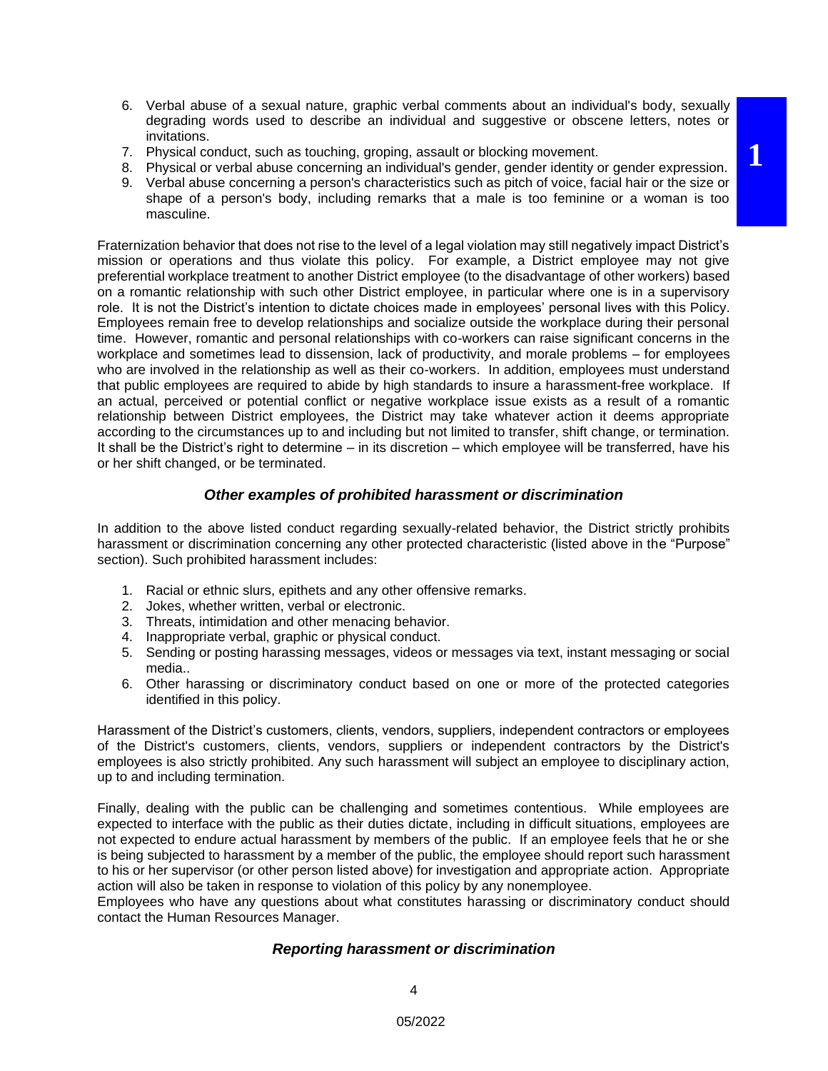6. Verbal abuse of a sexual nature, graphic verbal comments about an individual's body, sexually degrading words used to describe an individual and suggestive or obscene letters, notes or invitations.
7. Physical conduct, such as touching, groping, assault or blocking movement.
8. Physical or verbal abuse concerning an individual's gender, gender identity or gender expression.
9. Verbal abuse concerning a person's characteristics such as pitch of voice, facial hair or the size or shape of a person's body, including remarks that a male is too feminine or a woman is too masculine.

Fraternization behavior that does not rise to the level of a legal violation may still negatively impact District's mission or operations and thus violate this policy. For example, a District employee may not give preferential workplace treatment to another District employee (to the disadvantage of other workers) based on a romantic relationship with such other District employee, in particular where one is in a supervisory role. It is not the District's intention to dictate choices made in employees' personal lives with this Policy. Employees remain free to develop relationships and socialize outside the workplace during their personal time. However, romantic and personal relationships with co-workers can raise significant concerns in the workplace and sometimes lead to dissension, lack of productivity, and morale problems – for employees who are involved in the relationship as well as their co-workers. In addition, employees must understand that public employees are required to abide by high standards to insure a harassment-free workplace. If an actual, perceived or potential conflict or negative workplace issue exists as a result of a romantic relationship between District employees, the District may take whatever action it deems appropriate according to the circumstances up to and including but not limited to transfer, shift change, or termination. It shall be the District's right to determine – in its discretion – which employee will be transferred, have his or her shift changed, or be terminated.

### *Other examples of prohibited harassment or discrimination*

In addition to the above listed conduct regarding sexually-related behavior, the District strictly prohibits harassment or discrimination concerning any other protected characteristic (listed above in the "Purpose" section). Such prohibited harassment includes:

1. Racial or ethnic slurs, epithets and any other offensive remarks.
2. Jokes, whether written, verbal or electronic.
3. Threats, intimidation and other menacing behavior.
4. Inappropriate verbal, graphic or physical conduct.
5. Sending or posting harassing messages, videos or messages via text, instant messaging or social media..
6. Other harassing or discriminatory conduct based on one or more of the protected categories identified in this policy.

Harassment of the District's customers, clients, vendors, suppliers, independent contractors or employees of the District's customers, clients, vendors, suppliers or independent contractors by the District's employees is also strictly prohibited. Any such harassment will subject an employee to disciplinary action, up to and including termination.

Finally, dealing with the public can be challenging and sometimes contentious. While employees are expected to interface with the public as their duties dictate, including in difficult situations, employees are not expected to endure actual harassment by members of the public. If an employee feels that he or she is being subjected to harassment by a member of the public, the employee should report such harassment to his or her supervisor (or other person listed above) for investigation and appropriate action. Appropriate action will also be taken in response to violation of this policy by any nonemployee.
Employees who have any questions about what constitutes harassing or discriminatory conduct should contact the Human Resources Manager.

### *Reporting harassment or discrimination*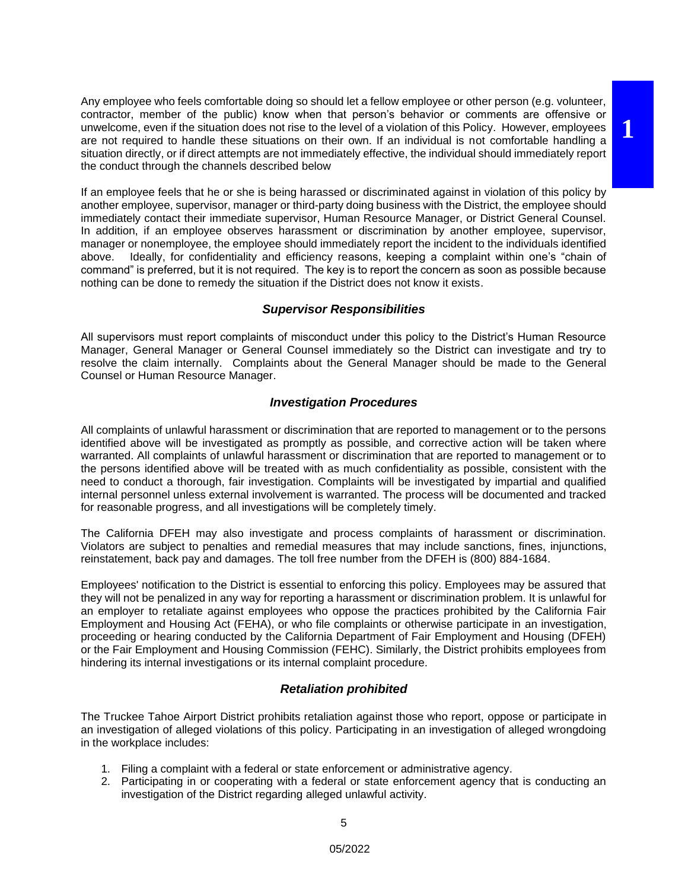Any employee who feels comfortable doing so should let a fellow employee or other person (e.g. volunteer, contractor, member of the public) know when that person's behavior or comments are offensive or unwelcome, even if the situation does not rise to the level of a violation of this Policy. However, employees are not required to handle these situations on their own. If an individual is not comfortable handling a situation directly, or if direct attempts are not immediately effective, the individual should immediately report the conduct through the channels described below

If an employee feels that he or she is being harassed or discriminated against in violation of this policy by another employee, supervisor, manager or third-party doing business with the District, the employee should immediately contact their immediate supervisor, Human Resource Manager, or District General Counsel. In addition, if an employee observes harassment or discrimination by another employee, supervisor, manager or nonemployee, the employee should immediately report the incident to the individuals identified above. Ideally, for confidentiality and efficiency reasons, keeping a complaint within one's "chain of command" is preferred, but it is not required. The key is to report the concern as soon as possible because nothing can be done to remedy the situation if the District does not know it exists.

### *Supervisor Responsibilities*

All supervisors must report complaints of misconduct under this policy to the District's Human Resource Manager, General Manager or General Counsel immediately so the District can investigate and try to resolve the claim internally. Complaints about the General Manager should be made to the General Counsel or Human Resource Manager.

### *Investigation Procedures*

All complaints of unlawful harassment or discrimination that are reported to management or to the persons identified above will be investigated as promptly as possible, and corrective action will be taken where warranted. All complaints of unlawful harassment or discrimination that are reported to management or to the persons identified above will be treated with as much confidentiality as possible, consistent with the need to conduct a thorough, fair investigation. Complaints will be investigated by impartial and qualified internal personnel unless external involvement is warranted. The process will be documented and tracked for reasonable progress, and all investigations will be completely timely.

The California DFEH may also investigate and process complaints of harassment or discrimination. Violators are subject to penalties and remedial measures that may include sanctions, fines, injunctions, reinstatement, back pay and damages. The toll free number from the DFEH is (800) 884-1684.

Employees' notification to the District is essential to enforcing this policy. Employees may be assured that they will not be penalized in any way for reporting a harassment or discrimination problem. It is unlawful for an employer to retaliate against employees who oppose the practices prohibited by the California Fair Employment and Housing Act (FEHA), or who file complaints or otherwise participate in an investigation, proceeding or hearing conducted by the California Department of Fair Employment and Housing (DFEH) or the Fair Employment and Housing Commission (FEHC). Similarly, the District prohibits employees from hindering its internal investigations or its internal complaint procedure.

### *Retaliation prohibited*

The Truckee Tahoe Airport District prohibits retaliation against those who report, oppose or participate in an investigation of alleged violations of this policy. Participating in an investigation of alleged wrongdoing in the workplace includes:

1. Filing a complaint with a federal or state enforcement or administrative agency.
2. Participating in or cooperating with a federal or state enforcement agency that is conducting an investigation of the District regarding alleged unlawful activity.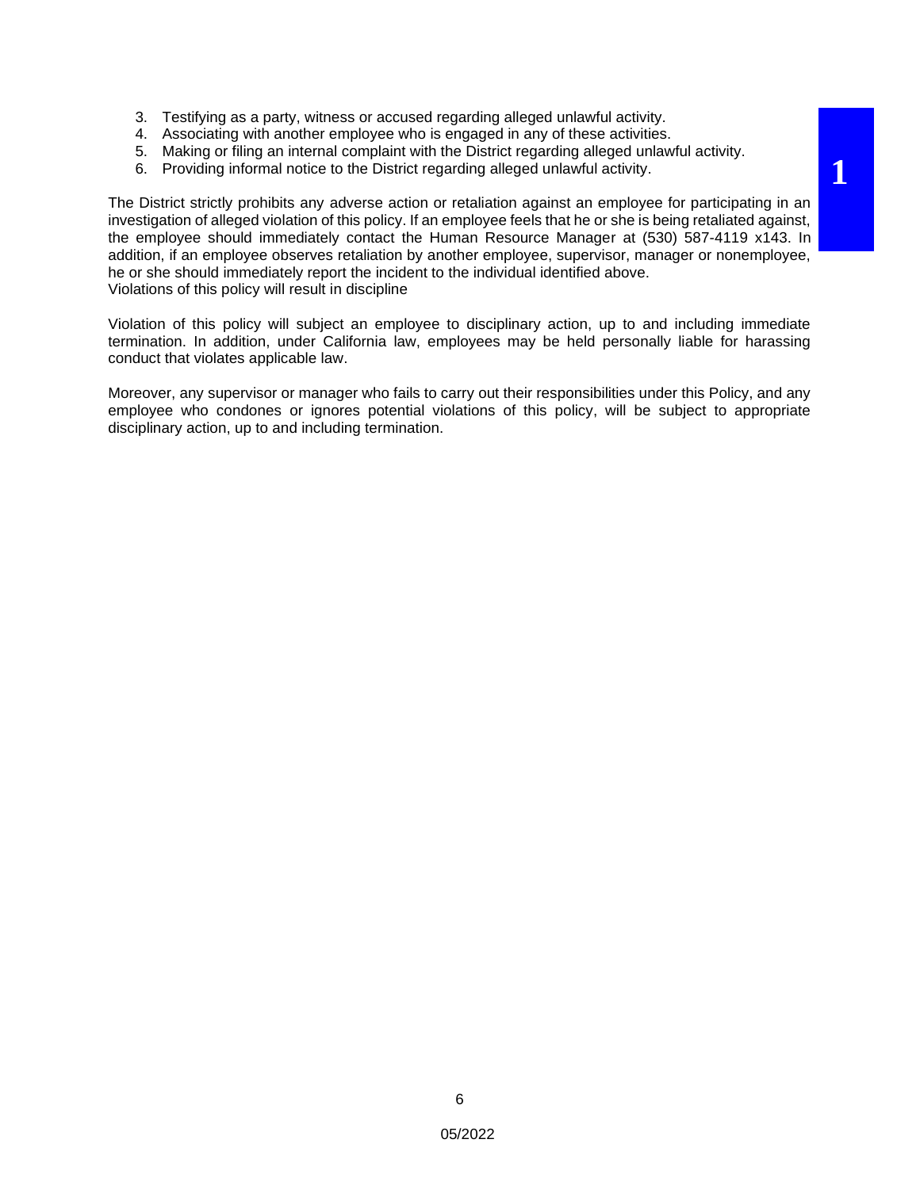3. Testifying as a party, witness or accused regarding alleged unlawful activity.
4. Associating with another employee who is engaged in any of these activities.
5. Making or filing an internal complaint with the District regarding alleged unlawful activity.
6. Providing informal notice to the District regarding alleged unlawful activity.

The District strictly prohibits any adverse action or retaliation against an employee for participating in an investigation of alleged violation of this policy. If an employee feels that he or she is being retaliated against, the employee should immediately contact the Human Resource Manager at (530) 587-4119 x143. In addition, if an employee observes retaliation by another employee, supervisor, manager or nonemployee, he or she should immediately report the incident to the individual identified above.
Violations of this policy will result in discipline

Violation of this policy will subject an employee to disciplinary action, up to and including immediate termination. In addition, under California law, employees may be held personally liable for harassing conduct that violates applicable law.

Moreover, any supervisor or manager who fails to carry out their responsibilities under this Policy, and any employee who condones or ignores potential violations of this policy, will be subject to appropriate disciplinary action, up to and including termination.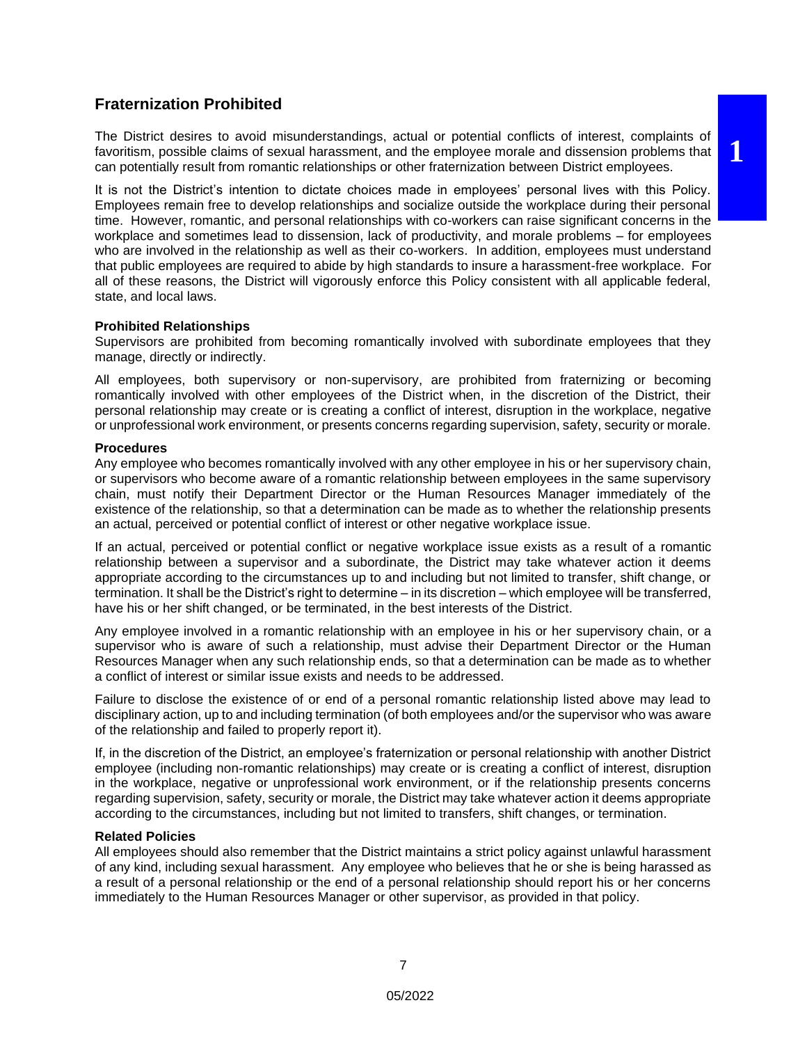## Fraternization Prohibited

The District desires to avoid misunderstandings, actual or potential conflicts of interest, complaints of favoritism, possible claims of sexual harassment, and the employee morale and dissension problems that can potentially result from romantic relationships or other fraternization between District employees.

It is not the District's intention to dictate choices made in employees' personal lives with this Policy. Employees remain free to develop relationships and socialize outside the workplace during their personal time. However, romantic, and personal relationships with co-workers can raise significant concerns in the workplace and sometimes lead to dissension, lack of productivity, and morale problems – for employees who are involved in the relationship as well as their co-workers. In addition, employees must understand that public employees are required to abide by high standards to insure a harassment-free workplace. For all of these reasons, the District will vigorously enforce this Policy consistent with all applicable federal, state, and local laws.

### Prohibited Relationships

Supervisors are prohibited from becoming romantically involved with subordinate employees that they manage, directly or indirectly.

All employees, both supervisory or non-supervisory, are prohibited from fraternizing or becoming romantically involved with other employees of the District when, in the discretion of the District, their personal relationship may create or is creating a conflict of interest, disruption in the workplace, negative or unprofessional work environment, or presents concerns regarding supervision, safety, security or morale.

### Procedures

Any employee who becomes romantically involved with any other employee in his or her supervisory chain, or supervisors who become aware of a romantic relationship between employees in the same supervisory chain, must notify their Department Director or the Human Resources Manager immediately of the existence of the relationship, so that a determination can be made as to whether the relationship presents an actual, perceived or potential conflict of interest or other negative workplace issue.

If an actual, perceived or potential conflict or negative workplace issue exists as a result of a romantic relationship between a supervisor and a subordinate, the District may take whatever action it deems appropriate according to the circumstances up to and including but not limited to transfer, shift change, or termination. It shall be the District's right to determine – in its discretion – which employee will be transferred, have his or her shift changed, or be terminated, in the best interests of the District.

Any employee involved in a romantic relationship with an employee in his or her supervisory chain, or a supervisor who is aware of such a relationship, must advise their Department Director or the Human Resources Manager when any such relationship ends, so that a determination can be made as to whether a conflict of interest or similar issue exists and needs to be addressed.

Failure to disclose the existence of or end of a personal romantic relationship listed above may lead to disciplinary action, up to and including termination (of both employees and/or the supervisor who was aware of the relationship and failed to properly report it).

If, in the discretion of the District, an employee's fraternization or personal relationship with another District employee (including non-romantic relationships) may create or is creating a conflict of interest, disruption in the workplace, negative or unprofessional work environment, or if the relationship presents concerns regarding supervision, safety, security or morale, the District may take whatever action it deems appropriate according to the circumstances, including but not limited to transfers, shift changes, or termination.

### Related Policies

All employees should also remember that the District maintains a strict policy against unlawful harassment of any kind, including sexual harassment. Any employee who believes that he or she is being harassed as a result of a personal relationship or the end of a personal relationship should report his or her concerns immediately to the Human Resources Manager or other supervisor, as provided in that policy.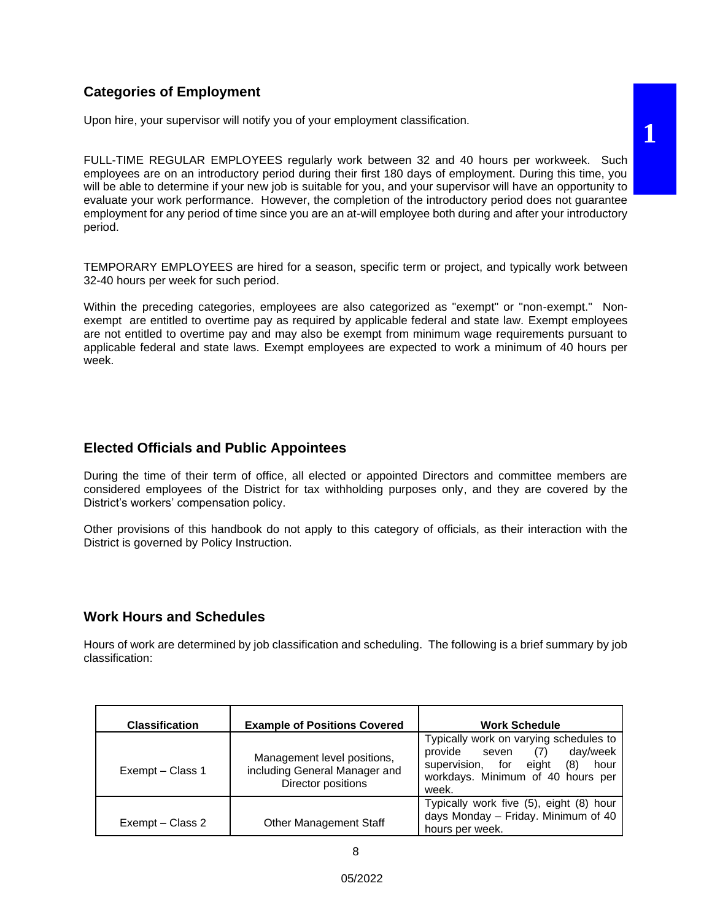## Categories of Employment

Upon hire, your supervisor will notify you of your employment classification.

FULL-TIME REGULAR EMPLOYEES regularly work between 32 and 40 hours per workweek. Such employees are on an introductory period during their first 180 days of employment. During this time, you will be able to determine if your new job is suitable for you, and your supervisor will have an opportunity to evaluate your work performance. However, the completion of the introductory period does not guarantee employment for any period of time since you are an at-will employee both during and after your introductory period.

TEMPORARY EMPLOYEES are hired for a season, specific term or project, and typically work between 32-40 hours per week for such period.

Within the preceding categories, employees are also categorized as "exempt" or "non-exempt." Non-exempt are entitled to overtime pay as required by applicable federal and state law. Exempt employees are not entitled to overtime pay and may also be exempt from minimum wage requirements pursuant to applicable federal and state laws. Exempt employees are expected to work a minimum of 40 hours per week.

## Elected Officials and Public Appointees

During the time of their term of office, all elected or appointed Directors and committee members are considered employees of the District for tax withholding purposes only, and they are covered by the District's workers' compensation policy.

Other provisions of this handbook do not apply to this category of officials, as their interaction with the District is governed by Policy Instruction.

## Work Hours and Schedules

Hours of work are determined by job classification and scheduling. The following is a brief summary by job classification:

| Classification | Example of Positions Covered | Work Schedule |
|---|---|---|
| Exempt – Class 1 | Management level positions, including General Manager and Director positions | Typically work on varying schedules to provide seven (7) day/week supervision, for eight (8) hour workdays. Minimum of 40 hours per week. |
| Exempt – Class 2 | Other Management Staff | Typically work five (5), eight (8) hour days Monday – Friday. Minimum of 40 hours per week. |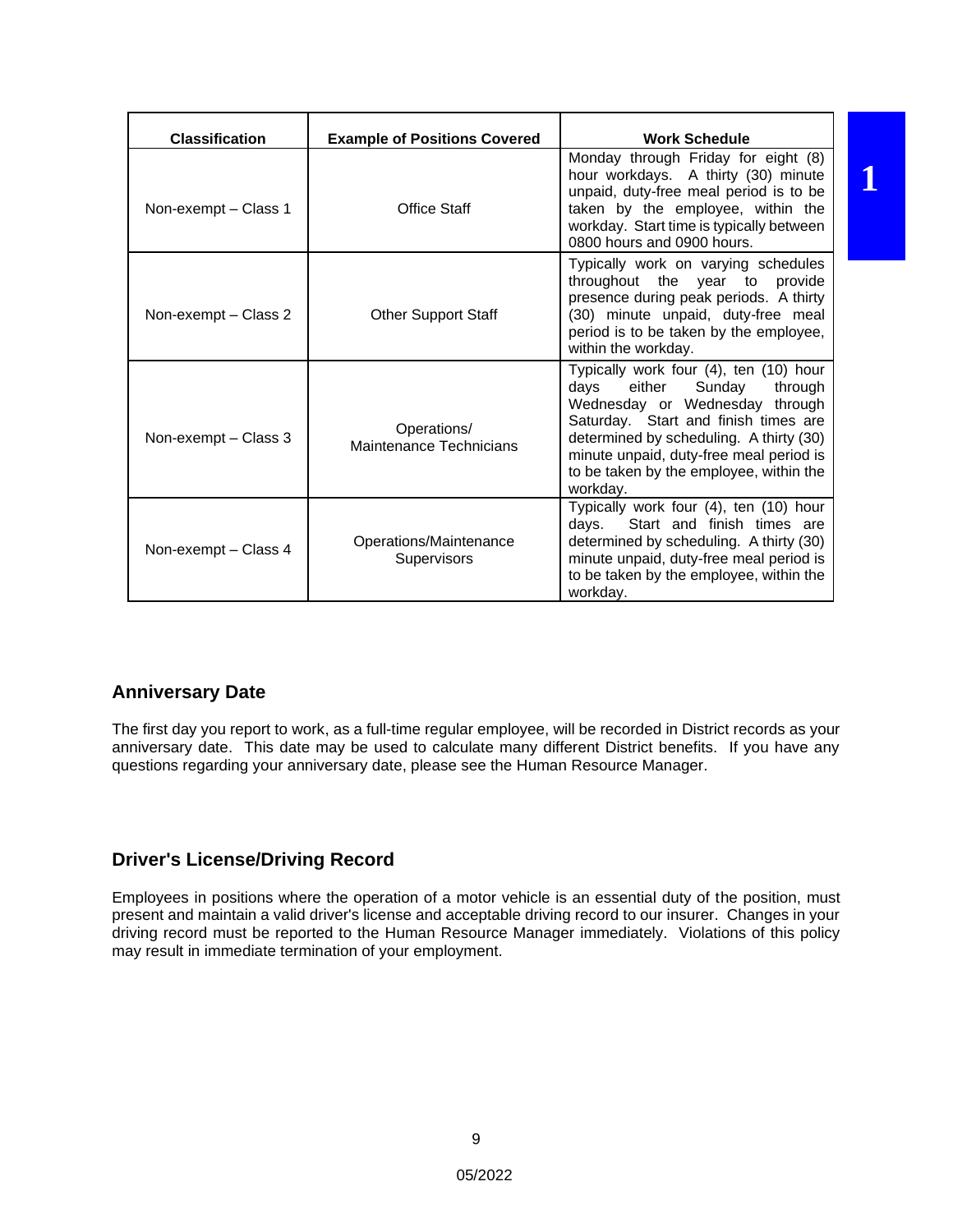| Classification | Example of Positions Covered | Work Schedule |
|---|---|---|
| Non-exempt – Class 1 | Office Staff | Monday through Friday for eight (8) hour workdays. A thirty (30) minute unpaid, duty-free meal period is to be taken by the employee, within the workday. Start time is typically between 0800 hours and 0900 hours. |
| Non-exempt – Class 2 | Other Support Staff | Typically work on varying schedules throughout the year to provide presence during peak periods. A thirty (30) minute unpaid, duty-free meal period is to be taken by the employee, within the workday. |
| Non-exempt – Class 3 | Operations/ Maintenance Technicians | Typically work four (4), ten (10) hour days either Sunday through Wednesday or Wednesday through Saturday. Start and finish times are determined by scheduling. A thirty (30) minute unpaid, duty-free meal period is to be taken by the employee, within the workday. |
| Non-exempt – Class 4 | Operations/Maintenance Supervisors | Typically work four (4), ten (10) hour days. Start and finish times are determined by scheduling. A thirty (30) minute unpaid, duty-free meal period is to be taken by the employee, within the workday. |

## Anniversary Date

The first day you report to work, as a full-time regular employee, will be recorded in District records as your anniversary date. This date may be used to calculate many different District benefits. If you have any questions regarding your anniversary date, please see the Human Resource Manager.

## Driver's License/Driving Record

Employees in positions where the operation of a motor vehicle is an essential duty of the position, must present and maintain a valid driver's license and acceptable driving record to our insurer. Changes in your driving record must be reported to the Human Resource Manager immediately. Violations of this policy may result in immediate termination of your employment.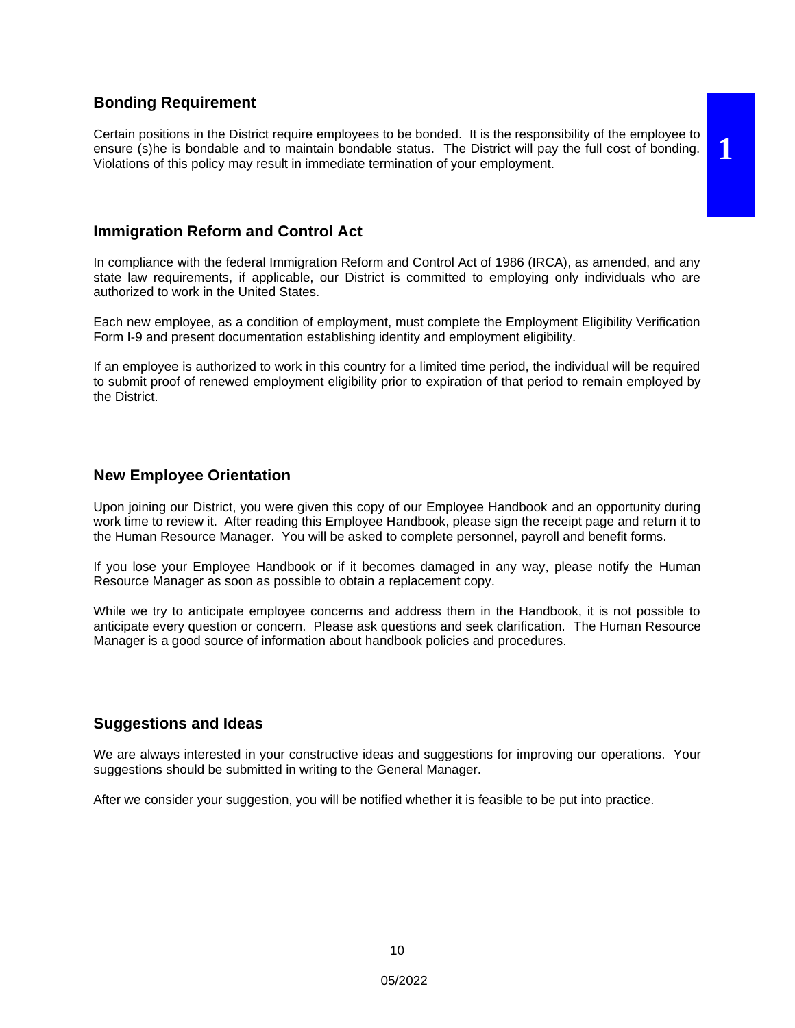## Bonding Requirement

Certain positions in the District require employees to be bonded. It is the responsibility of the employee to ensure (s)he is bondable and to maintain bondable status. The District will pay the full cost of bonding. Violations of this policy may result in immediate termination of your employment.

## Immigration Reform and Control Act

In compliance with the federal Immigration Reform and Control Act of 1986 (IRCA), as amended, and any state law requirements, if applicable, our District is committed to employing only individuals who are authorized to work in the United States.

Each new employee, as a condition of employment, must complete the Employment Eligibility Verification Form I-9 and present documentation establishing identity and employment eligibility.

If an employee is authorized to work in this country for a limited time period, the individual will be required to submit proof of renewed employment eligibility prior to expiration of that period to remain employed by the District.

## New Employee Orientation

Upon joining our District, you were given this copy of our Employee Handbook and an opportunity during work time to review it. After reading this Employee Handbook, please sign the receipt page and return it to the Human Resource Manager. You will be asked to complete personnel, payroll and benefit forms.

If you lose your Employee Handbook or if it becomes damaged in any way, please notify the Human Resource Manager as soon as possible to obtain a replacement copy.

While we try to anticipate employee concerns and address them in the Handbook, it is not possible to anticipate every question or concern. Please ask questions and seek clarification. The Human Resource Manager is a good source of information about handbook policies and procedures.

## Suggestions and Ideas

We are always interested in your constructive ideas and suggestions for improving our operations. Your suggestions should be submitted in writing to the General Manager.

After we consider your suggestion, you will be notified whether it is feasible to be put into practice.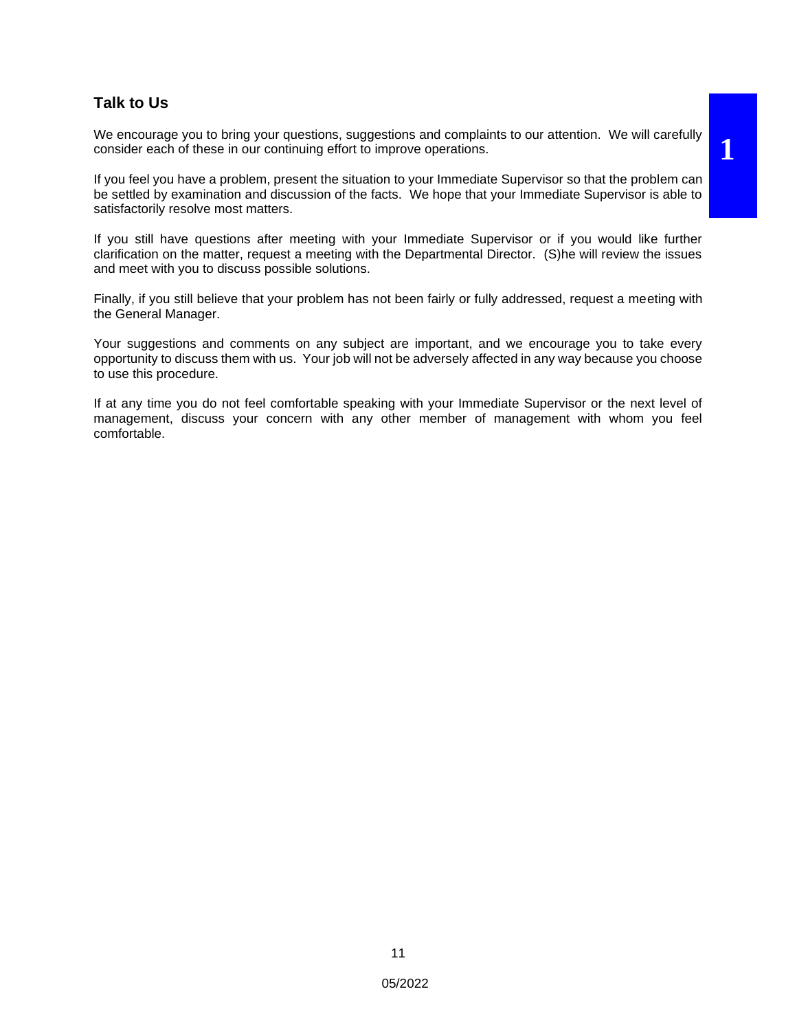## Talk to Us

We encourage you to bring your questions, suggestions and complaints to our attention. We will carefully consider each of these in our continuing effort to improve operations.

If you feel you have a problem, present the situation to your Immediate Supervisor so that the problem can be settled by examination and discussion of the facts. We hope that your Immediate Supervisor is able to satisfactorily resolve most matters.

If you still have questions after meeting with your Immediate Supervisor or if you would like further clarification on the matter, request a meeting with the Departmental Director. (S)he will review the issues and meet with you to discuss possible solutions.

Finally, if you still believe that your problem has not been fairly or fully addressed, request a meeting with the General Manager.

Your suggestions and comments on any subject are important, and we encourage you to take every opportunity to discuss them with us. Your job will not be adversely affected in any way because you choose to use this procedure.

If at any time you do not feel comfortable speaking with your Immediate Supervisor or the next level of management, discuss your concern with any other member of management with whom you feel comfortable.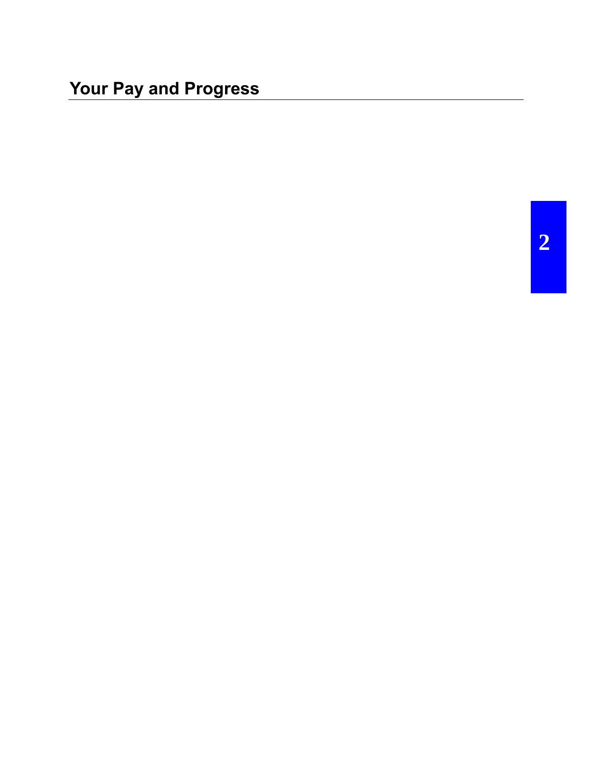# Your Pay and Progress

2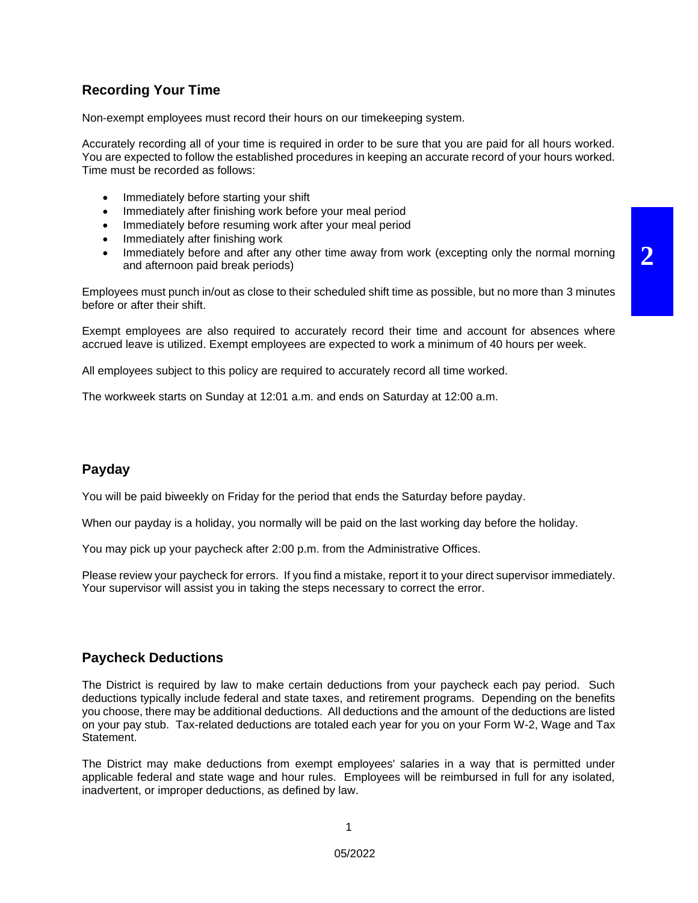## Recording Your Time

Non-exempt employees must record their hours on our timekeeping system.

Accurately recording all of your time is required in order to be sure that you are paid for all hours worked. You are expected to follow the established procedures in keeping an accurate record of your hours worked. Time must be recorded as follows:

- Immediately before starting your shift
- Immediately after finishing work before your meal period
- Immediately before resuming work after your meal period
- Immediately after finishing work
- Immediately before and after any other time away from work (excepting only the normal morning and afternoon paid break periods)

Employees must punch in/out as close to their scheduled shift time as possible, but no more than 3 minutes before or after their shift.

Exempt employees are also required to accurately record their time and account for absences where accrued leave is utilized. Exempt employees are expected to work a minimum of 40 hours per week.

All employees subject to this policy are required to accurately record all time worked.

The workweek starts on Sunday at 12:01 a.m. and ends on Saturday at 12:00 a.m.

## Payday

You will be paid biweekly on Friday for the period that ends the Saturday before payday.

When our payday is a holiday, you normally will be paid on the last working day before the holiday.

You may pick up your paycheck after 2:00 p.m. from the Administrative Offices.

Please review your paycheck for errors. If you find a mistake, report it to your direct supervisor immediately. Your supervisor will assist you in taking the steps necessary to correct the error.

## Paycheck Deductions

The District is required by law to make certain deductions from your paycheck each pay period. Such deductions typically include federal and state taxes, and retirement programs. Depending on the benefits you choose, there may be additional deductions. All deductions and the amount of the deductions are listed on your pay stub. Tax-related deductions are totaled each year for you on your Form W-2, Wage and Tax Statement.

The District may make deductions from exempt employees' salaries in a way that is permitted under applicable federal and state wage and hour rules. Employees will be reimbursed in full for any isolated, inadvertent, or improper deductions, as defined by law.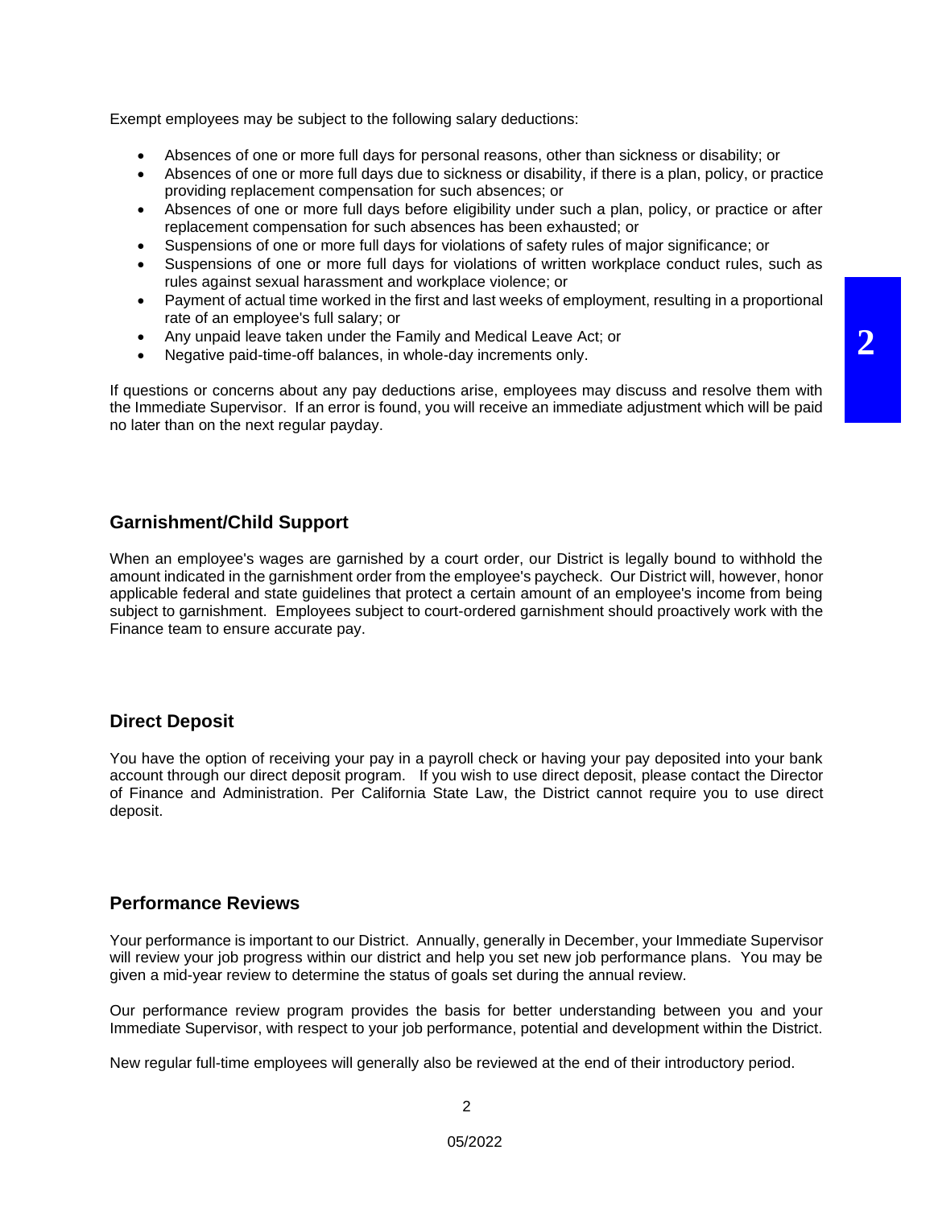Exempt employees may be subject to the following salary deductions:

- Absences of one or more full days for personal reasons, other than sickness or disability; or
- Absences of one or more full days due to sickness or disability, if there is a plan, policy, or practice providing replacement compensation for such absences; or
- Absences of one or more full days before eligibility under such a plan, policy, or practice or after replacement compensation for such absences has been exhausted; or
- Suspensions of one or more full days for violations of safety rules of major significance; or
- Suspensions of one or more full days for violations of written workplace conduct rules, such as rules against sexual harassment and workplace violence; or
- Payment of actual time worked in the first and last weeks of employment, resulting in a proportional rate of an employee's full salary; or
- Any unpaid leave taken under the Family and Medical Leave Act; or
- Negative paid-time-off balances, in whole-day increments only.

If questions or concerns about any pay deductions arise, employees may discuss and resolve them with the Immediate Supervisor. If an error is found, you will receive an immediate adjustment which will be paid no later than on the next regular payday.

## Garnishment/Child Support

When an employee's wages are garnished by a court order, our District is legally bound to withhold the amount indicated in the garnishment order from the employee's paycheck. Our District will, however, honor applicable federal and state guidelines that protect a certain amount of an employee's income from being subject to garnishment. Employees subject to court-ordered garnishment should proactively work with the Finance team to ensure accurate pay.

## Direct Deposit

You have the option of receiving your pay in a payroll check or having your pay deposited into your bank account through our direct deposit program. If you wish to use direct deposit, please contact the Director of Finance and Administration. Per California State Law, the District cannot require you to use direct deposit.

## Performance Reviews

Your performance is important to our District. Annually, generally in December, your Immediate Supervisor will review your job progress within our district and help you set new job performance plans. You may be given a mid-year review to determine the status of goals set during the annual review.

Our performance review program provides the basis for better understanding between you and your Immediate Supervisor, with respect to your job performance, potential and development within the District.

New regular full-time employees will generally also be reviewed at the end of their introductory period.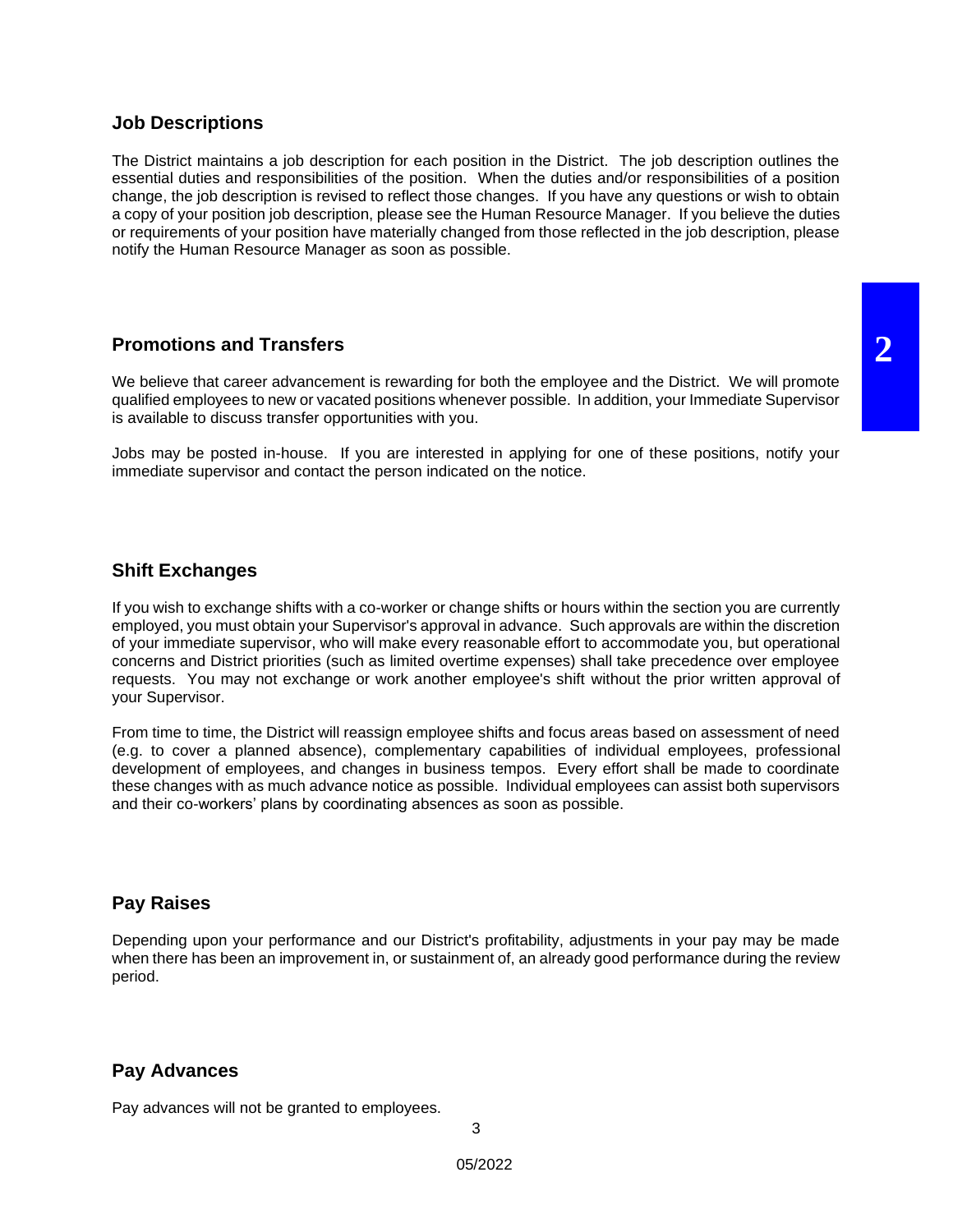## Job Descriptions

The District maintains a job description for each position in the District. The job description outlines the essential duties and responsibilities of the position. When the duties and/or responsibilities of a position change, the job description is revised to reflect those changes. If you have any questions or wish to obtain a copy of your position job description, please see the Human Resource Manager. If you believe the duties or requirements of your position have materially changed from those reflected in the job description, please notify the Human Resource Manager as soon as possible.

## Promotions and Transfers

We believe that career advancement is rewarding for both the employee and the District. We will promote qualified employees to new or vacated positions whenever possible. In addition, your Immediate Supervisor is available to discuss transfer opportunities with you.

Jobs may be posted in-house. If you are interested in applying for one of these positions, notify your immediate supervisor and contact the person indicated on the notice.

## Shift Exchanges

If you wish to exchange shifts with a co-worker or change shifts or hours within the section you are currently employed, you must obtain your Supervisor's approval in advance. Such approvals are within the discretion of your immediate supervisor, who will make every reasonable effort to accommodate you, but operational concerns and District priorities (such as limited overtime expenses) shall take precedence over employee requests. You may not exchange or work another employee's shift without the prior written approval of your Supervisor.

From time to time, the District will reassign employee shifts and focus areas based on assessment of need (e.g. to cover a planned absence), complementary capabilities of individual employees, professional development of employees, and changes in business tempos. Every effort shall be made to coordinate these changes with as much advance notice as possible. Individual employees can assist both supervisors and their co-workers' plans by coordinating absences as soon as possible.

## Pay Raises

Depending upon your performance and our District's profitability, adjustments in your pay may be made when there has been an improvement in, or sustainment of, an already good performance during the review period.

## Pay Advances

Pay advances will not be granted to employees.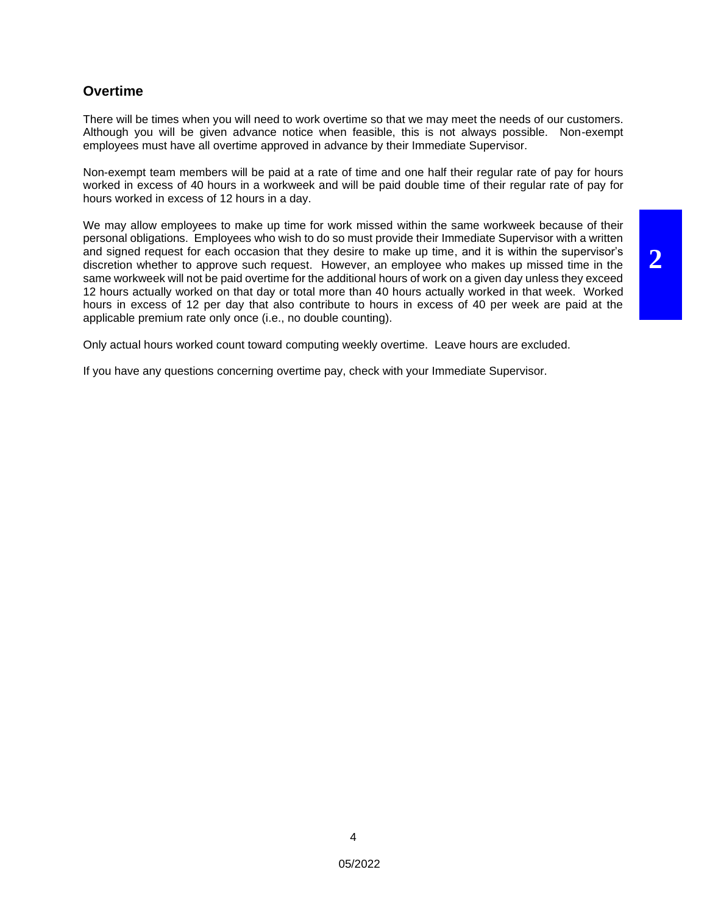## Overtime

There will be times when you will need to work overtime so that we may meet the needs of our customers. Although you will be given advance notice when feasible, this is not always possible. Non-exempt employees must have all overtime approved in advance by their Immediate Supervisor.

Non-exempt team members will be paid at a rate of time and one half their regular rate of pay for hours worked in excess of 40 hours in a workweek and will be paid double time of their regular rate of pay for hours worked in excess of 12 hours in a day.

We may allow employees to make up time for work missed within the same workweek because of their personal obligations. Employees who wish to do so must provide their Immediate Supervisor with a written and signed request for each occasion that they desire to make up time, and it is within the supervisor's discretion whether to approve such request. However, an employee who makes up missed time in the same workweek will not be paid overtime for the additional hours of work on a given day unless they exceed 12 hours actually worked on that day or total more than 40 hours actually worked in that week. Worked hours in excess of 12 per day that also contribute to hours in excess of 40 per week are paid at the applicable premium rate only once (i.e., no double counting).

Only actual hours worked count toward computing weekly overtime. Leave hours are excluded.

If you have any questions concerning overtime pay, check with your Immediate Supervisor.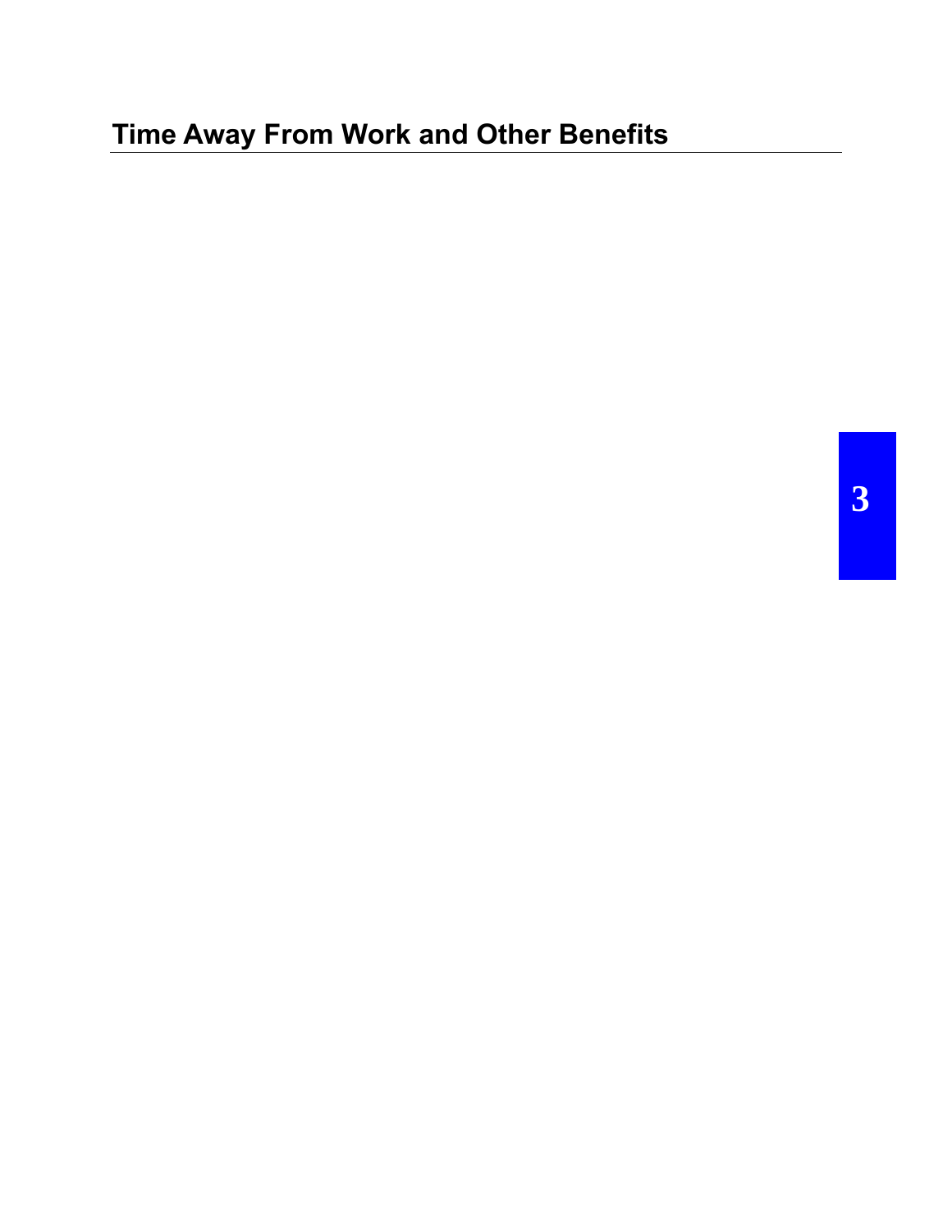# Time Away From Work and Other Benefits

3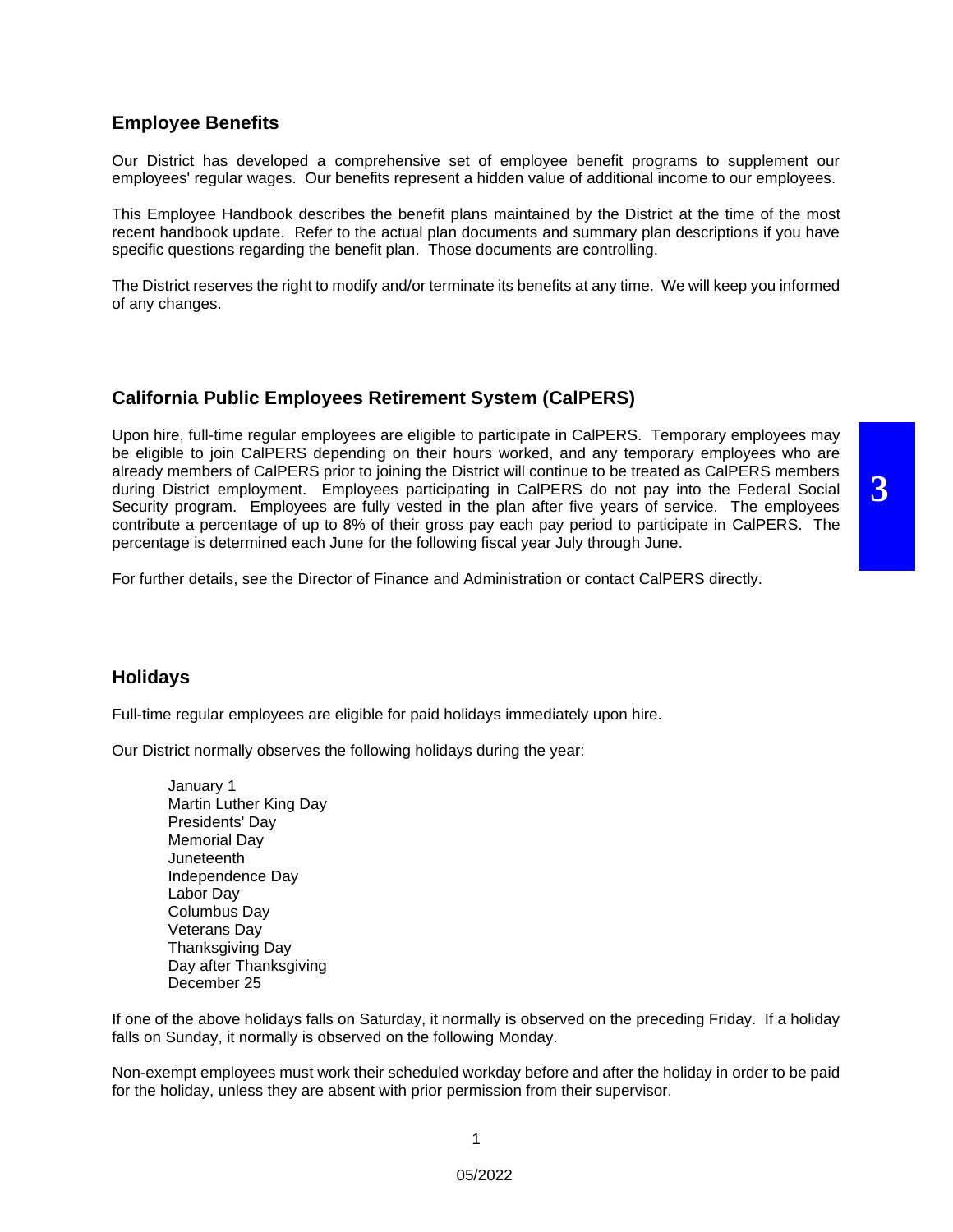## Employee Benefits

Our District has developed a comprehensive set of employee benefit programs to supplement our employees' regular wages. Our benefits represent a hidden value of additional income to our employees.

This Employee Handbook describes the benefit plans maintained by the District at the time of the most recent handbook update. Refer to the actual plan documents and summary plan descriptions if you have specific questions regarding the benefit plan. Those documents are controlling.

The District reserves the right to modify and/or terminate its benefits at any time. We will keep you informed of any changes.

## California Public Employees Retirement System (CalPERS)

Upon hire, full-time regular employees are eligible to participate in CalPERS. Temporary employees may be eligible to join CalPERS depending on their hours worked, and any temporary employees who are already members of CalPERS prior to joining the District will continue to be treated as CalPERS members during District employment. Employees participating in CalPERS do not pay into the Federal Social Security program. Employees are fully vested in the plan after five years of service. The employees contribute a percentage of up to 8% of their gross pay each pay period to participate in CalPERS. The percentage is determined each June for the following fiscal year July through June.

For further details, see the Director of Finance and Administration or contact CalPERS directly.

## Holidays

Full-time regular employees are eligible for paid holidays immediately upon hire.

Our District normally observes the following holidays during the year:

- January 1
- Martin Luther King Day
- Presidents' Day
- Memorial Day
- Juneteenth
- Independence Day
- Labor Day
- Columbus Day
- Veterans Day
- Thanksgiving Day
- Day after Thanksgiving
- December 25

If one of the above holidays falls on Saturday, it normally is observed on the preceding Friday. If a holiday falls on Sunday, it normally is observed on the following Monday.

Non-exempt employees must work their scheduled workday before and after the holiday in order to be paid for the holiday, unless they are absent with prior permission from their supervisor.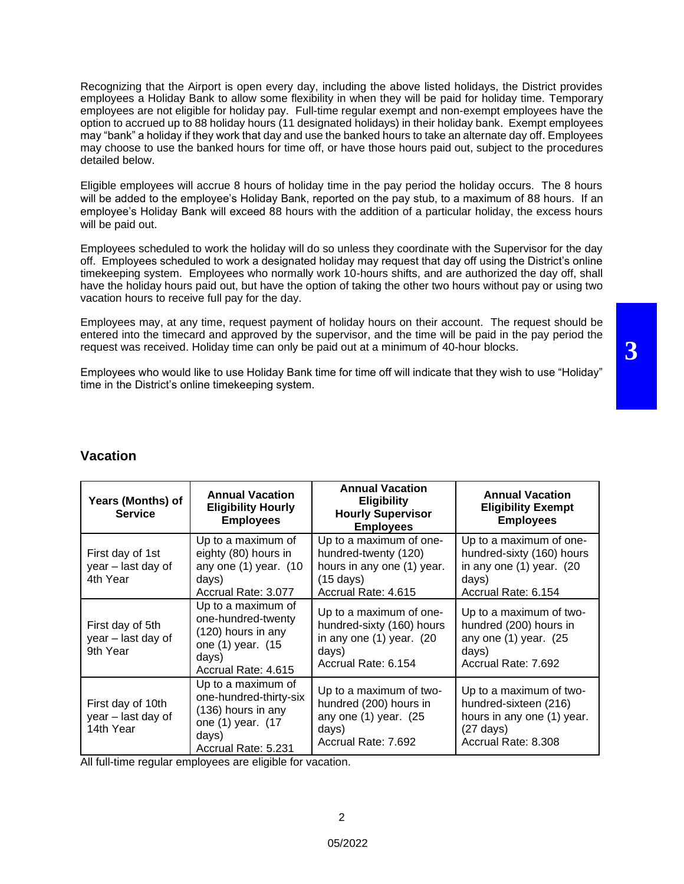Recognizing that the Airport is open every day, including the above listed holidays, the District provides employees a Holiday Bank to allow some flexibility in when they will be paid for holiday time. Temporary employees are not eligible for holiday pay. Full-time regular exempt and non-exempt employees have the option to accrued up to 88 holiday hours (11 designated holidays) in their holiday bank. Exempt employees may "bank" a holiday if they work that day and use the banked hours to take an alternate day off. Employees may choose to use the banked hours for time off, or have those hours paid out, subject to the procedures detailed below.

Eligible employees will accrue 8 hours of holiday time in the pay period the holiday occurs. The 8 hours will be added to the employee's Holiday Bank, reported on the pay stub, to a maximum of 88 hours. If an employee's Holiday Bank will exceed 88 hours with the addition of a particular holiday, the excess hours will be paid out.

Employees scheduled to work the holiday will do so unless they coordinate with the Supervisor for the day off. Employees scheduled to work a designated holiday may request that day off using the District's online timekeeping system. Employees who normally work 10-hours shifts, and are authorized the day off, shall have the holiday hours paid out, but have the option of taking the other two hours without pay or using two vacation hours to receive full pay for the day.

Employees may, at any time, request payment of holiday hours on their account. The request should be entered into the timecard and approved by the supervisor, and the time will be paid in the pay period the request was received. Holiday time can only be paid out at a minimum of 40-hour blocks.

Employees who would like to use Holiday Bank time for time off will indicate that they wish to use "Holiday" time in the District's online timekeeping system.

## Vacation

| Years (Months) of Service | Annual Vacation Eligibility Hourly Employees | Annual Vacation Eligibility Hourly Supervisor Employees | Annual Vacation Eligibility Exempt Employees |
|---|---|---|---|
| First day of 1st year – last day of 4th Year | Up to a maximum of eighty (80) hours in any one (1) year. (10 days) Accrual Rate: 3.077 | Up to a maximum of one-hundred-twenty (120) hours in any one (1) year. (15 days) Accrual Rate: 4.615 | Up to a maximum of one-hundred-sixty (160) hours in any one (1) year. (20 days) Accrual Rate: 6.154 |
| First day of 5th year – last day of 9th Year | Up to a maximum of one-hundred-twenty (120) hours in any one (1) year. (15 days) Accrual Rate: 4.615 | Up to a maximum of one-hundred-sixty (160) hours in any one (1) year. (20 days) Accrual Rate: 6.154 | Up to a maximum of two-hundred (200) hours in any one (1) year. (25 days) Accrual Rate: 7.692 |
| First day of 10th year – last day of 14th Year | Up to a maximum of one-hundred-thirty-six (136) hours in any one (1) year. (17 days) Accrual Rate: 5.231 | Up to a maximum of two-hundred (200) hours in any one (1) year. (25 days) Accrual Rate: 7.692 | Up to a maximum of two-hundred-sixteen (216) hours in any one (1) year. (27 days) Accrual Rate: 8.308 |

All full-time regular employees are eligible for vacation.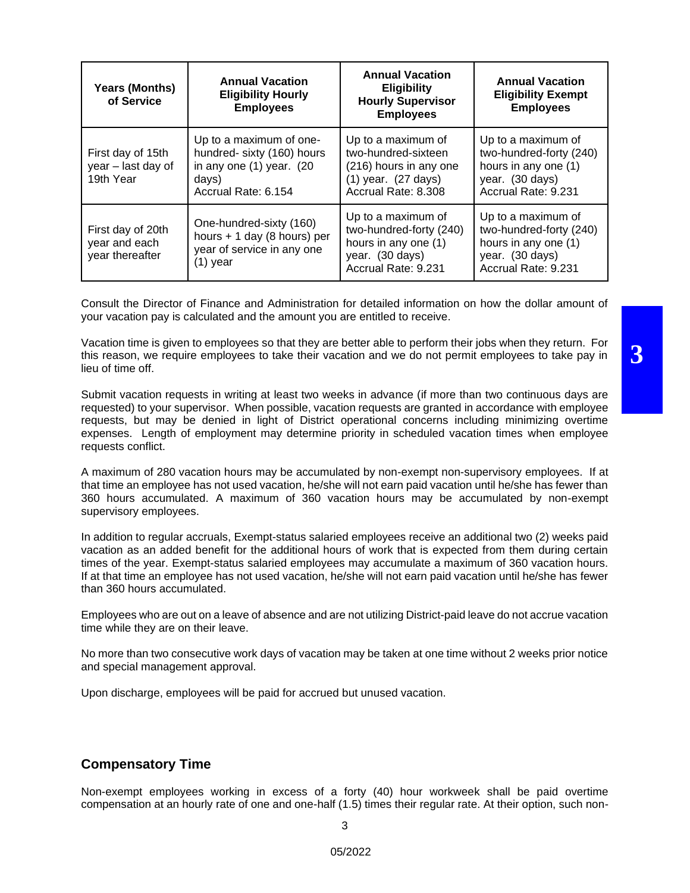| Years (Months) of Service | Annual Vacation Eligibility Hourly Employees | Annual Vacation Eligibility Hourly Supervisor Employees | Annual Vacation Eligibility Exempt Employees |
|---|---|---|---|
| First day of 15th year – last day of 19th Year | Up to a maximum of one-hundred- sixty (160) hours in any one (1) year. (20 days) Accrual Rate: 6.154 | Up to a maximum of two-hundred-sixteen (216) hours in any one (1) year. (27 days) Accrual Rate: 8.308 | Up to a maximum of two-hundred-forty (240) hours in any one (1) year. (30 days) Accrual Rate: 9.231 |
| First day of 20th year and each year thereafter | One-hundred-sixty (160) hours + 1 day (8 hours) per year of service in any one (1) year | Up to a maximum of two-hundred-forty (240) hours in any one (1) year. (30 days) Accrual Rate: 9.231 | Up to a maximum of two-hundred-forty (240) hours in any one (1) year. (30 days) Accrual Rate: 9.231 |

Consult the Director of Finance and Administration for detailed information on how the dollar amount of your vacation pay is calculated and the amount you are entitled to receive.

Vacation time is given to employees so that they are better able to perform their jobs when they return. For this reason, we require employees to take their vacation and we do not permit employees to take pay in lieu of time off.

Submit vacation requests in writing at least two weeks in advance (if more than two continuous days are requested) to your supervisor. When possible, vacation requests are granted in accordance with employee requests, but may be denied in light of District operational concerns including minimizing overtime expenses. Length of employment may determine priority in scheduled vacation times when employee requests conflict.

A maximum of 280 vacation hours may be accumulated by non-exempt non-supervisory employees. If at that time an employee has not used vacation, he/she will not earn paid vacation until he/she has fewer than 360 hours accumulated. A maximum of 360 vacation hours may be accumulated by non-exempt supervisory employees.

In addition to regular accruals, Exempt-status salaried employees receive an additional two (2) weeks paid vacation as an added benefit for the additional hours of work that is expected from them during certain times of the year. Exempt-status salaried employees may accumulate a maximum of 360 vacation hours. If at that time an employee has not used vacation, he/she will not earn paid vacation until he/she has fewer than 360 hours accumulated.

Employees who are out on a leave of absence and are not utilizing District-paid leave do not accrue vacation time while they are on their leave.

No more than two consecutive work days of vacation may be taken at one time without 2 weeks prior notice and special management approval.

Upon discharge, employees will be paid for accrued but unused vacation.

## Compensatory Time

Non-exempt employees working in excess of a forty (40) hour workweek shall be paid overtime compensation at an hourly rate of one and one-half (1.5) times their regular rate. At their option, such non-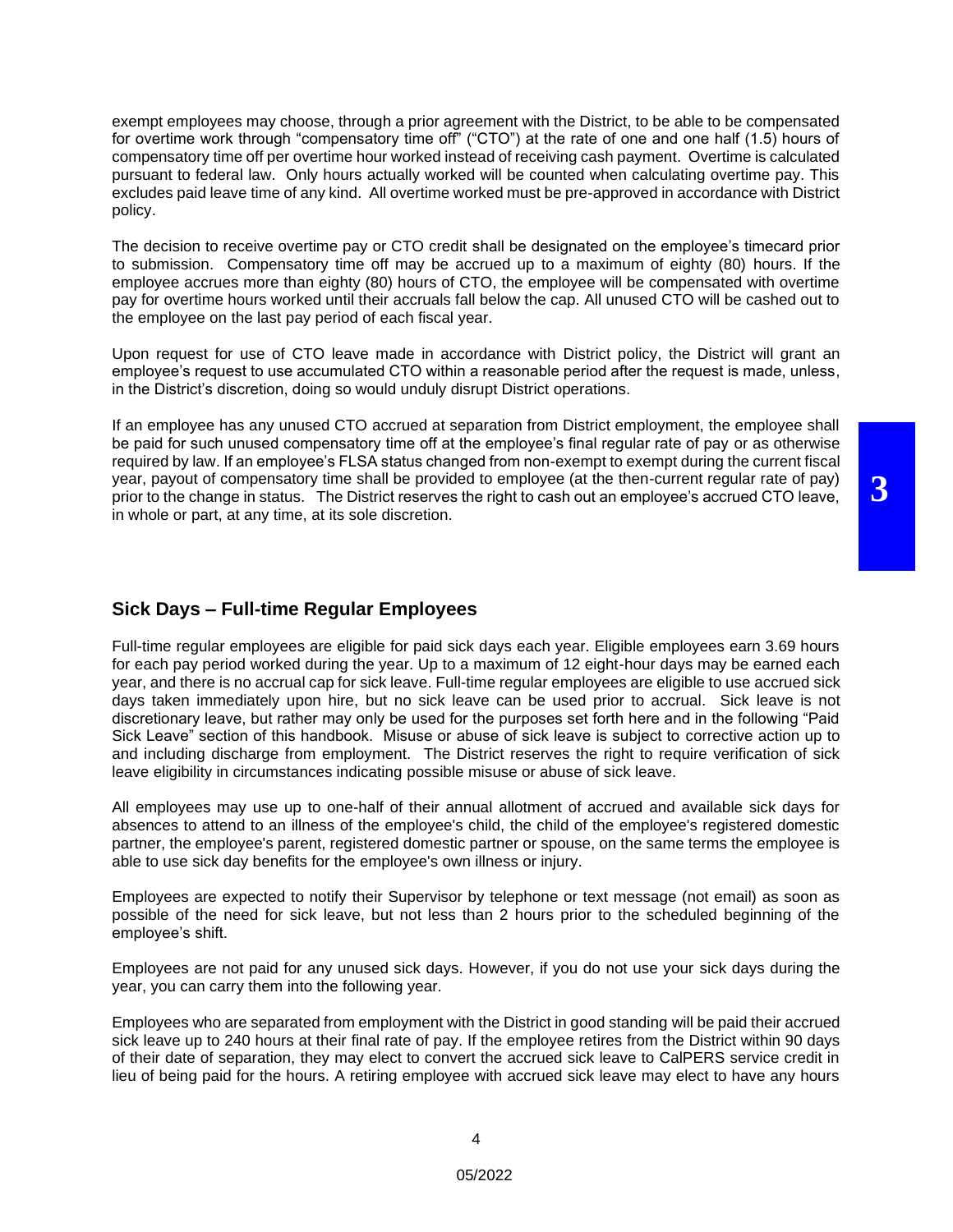exempt employees may choose, through a prior agreement with the District, to be able to be compensated for overtime work through "compensatory time off" ("CTO") at the rate of one and one half (1.5) hours of compensatory time off per overtime hour worked instead of receiving cash payment. Overtime is calculated pursuant to federal law. Only hours actually worked will be counted when calculating overtime pay. This excludes paid leave time of any kind. All overtime worked must be pre-approved in accordance with District policy.

The decision to receive overtime pay or CTO credit shall be designated on the employee's timecard prior to submission. Compensatory time off may be accrued up to a maximum of eighty (80) hours. If the employee accrues more than eighty (80) hours of CTO, the employee will be compensated with overtime pay for overtime hours worked until their accruals fall below the cap. All unused CTO will be cashed out to the employee on the last pay period of each fiscal year.

Upon request for use of CTO leave made in accordance with District policy, the District will grant an employee's request to use accumulated CTO within a reasonable period after the request is made, unless, in the District's discretion, doing so would unduly disrupt District operations.

If an employee has any unused CTO accrued at separation from District employment, the employee shall be paid for such unused compensatory time off at the employee's final regular rate of pay or as otherwise required by law. If an employee's FLSA status changed from non-exempt to exempt during the current fiscal year, payout of compensatory time shall be provided to employee (at the then-current regular rate of pay) prior to the change in status. The District reserves the right to cash out an employee's accrued CTO leave, in whole or part, at any time, at its sole discretion.

## Sick Days – Full-time Regular Employees

Full-time regular employees are eligible for paid sick days each year. Eligible employees earn 3.69 hours for each pay period worked during the year. Up to a maximum of 12 eight-hour days may be earned each year, and there is no accrual cap for sick leave. Full-time regular employees are eligible to use accrued sick days taken immediately upon hire, but no sick leave can be used prior to accrual. Sick leave is not discretionary leave, but rather may only be used for the purposes set forth here and in the following "Paid Sick Leave" section of this handbook. Misuse or abuse of sick leave is subject to corrective action up to and including discharge from employment. The District reserves the right to require verification of sick leave eligibility in circumstances indicating possible misuse or abuse of sick leave.

All employees may use up to one-half of their annual allotment of accrued and available sick days for absences to attend to an illness of the employee's child, the child of the employee's registered domestic partner, the employee's parent, registered domestic partner or spouse, on the same terms the employee is able to use sick day benefits for the employee's own illness or injury.

Employees are expected to notify their Supervisor by telephone or text message (not email) as soon as possible of the need for sick leave, but not less than 2 hours prior to the scheduled beginning of the employee's shift.

Employees are not paid for any unused sick days. However, if you do not use your sick days during the year, you can carry them into the following year.

Employees who are separated from employment with the District in good standing will be paid their accrued sick leave up to 240 hours at their final rate of pay. If the employee retires from the District within 90 days of their date of separation, they may elect to convert the accrued sick leave to CalPERS service credit in lieu of being paid for the hours. A retiring employee with accrued sick leave may elect to have any hours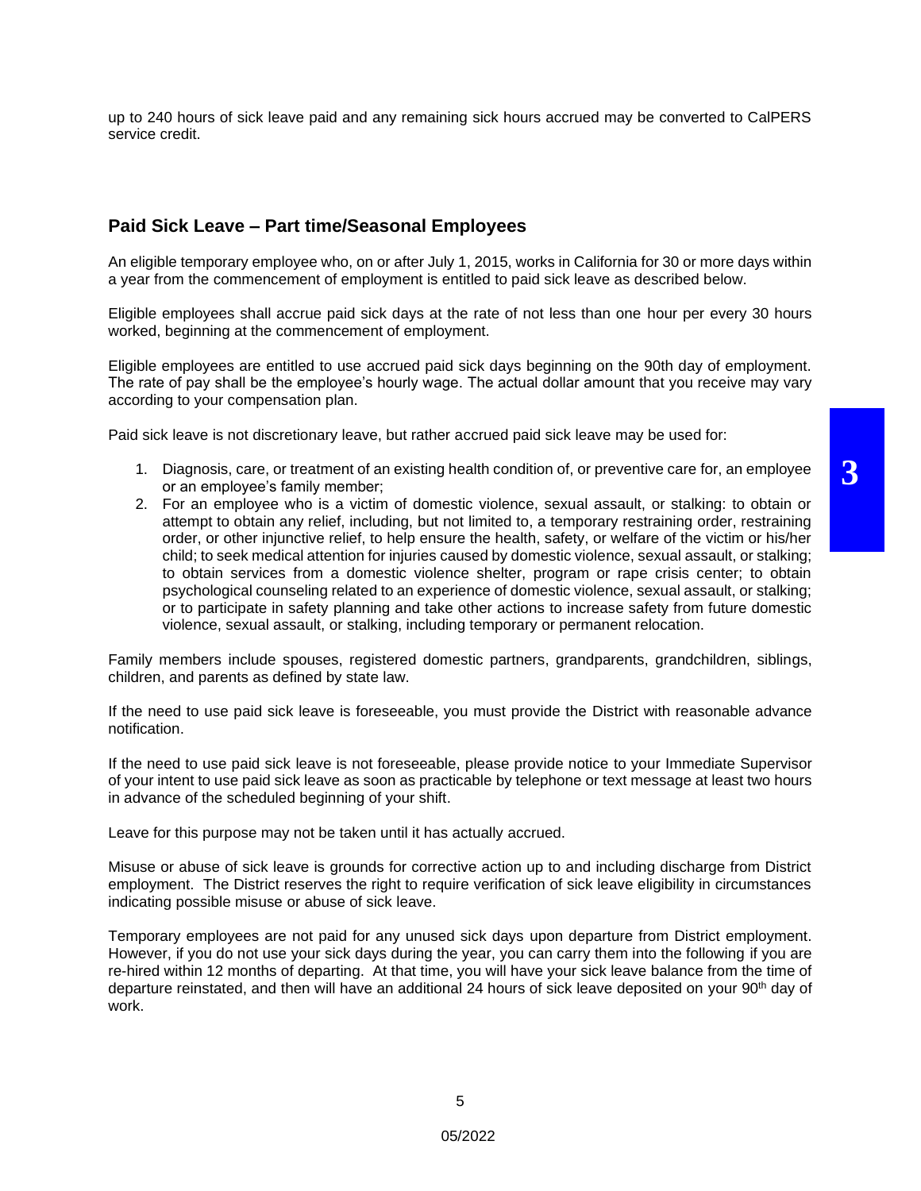up to 240 hours of sick leave paid and any remaining sick hours accrued may be converted to CalPERS service credit.

## Paid Sick Leave – Part time/Seasonal Employees

An eligible temporary employee who, on or after July 1, 2015, works in California for 30 or more days within a year from the commencement of employment is entitled to paid sick leave as described below.

Eligible employees shall accrue paid sick days at the rate of not less than one hour per every 30 hours worked, beginning at the commencement of employment.

Eligible employees are entitled to use accrued paid sick days beginning on the 90th day of employment. The rate of pay shall be the employee's hourly wage. The actual dollar amount that you receive may vary according to your compensation plan.

Paid sick leave is not discretionary leave, but rather accrued paid sick leave may be used for:

1. Diagnosis, care, or treatment of an existing health condition of, or preventive care for, an employee or an employee's family member;
2. For an employee who is a victim of domestic violence, sexual assault, or stalking: to obtain or attempt to obtain any relief, including, but not limited to, a temporary restraining order, restraining order, or other injunctive relief, to help ensure the health, safety, or welfare of the victim or his/her child; to seek medical attention for injuries caused by domestic violence, sexual assault, or stalking; to obtain services from a domestic violence shelter, program or rape crisis center; to obtain psychological counseling related to an experience of domestic violence, sexual assault, or stalking; or to participate in safety planning and take other actions to increase safety from future domestic violence, sexual assault, or stalking, including temporary or permanent relocation.

Family members include spouses, registered domestic partners, grandparents, grandchildren, siblings, children, and parents as defined by state law.

If the need to use paid sick leave is foreseeable, you must provide the District with reasonable advance notification.

If the need to use paid sick leave is not foreseeable, please provide notice to your Immediate Supervisor of your intent to use paid sick leave as soon as practicable by telephone or text message at least two hours in advance of the scheduled beginning of your shift.

Leave for this purpose may not be taken until it has actually accrued.

Misuse or abuse of sick leave is grounds for corrective action up to and including discharge from District employment. The District reserves the right to require verification of sick leave eligibility in circumstances indicating possible misuse or abuse of sick leave.

Temporary employees are not paid for any unused sick days upon departure from District employment. However, if you do not use your sick days during the year, you can carry them into the following if you are re-hired within 12 months of departing. At that time, you will have your sick leave balance from the time of departure reinstated, and then will have an additional 24 hours of sick leave deposited on your 90th day of work.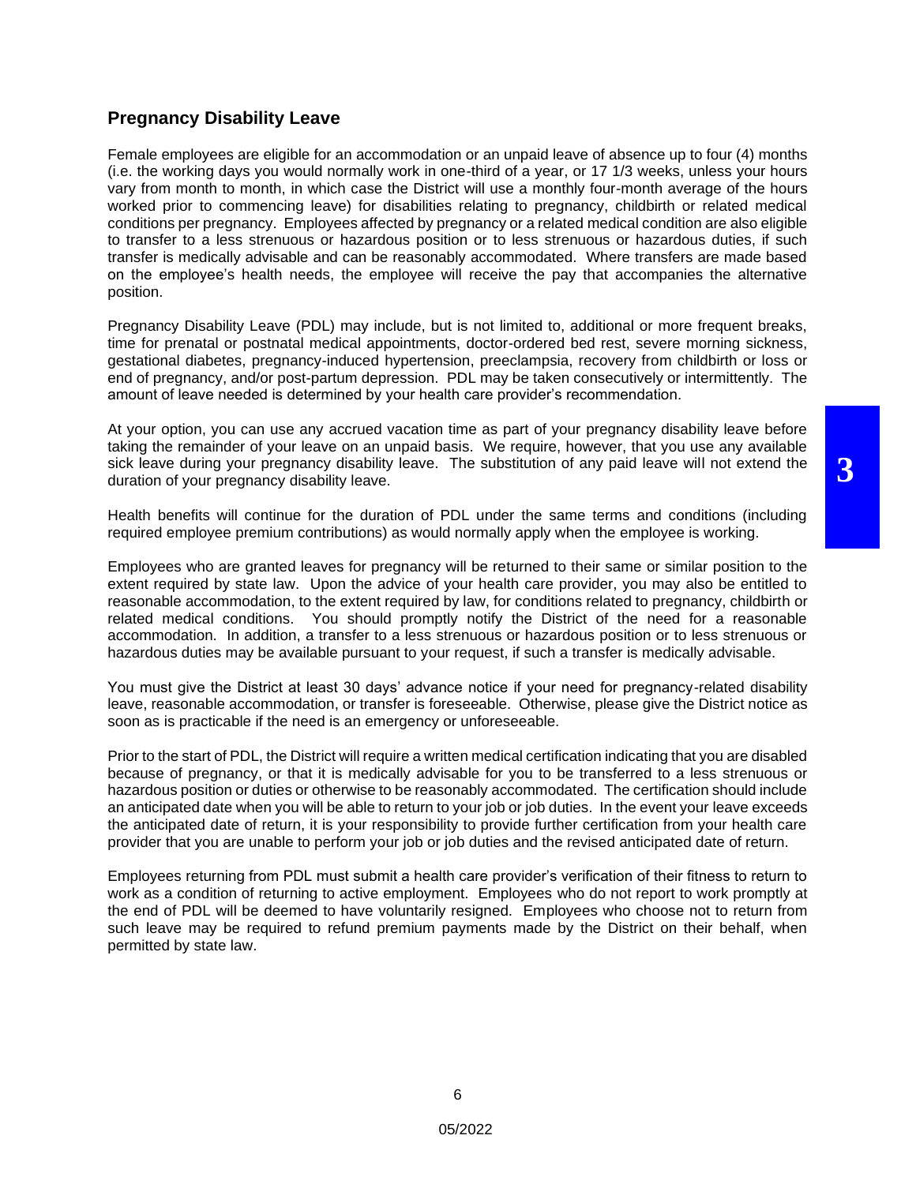## Pregnancy Disability Leave

Female employees are eligible for an accommodation or an unpaid leave of absence up to four (4) months (i.e. the working days you would normally work in one-third of a year, or 17 1/3 weeks, unless your hours vary from month to month, in which case the District will use a monthly four-month average of the hours worked prior to commencing leave) for disabilities relating to pregnancy, childbirth or related medical conditions per pregnancy. Employees affected by pregnancy or a related medical condition are also eligible to transfer to a less strenuous or hazardous position or to less strenuous or hazardous duties, if such transfer is medically advisable and can be reasonably accommodated. Where transfers are made based on the employee's health needs, the employee will receive the pay that accompanies the alternative position.

Pregnancy Disability Leave (PDL) may include, but is not limited to, additional or more frequent breaks, time for prenatal or postnatal medical appointments, doctor-ordered bed rest, severe morning sickness, gestational diabetes, pregnancy-induced hypertension, preeclampsia, recovery from childbirth or loss or end of pregnancy, and/or post-partum depression. PDL may be taken consecutively or intermittently. The amount of leave needed is determined by your health care provider's recommendation.

At your option, you can use any accrued vacation time as part of your pregnancy disability leave before taking the remainder of your leave on an unpaid basis. We require, however, that you use any available sick leave during your pregnancy disability leave. The substitution of any paid leave will not extend the duration of your pregnancy disability leave.

Health benefits will continue for the duration of PDL under the same terms and conditions (including required employee premium contributions) as would normally apply when the employee is working.

Employees who are granted leaves for pregnancy will be returned to their same or similar position to the extent required by state law. Upon the advice of your health care provider, you may also be entitled to reasonable accommodation, to the extent required by law, for conditions related to pregnancy, childbirth or related medical conditions. You should promptly notify the District of the need for a reasonable accommodation. In addition, a transfer to a less strenuous or hazardous position or to less strenuous or hazardous duties may be available pursuant to your request, if such a transfer is medically advisable.

You must give the District at least 30 days' advance notice if your need for pregnancy-related disability leave, reasonable accommodation, or transfer is foreseeable. Otherwise, please give the District notice as soon as is practicable if the need is an emergency or unforeseeable.

Prior to the start of PDL, the District will require a written medical certification indicating that you are disabled because of pregnancy, or that it is medically advisable for you to be transferred to a less strenuous or hazardous position or duties or otherwise to be reasonably accommodated. The certification should include an anticipated date when you will be able to return to your job or job duties. In the event your leave exceeds the anticipated date of return, it is your responsibility to provide further certification from your health care provider that you are unable to perform your job or job duties and the revised anticipated date of return.

Employees returning from PDL must submit a health care provider's verification of their fitness to return to work as a condition of returning to active employment. Employees who do not report to work promptly at the end of PDL will be deemed to have voluntarily resigned. Employees who choose not to return from such leave may be required to refund premium payments made by the District on their behalf, when permitted by state law.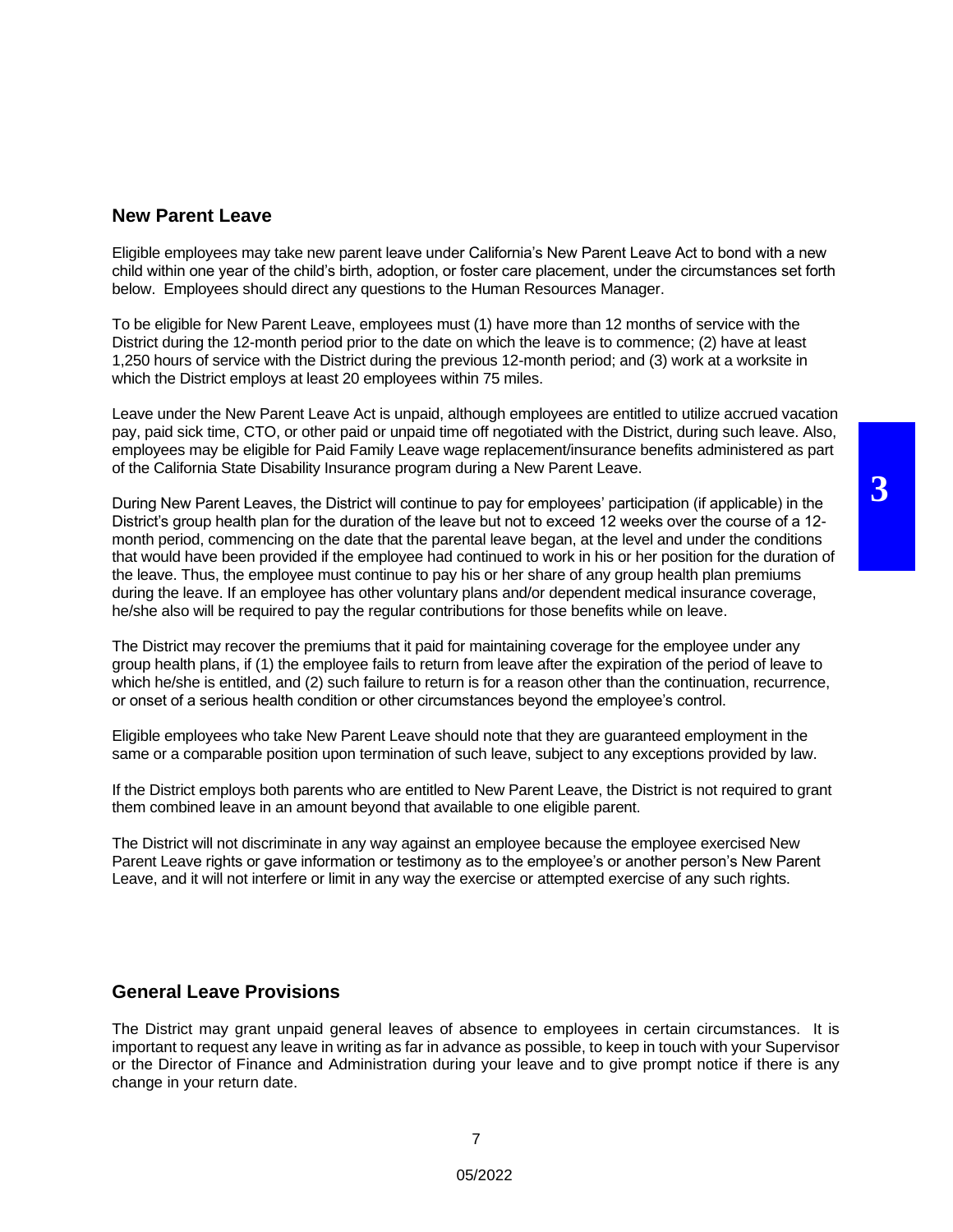## New Parent Leave

Eligible employees may take new parent leave under California's New Parent Leave Act to bond with a new child within one year of the child's birth, adoption, or foster care placement, under the circumstances set forth below. Employees should direct any questions to the Human Resources Manager.

To be eligible for New Parent Leave, employees must (1) have more than 12 months of service with the District during the 12-month period prior to the date on which the leave is to commence; (2) have at least 1,250 hours of service with the District during the previous 12-month period; and (3) work at a worksite in which the District employs at least 20 employees within 75 miles.

Leave under the New Parent Leave Act is unpaid, although employees are entitled to utilize accrued vacation pay, paid sick time, CTO, or other paid or unpaid time off negotiated with the District, during such leave. Also, employees may be eligible for Paid Family Leave wage replacement/insurance benefits administered as part of the California State Disability Insurance program during a New Parent Leave.

During New Parent Leaves, the District will continue to pay for employees' participation (if applicable) in the District's group health plan for the duration of the leave but not to exceed 12 weeks over the course of a 12-month period, commencing on the date that the parental leave began, at the level and under the conditions that would have been provided if the employee had continued to work in his or her position for the duration of the leave. Thus, the employee must continue to pay his or her share of any group health plan premiums during the leave. If an employee has other voluntary plans and/or dependent medical insurance coverage, he/she also will be required to pay the regular contributions for those benefits while on leave.

The District may recover the premiums that it paid for maintaining coverage for the employee under any group health plans, if (1) the employee fails to return from leave after the expiration of the period of leave to which he/she is entitled, and (2) such failure to return is for a reason other than the continuation, recurrence, or onset of a serious health condition or other circumstances beyond the employee's control.

Eligible employees who take New Parent Leave should note that they are guaranteed employment in the same or a comparable position upon termination of such leave, subject to any exceptions provided by law.

If the District employs both parents who are entitled to New Parent Leave, the District is not required to grant them combined leave in an amount beyond that available to one eligible parent.

The District will not discriminate in any way against an employee because the employee exercised New Parent Leave rights or gave information or testimony as to the employee's or another person's New Parent Leave, and it will not interfere or limit in any way the exercise or attempted exercise of any such rights.

## General Leave Provisions

The District may grant unpaid general leaves of absence to employees in certain circumstances. It is important to request any leave in writing as far in advance as possible, to keep in touch with your Supervisor or the Director of Finance and Administration during your leave and to give prompt notice if there is any change in your return date.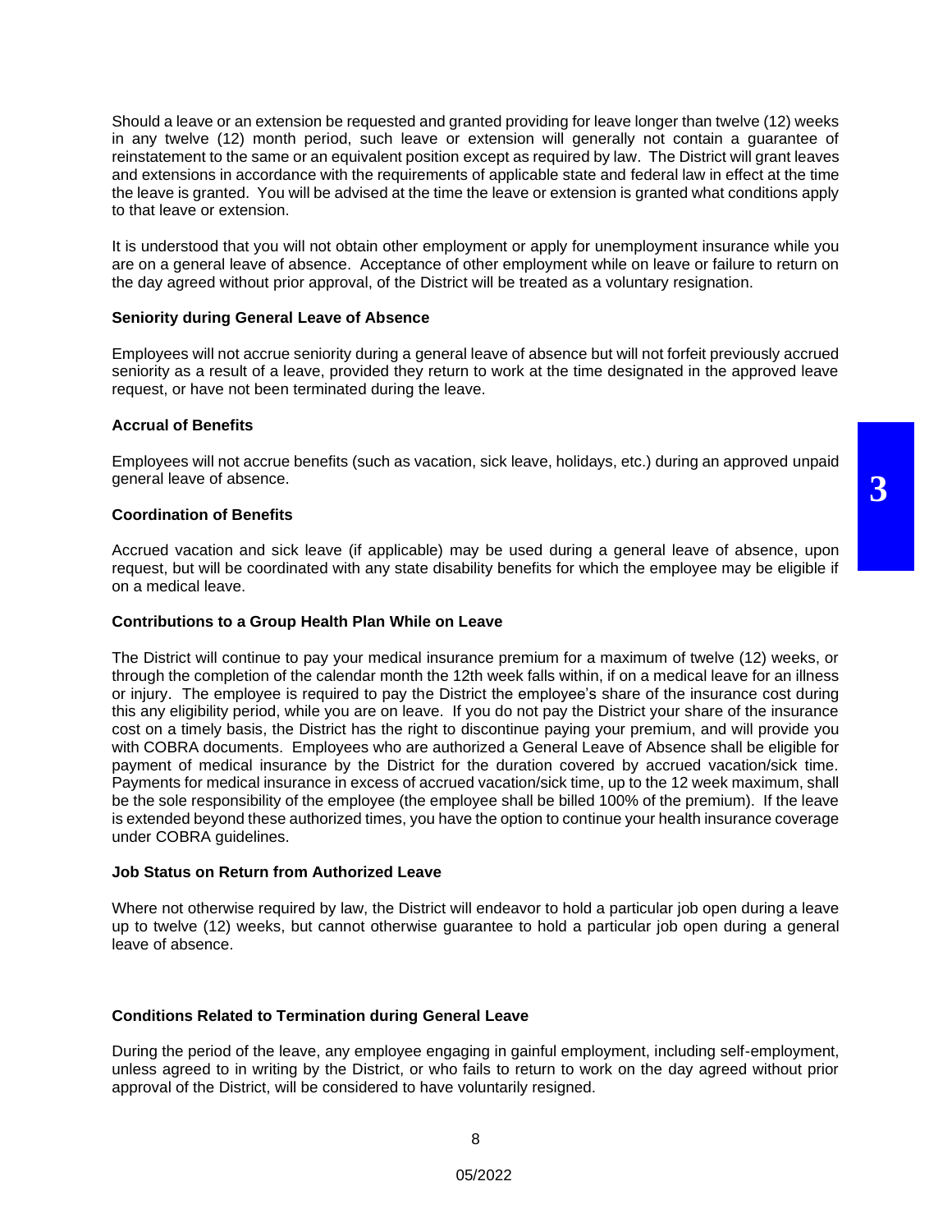Should a leave or an extension be requested and granted providing for leave longer than twelve (12) weeks in any twelve (12) month period, such leave or extension will generally not contain a guarantee of reinstatement to the same or an equivalent position except as required by law. The District will grant leaves and extensions in accordance with the requirements of applicable state and federal law in effect at the time the leave is granted. You will be advised at the time the leave or extension is granted what conditions apply to that leave or extension.

It is understood that you will not obtain other employment or apply for unemployment insurance while you are on a general leave of absence. Acceptance of other employment while on leave or failure to return on the day agreed without prior approval, of the District will be treated as a voluntary resignation.

**Seniority during General Leave of Absence**

Employees will not accrue seniority during a general leave of absence but will not forfeit previously accrued seniority as a result of a leave, provided they return to work at the time designated in the approved leave request, or have not been terminated during the leave.

**Accrual of Benefits**

Employees will not accrue benefits (such as vacation, sick leave, holidays, etc.) during an approved unpaid general leave of absence.

**Coordination of Benefits**

Accrued vacation and sick leave (if applicable) may be used during a general leave of absence, upon request, but will be coordinated with any state disability benefits for which the employee may be eligible if on a medical leave.

**Contributions to a Group Health Plan While on Leave**

The District will continue to pay your medical insurance premium for a maximum of twelve (12) weeks, or through the completion of the calendar month the 12th week falls within, if on a medical leave for an illness or injury. The employee is required to pay the District the employee's share of the insurance cost during this any eligibility period, while you are on leave. If you do not pay the District your share of the insurance cost on a timely basis, the District has the right to discontinue paying your premium, and will provide you with COBRA documents. Employees who are authorized a General Leave of Absence shall be eligible for payment of medical insurance by the District for the duration covered by accrued vacation/sick time. Payments for medical insurance in excess of accrued vacation/sick time, up to the 12 week maximum, shall be the sole responsibility of the employee (the employee shall be billed 100% of the premium). If the leave is extended beyond these authorized times, you have the option to continue your health insurance coverage under COBRA guidelines.

**Job Status on Return from Authorized Leave**

Where not otherwise required by law, the District will endeavor to hold a particular job open during a leave up to twelve (12) weeks, but cannot otherwise guarantee to hold a particular job open during a general leave of absence.

**Conditions Related to Termination during General Leave**

During the period of the leave, any employee engaging in gainful employment, including self-employment, unless agreed to in writing by the District, or who fails to return to work on the day agreed without prior approval of the District, will be considered to have voluntarily resigned.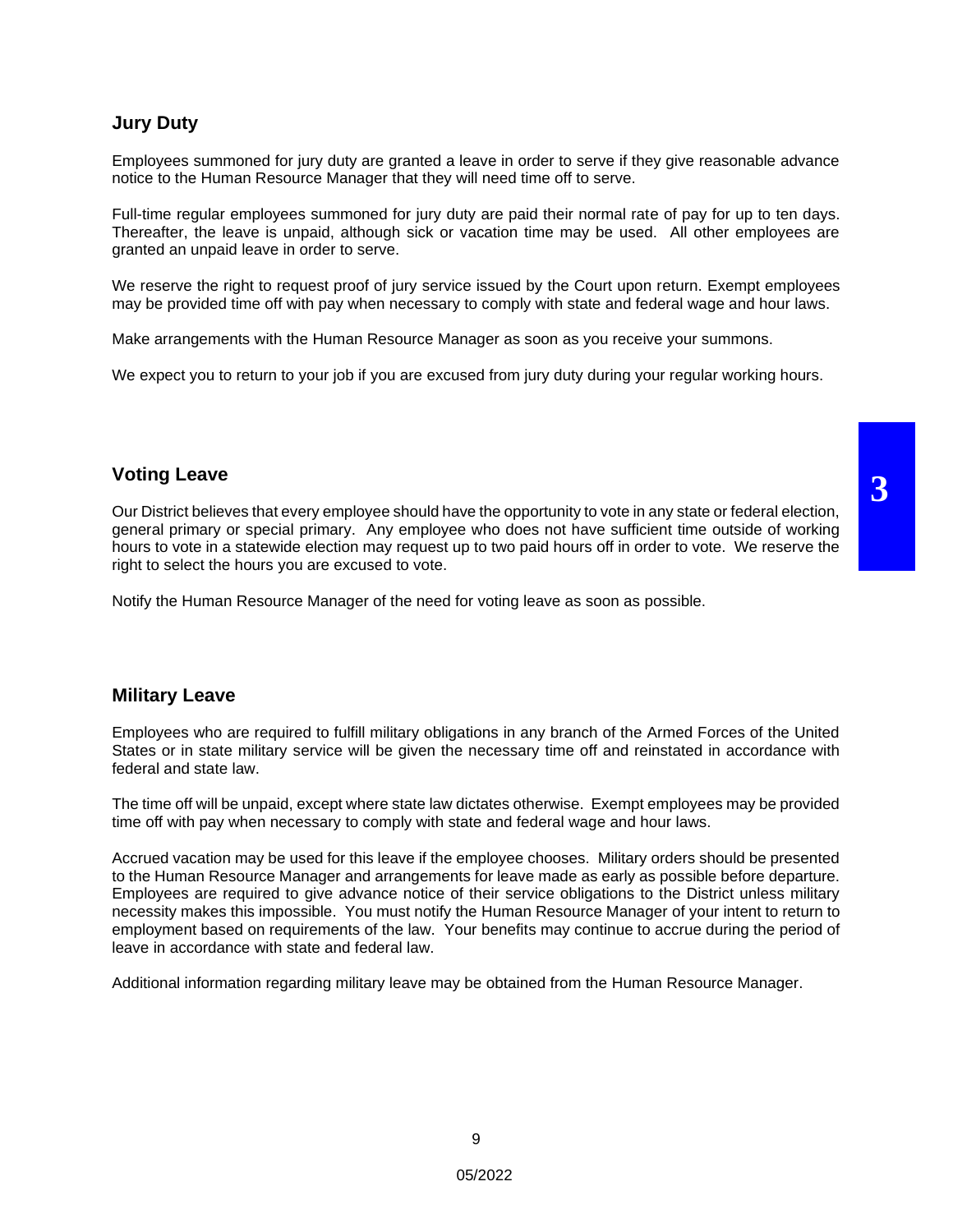## Jury Duty

Employees summoned for jury duty are granted a leave in order to serve if they give reasonable advance notice to the Human Resource Manager that they will need time off to serve.

Full-time regular employees summoned for jury duty are paid their normal rate of pay for up to ten days. Thereafter, the leave is unpaid, although sick or vacation time may be used. All other employees are granted an unpaid leave in order to serve.

We reserve the right to request proof of jury service issued by the Court upon return. Exempt employees may be provided time off with pay when necessary to comply with state and federal wage and hour laws.

Make arrangements with the Human Resource Manager as soon as you receive your summons.

We expect you to return to your job if you are excused from jury duty during your regular working hours.

## Voting Leave

Our District believes that every employee should have the opportunity to vote in any state or federal election, general primary or special primary. Any employee who does not have sufficient time outside of working hours to vote in a statewide election may request up to two paid hours off in order to vote. We reserve the right to select the hours you are excused to vote.

Notify the Human Resource Manager of the need for voting leave as soon as possible.

## Military Leave

Employees who are required to fulfill military obligations in any branch of the Armed Forces of the United States or in state military service will be given the necessary time off and reinstated in accordance with federal and state law.

The time off will be unpaid, except where state law dictates otherwise. Exempt employees may be provided time off with pay when necessary to comply with state and federal wage and hour laws.

Accrued vacation may be used for this leave if the employee chooses. Military orders should be presented to the Human Resource Manager and arrangements for leave made as early as possible before departure. Employees are required to give advance notice of their service obligations to the District unless military necessity makes this impossible. You must notify the Human Resource Manager of your intent to return to employment based on requirements of the law. Your benefits may continue to accrue during the period of leave in accordance with state and federal law.

Additional information regarding military leave may be obtained from the Human Resource Manager.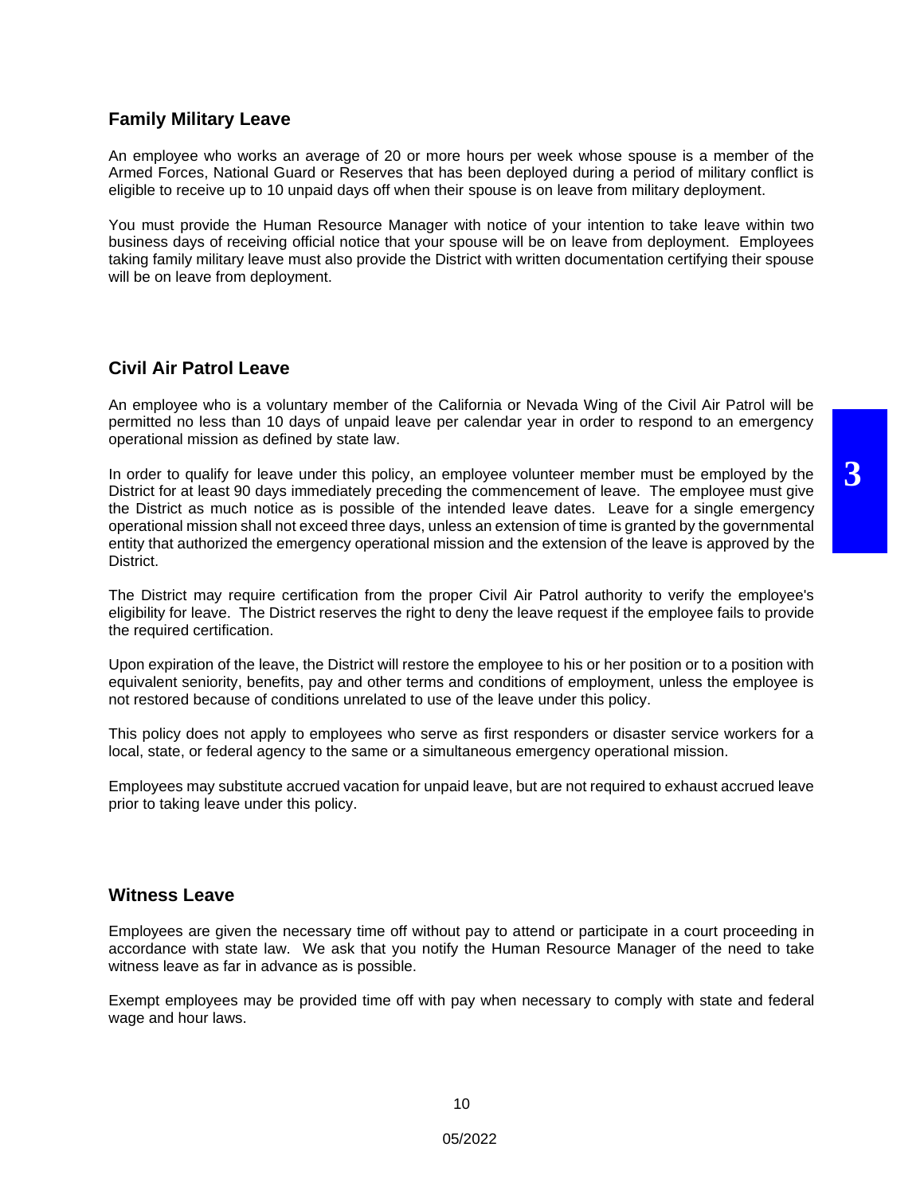## Family Military Leave

An employee who works an average of 20 or more hours per week whose spouse is a member of the Armed Forces, National Guard or Reserves that has been deployed during a period of military conflict is eligible to receive up to 10 unpaid days off when their spouse is on leave from military deployment.

You must provide the Human Resource Manager with notice of your intention to take leave within two business days of receiving official notice that your spouse will be on leave from deployment. Employees taking family military leave must also provide the District with written documentation certifying their spouse will be on leave from deployment.

## Civil Air Patrol Leave

An employee who is a voluntary member of the California or Nevada Wing of the Civil Air Patrol will be permitted no less than 10 days of unpaid leave per calendar year in order to respond to an emergency operational mission as defined by state law.

In order to qualify for leave under this policy, an employee volunteer member must be employed by the District for at least 90 days immediately preceding the commencement of leave. The employee must give the District as much notice as is possible of the intended leave dates. Leave for a single emergency operational mission shall not exceed three days, unless an extension of time is granted by the governmental entity that authorized the emergency operational mission and the extension of the leave is approved by the District.

The District may require certification from the proper Civil Air Patrol authority to verify the employee's eligibility for leave. The District reserves the right to deny the leave request if the employee fails to provide the required certification.

Upon expiration of the leave, the District will restore the employee to his or her position or to a position with equivalent seniority, benefits, pay and other terms and conditions of employment, unless the employee is not restored because of conditions unrelated to use of the leave under this policy.

This policy does not apply to employees who serve as first responders or disaster service workers for a local, state, or federal agency to the same or a simultaneous emergency operational mission.

Employees may substitute accrued vacation for unpaid leave, but are not required to exhaust accrued leave prior to taking leave under this policy.

## Witness Leave

Employees are given the necessary time off without pay to attend or participate in a court proceeding in accordance with state law. We ask that you notify the Human Resource Manager of the need to take witness leave as far in advance as is possible.

Exempt employees may be provided time off with pay when necessary to comply with state and federal wage and hour laws.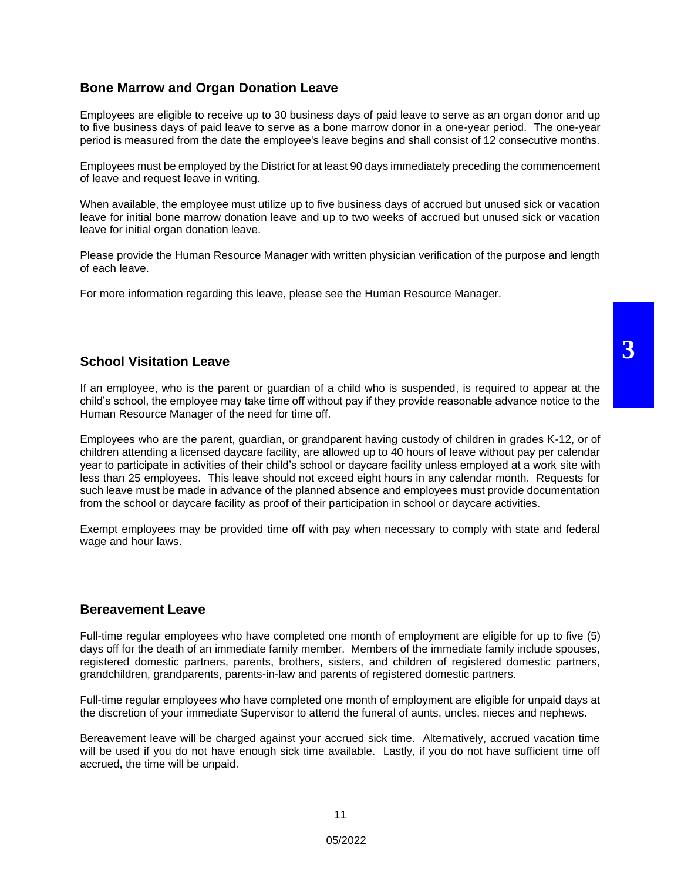## Bone Marrow and Organ Donation Leave

Employees are eligible to receive up to 30 business days of paid leave to serve as an organ donor and up to five business days of paid leave to serve as a bone marrow donor in a one-year period. The one-year period is measured from the date the employee's leave begins and shall consist of 12 consecutive months.

Employees must be employed by the District for at least 90 days immediately preceding the commencement of leave and request leave in writing.

When available, the employee must utilize up to five business days of accrued but unused sick or vacation leave for initial bone marrow donation leave and up to two weeks of accrued but unused sick or vacation leave for initial organ donation leave.

Please provide the Human Resource Manager with written physician verification of the purpose and length of each leave.

For more information regarding this leave, please see the Human Resource Manager.

## School Visitation Leave

If an employee, who is the parent or guardian of a child who is suspended, is required to appear at the child's school, the employee may take time off without pay if they provide reasonable advance notice to the Human Resource Manager of the need for time off.

Employees who are the parent, guardian, or grandparent having custody of children in grades K-12, or of children attending a licensed daycare facility, are allowed up to 40 hours of leave without pay per calendar year to participate in activities of their child's school or daycare facility unless employed at a work site with less than 25 employees. This leave should not exceed eight hours in any calendar month. Requests for such leave must be made in advance of the planned absence and employees must provide documentation from the school or daycare facility as proof of their participation in school or daycare activities.

Exempt employees may be provided time off with pay when necessary to comply with state and federal wage and hour laws.

## Bereavement Leave

Full-time regular employees who have completed one month of employment are eligible for up to five (5) days off for the death of an immediate family member. Members of the immediate family include spouses, registered domestic partners, parents, brothers, sisters, and children of registered domestic partners, grandchildren, grandparents, parents-in-law and parents of registered domestic partners.

Full-time regular employees who have completed one month of employment are eligible for unpaid days at the discretion of your immediate Supervisor to attend the funeral of aunts, uncles, nieces and nephews.

Bereavement leave will be charged against your accrued sick time. Alternatively, accrued vacation time will be used if you do not have enough sick time available. Lastly, if you do not have sufficient time off accrued, the time will be unpaid.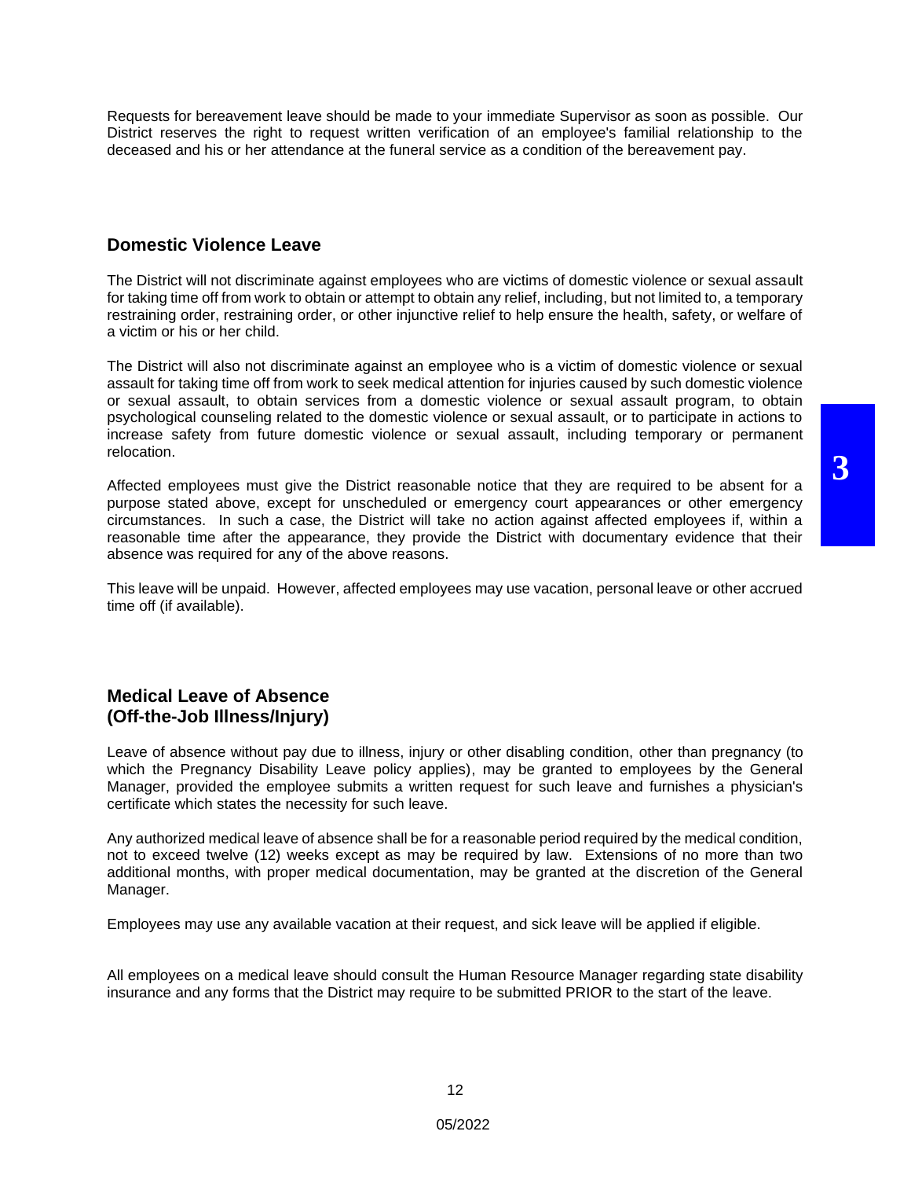Requests for bereavement leave should be made to your immediate Supervisor as soon as possible. Our District reserves the right to request written verification of an employee's familial relationship to the deceased and his or her attendance at the funeral service as a condition of the bereavement pay.

## Domestic Violence Leave

The District will not discriminate against employees who are victims of domestic violence or sexual assault for taking time off from work to obtain or attempt to obtain any relief, including, but not limited to, a temporary restraining order, restraining order, or other injunctive relief to help ensure the health, safety, or welfare of a victim or his or her child.

The District will also not discriminate against an employee who is a victim of domestic violence or sexual assault for taking time off from work to seek medical attention for injuries caused by such domestic violence or sexual assault, to obtain services from a domestic violence or sexual assault program, to obtain psychological counseling related to the domestic violence or sexual assault, or to participate in actions to increase safety from future domestic violence or sexual assault, including temporary or permanent relocation.

Affected employees must give the District reasonable notice that they are required to be absent for a purpose stated above, except for unscheduled or emergency court appearances or other emergency circumstances. In such a case, the District will take no action against affected employees if, within a reasonable time after the appearance, they provide the District with documentary evidence that their absence was required for any of the above reasons.

This leave will be unpaid. However, affected employees may use vacation, personal leave or other accrued time off (if available).

## Medical Leave of Absence (Off-the-Job Illness/Injury)

Leave of absence without pay due to illness, injury or other disabling condition, other than pregnancy (to which the Pregnancy Disability Leave policy applies), may be granted to employees by the General Manager, provided the employee submits a written request for such leave and furnishes a physician's certificate which states the necessity for such leave.

Any authorized medical leave of absence shall be for a reasonable period required by the medical condition, not to exceed twelve (12) weeks except as may be required by law. Extensions of no more than two additional months, with proper medical documentation, may be granted at the discretion of the General Manager.

Employees may use any available vacation at their request, and sick leave will be applied if eligible.

All employees on a medical leave should consult the Human Resource Manager regarding state disability insurance and any forms that the District may require to be submitted PRIOR to the start of the leave.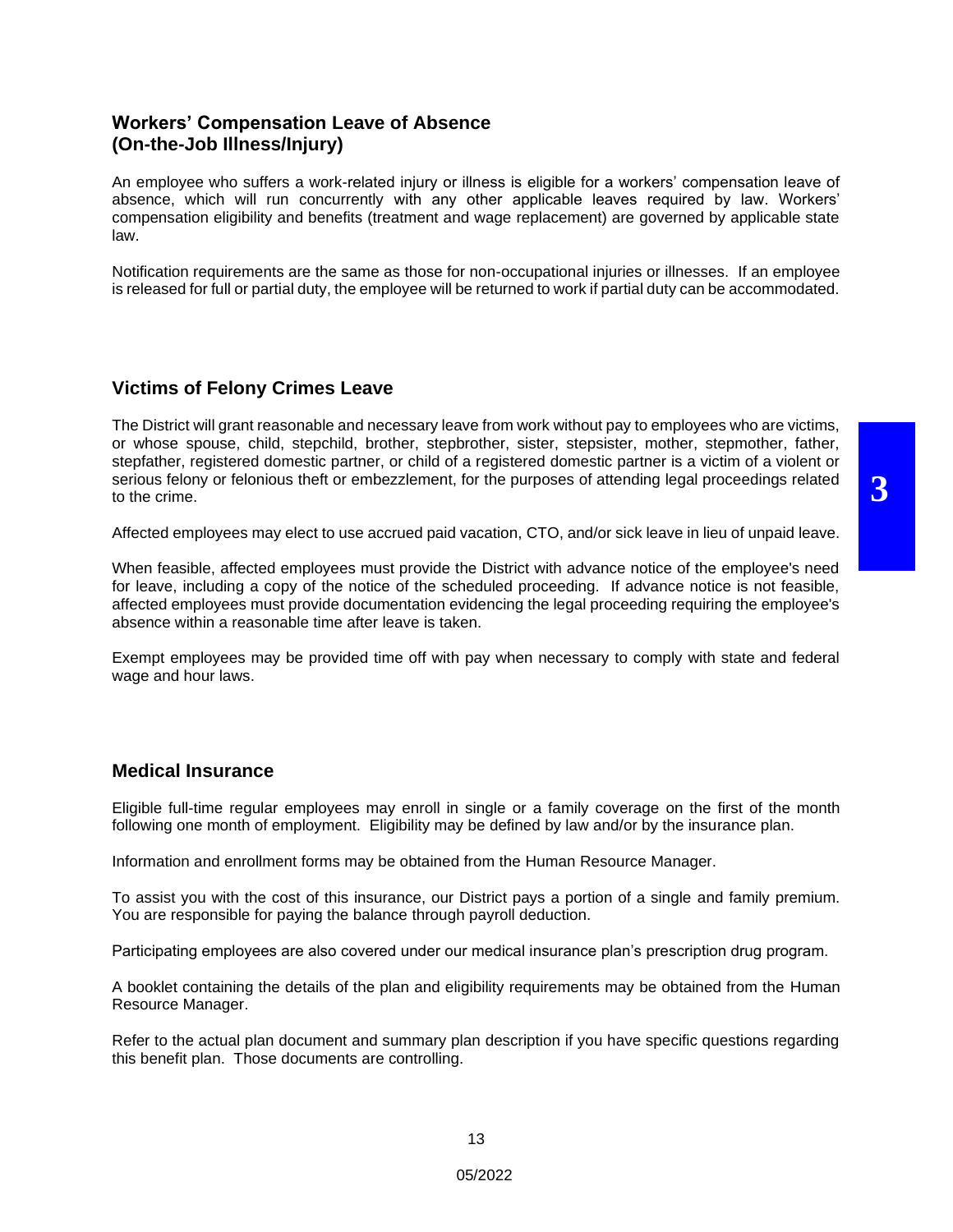## Workers' Compensation Leave of Absence (On-the-Job Illness/Injury)

An employee who suffers a work-related injury or illness is eligible for a workers' compensation leave of absence, which will run concurrently with any other applicable leaves required by law. Workers' compensation eligibility and benefits (treatment and wage replacement) are governed by applicable state law.

Notification requirements are the same as those for non-occupational injuries or illnesses. If an employee is released for full or partial duty, the employee will be returned to work if partial duty can be accommodated.

## Victims of Felony Crimes Leave

The District will grant reasonable and necessary leave from work without pay to employees who are victims, or whose spouse, child, stepchild, brother, stepbrother, sister, stepsister, mother, stepmother, father, stepfather, registered domestic partner, or child of a registered domestic partner is a victim of a violent or serious felony or felonious theft or embezzlement, for the purposes of attending legal proceedings related to the crime.

Affected employees may elect to use accrued paid vacation, CTO, and/or sick leave in lieu of unpaid leave.

When feasible, affected employees must provide the District with advance notice of the employee's need for leave, including a copy of the notice of the scheduled proceeding. If advance notice is not feasible, affected employees must provide documentation evidencing the legal proceeding requiring the employee's absence within a reasonable time after leave is taken.

Exempt employees may be provided time off with pay when necessary to comply with state and federal wage and hour laws.

## Medical Insurance

Eligible full-time regular employees may enroll in single or a family coverage on the first of the month following one month of employment. Eligibility may be defined by law and/or by the insurance plan.

Information and enrollment forms may be obtained from the Human Resource Manager.

To assist you with the cost of this insurance, our District pays a portion of a single and family premium. You are responsible for paying the balance through payroll deduction.

Participating employees are also covered under our medical insurance plan's prescription drug program.

A booklet containing the details of the plan and eligibility requirements may be obtained from the Human Resource Manager.

Refer to the actual plan document and summary plan description if you have specific questions regarding this benefit plan. Those documents are controlling.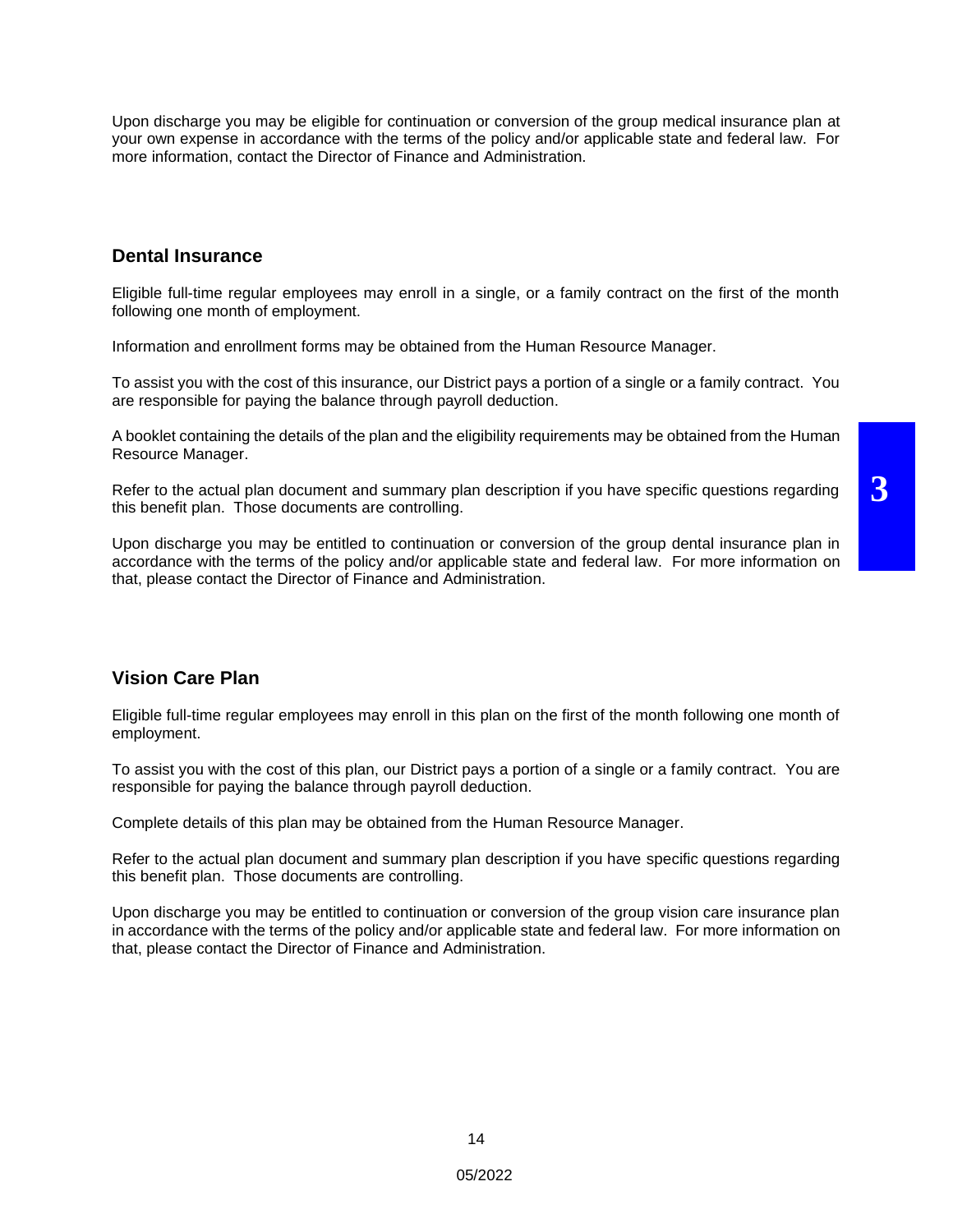Upon discharge you may be eligible for continuation or conversion of the group medical insurance plan at your own expense in accordance with the terms of the policy and/or applicable state and federal law. For more information, contact the Director of Finance and Administration.

## Dental Insurance

Eligible full-time regular employees may enroll in a single, or a family contract on the first of the month following one month of employment.

Information and enrollment forms may be obtained from the Human Resource Manager.

To assist you with the cost of this insurance, our District pays a portion of a single or a family contract. You are responsible for paying the balance through payroll deduction.

A booklet containing the details of the plan and the eligibility requirements may be obtained from the Human Resource Manager.

Refer to the actual plan document and summary plan description if you have specific questions regarding this benefit plan. Those documents are controlling.

Upon discharge you may be entitled to continuation or conversion of the group dental insurance plan in accordance with the terms of the policy and/or applicable state and federal law. For more information on that, please contact the Director of Finance and Administration.

## Vision Care Plan

Eligible full-time regular employees may enroll in this plan on the first of the month following one month of employment.

To assist you with the cost of this plan, our District pays a portion of a single or a family contract. You are responsible for paying the balance through payroll deduction.

Complete details of this plan may be obtained from the Human Resource Manager.

Refer to the actual plan document and summary plan description if you have specific questions regarding this benefit plan. Those documents are controlling.

Upon discharge you may be entitled to continuation or conversion of the group vision care insurance plan in accordance with the terms of the policy and/or applicable state and federal law. For more information on that, please contact the Director of Finance and Administration.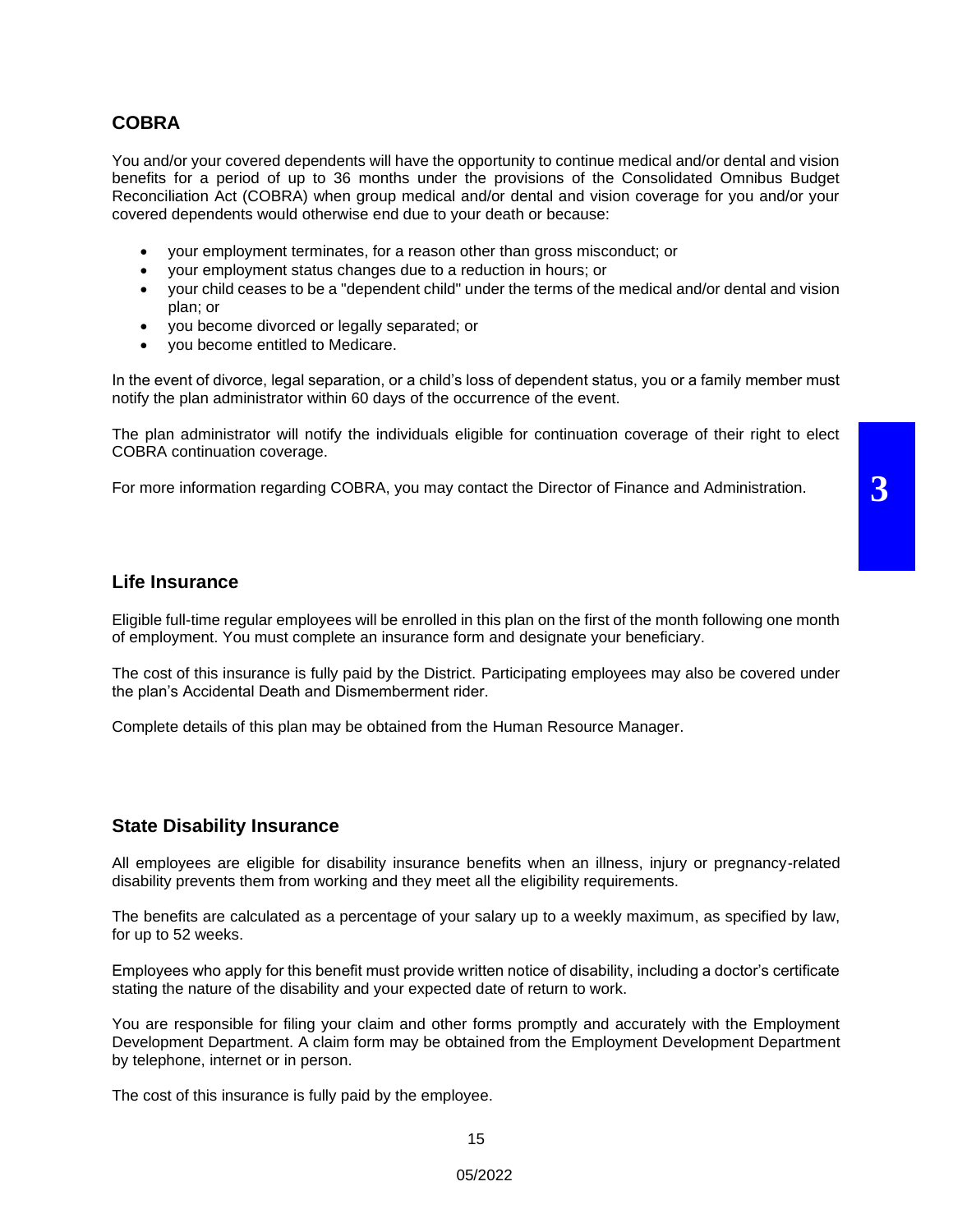## COBRA

You and/or your covered dependents will have the opportunity to continue medical and/or dental and vision benefits for a period of up to 36 months under the provisions of the Consolidated Omnibus Budget Reconciliation Act (COBRA) when group medical and/or dental and vision coverage for you and/or your covered dependents would otherwise end due to your death or because:

- your employment terminates, for a reason other than gross misconduct; or
- your employment status changes due to a reduction in hours; or
- your child ceases to be a "dependent child" under the terms of the medical and/or dental and vision plan; or
- you become divorced or legally separated; or
- you become entitled to Medicare.

In the event of divorce, legal separation, or a child's loss of dependent status, you or a family member must notify the plan administrator within 60 days of the occurrence of the event.

The plan administrator will notify the individuals eligible for continuation coverage of their right to elect COBRA continuation coverage.

For more information regarding COBRA, you may contact the Director of Finance and Administration.

## Life Insurance

Eligible full-time regular employees will be enrolled in this plan on the first of the month following one month of employment. You must complete an insurance form and designate your beneficiary.

The cost of this insurance is fully paid by the District. Participating employees may also be covered under the plan's Accidental Death and Dismemberment rider.

Complete details of this plan may be obtained from the Human Resource Manager.

## State Disability Insurance

All employees are eligible for disability insurance benefits when an illness, injury or pregnancy-related disability prevents them from working and they meet all the eligibility requirements.

The benefits are calculated as a percentage of your salary up to a weekly maximum, as specified by law, for up to 52 weeks.

Employees who apply for this benefit must provide written notice of disability, including a doctor's certificate stating the nature of the disability and your expected date of return to work.

You are responsible for filing your claim and other forms promptly and accurately with the Employment Development Department. A claim form may be obtained from the Employment Development Department by telephone, internet or in person.

The cost of this insurance is fully paid by the employee.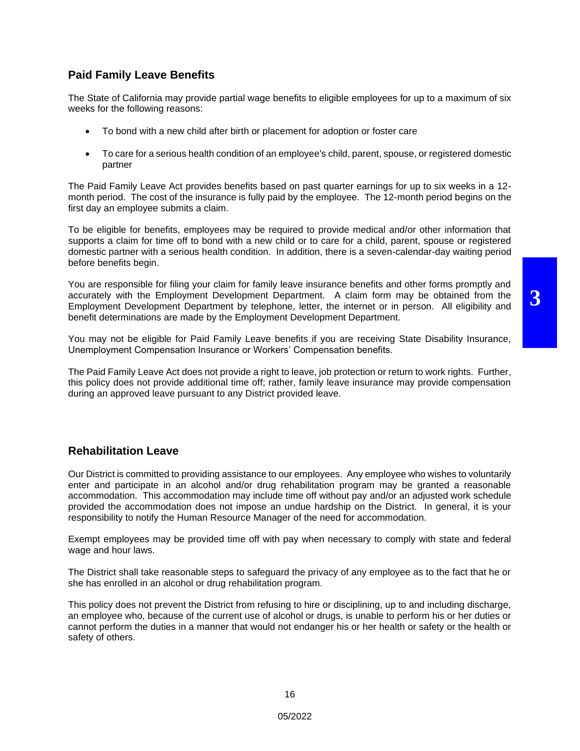## Paid Family Leave Benefits

The State of California may provide partial wage benefits to eligible employees for up to a maximum of six weeks for the following reasons:

- To bond with a new child after birth or placement for adoption or foster care
- To care for a serious health condition of an employee's child, parent, spouse, or registered domestic partner

The Paid Family Leave Act provides benefits based on past quarter earnings for up to six weeks in a 12-month period. The cost of the insurance is fully paid by the employee. The 12-month period begins on the first day an employee submits a claim.

To be eligible for benefits, employees may be required to provide medical and/or other information that supports a claim for time off to bond with a new child or to care for a child, parent, spouse or registered domestic partner with a serious health condition. In addition, there is a seven-calendar-day waiting period before benefits begin.

You are responsible for filing your claim for family leave insurance benefits and other forms promptly and accurately with the Employment Development Department. A claim form may be obtained from the Employment Development Department by telephone, letter, the internet or in person. All eligibility and benefit determinations are made by the Employment Development Department.

You may not be eligible for Paid Family Leave benefits if you are receiving State Disability Insurance, Unemployment Compensation Insurance or Workers' Compensation benefits.

The Paid Family Leave Act does not provide a right to leave, job protection or return to work rights. Further, this policy does not provide additional time off; rather, family leave insurance may provide compensation during an approved leave pursuant to any District provided leave.

## Rehabilitation Leave

Our District is committed to providing assistance to our employees. Any employee who wishes to voluntarily enter and participate in an alcohol and/or drug rehabilitation program may be granted a reasonable accommodation. This accommodation may include time off without pay and/or an adjusted work schedule provided the accommodation does not impose an undue hardship on the District. In general, it is your responsibility to notify the Human Resource Manager of the need for accommodation.

Exempt employees may be provided time off with pay when necessary to comply with state and federal wage and hour laws.

The District shall take reasonable steps to safeguard the privacy of any employee as to the fact that he or she has enrolled in an alcohol or drug rehabilitation program.

This policy does not prevent the District from refusing to hire or disciplining, up to and including discharge, an employee who, because of the current use of alcohol or drugs, is unable to perform his or her duties or cannot perform the duties in a manner that would not endanger his or her health or safety or the health or safety of others.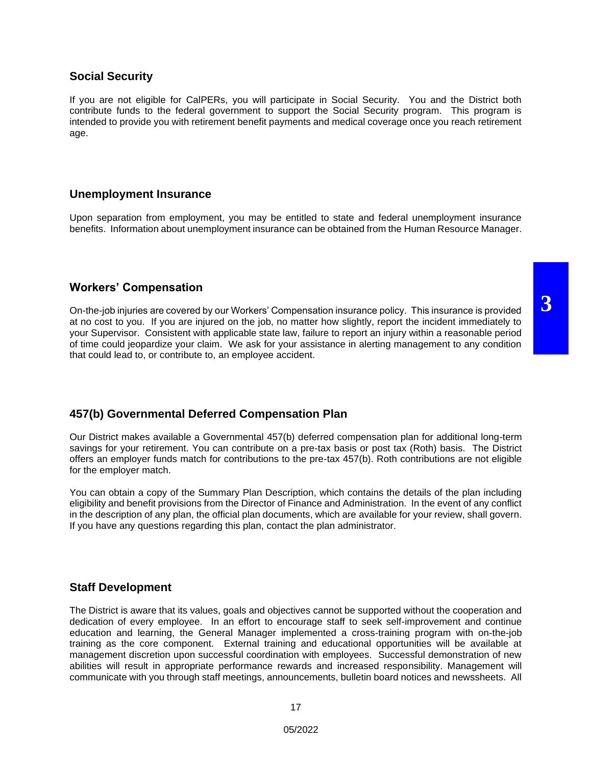## Social Security

If you are not eligible for CalPERs, you will participate in Social Security. You and the District both contribute funds to the federal government to support the Social Security program. This program is intended to provide you with retirement benefit payments and medical coverage once you reach retirement age.

## Unemployment Insurance

Upon separation from employment, you may be entitled to state and federal unemployment insurance benefits. Information about unemployment insurance can be obtained from the Human Resource Manager.

## Workers' Compensation

On-the-job injuries are covered by our Workers' Compensation insurance policy. This insurance is provided at no cost to you. If you are injured on the job, no matter how slightly, report the incident immediately to your Supervisor. Consistent with applicable state law, failure to report an injury within a reasonable period of time could jeopardize your claim. We ask for your assistance in alerting management to any condition that could lead to, or contribute to, an employee accident.

## 457(b) Governmental Deferred Compensation Plan

Our District makes available a Governmental 457(b) deferred compensation plan for additional long-term savings for your retirement. You can contribute on a pre-tax basis or post tax (Roth) basis. The District offers an employer funds match for contributions to the pre-tax 457(b). Roth contributions are not eligible for the employer match.

You can obtain a copy of the Summary Plan Description, which contains the details of the plan including eligibility and benefit provisions from the Director of Finance and Administration. In the event of any conflict in the description of any plan, the official plan documents, which are available for your review, shall govern. If you have any questions regarding this plan, contact the plan administrator.

## Staff Development

The District is aware that its values, goals and objectives cannot be supported without the cooperation and dedication of every employee. In an effort to encourage staff to seek self-improvement and continue education and learning, the General Manager implemented a cross-training program with on-the-job training as the core component. External training and educational opportunities will be available at management discretion upon successful coordination with employees. Successful demonstration of new abilities will result in appropriate performance rewards and increased responsibility. Management will communicate with you through staff meetings, announcements, bulletin board notices and newssheets. All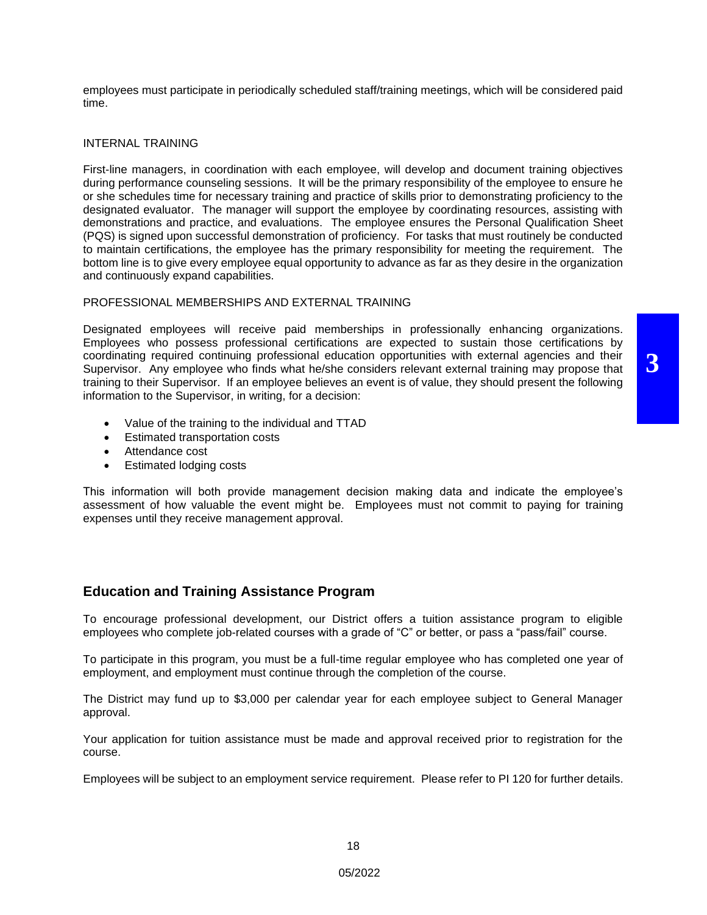employees must participate in periodically scheduled staff/training meetings, which will be considered paid time.

INTERNAL TRAINING

First-line managers, in coordination with each employee, will develop and document training objectives during performance counseling sessions. It will be the primary responsibility of the employee to ensure he or she schedules time for necessary training and practice of skills prior to demonstrating proficiency to the designated evaluator. The manager will support the employee by coordinating resources, assisting with demonstrations and practice, and evaluations. The employee ensures the Personal Qualification Sheet (PQS) is signed upon successful demonstration of proficiency. For tasks that must routinely be conducted to maintain certifications, the employee has the primary responsibility for meeting the requirement. The bottom line is to give every employee equal opportunity to advance as far as they desire in the organization and continuously expand capabilities.

PROFESSIONAL MEMBERSHIPS AND EXTERNAL TRAINING

Designated employees will receive paid memberships in professionally enhancing organizations. Employees who possess professional certifications are expected to sustain those certifications by coordinating required continuing professional education opportunities with external agencies and their Supervisor. Any employee who finds what he/she considers relevant external training may propose that training to their Supervisor. If an employee believes an event is of value, they should present the following information to the Supervisor, in writing, for a decision:

- Value of the training to the individual and TTAD
- Estimated transportation costs
- Attendance cost
- Estimated lodging costs

This information will both provide management decision making data and indicate the employee's assessment of how valuable the event might be. Employees must not commit to paying for training expenses until they receive management approval.

## Education and Training Assistance Program

To encourage professional development, our District offers a tuition assistance program to eligible employees who complete job-related courses with a grade of "C" or better, or pass a "pass/fail" course.

To participate in this program, you must be a full-time regular employee who has completed one year of employment, and employment must continue through the completion of the course.

The District may fund up to $3,000 per calendar year for each employee subject to General Manager approval.

Your application for tuition assistance must be made and approval received prior to registration for the course.

Employees will be subject to an employment service requirement. Please refer to PI 120 for further details.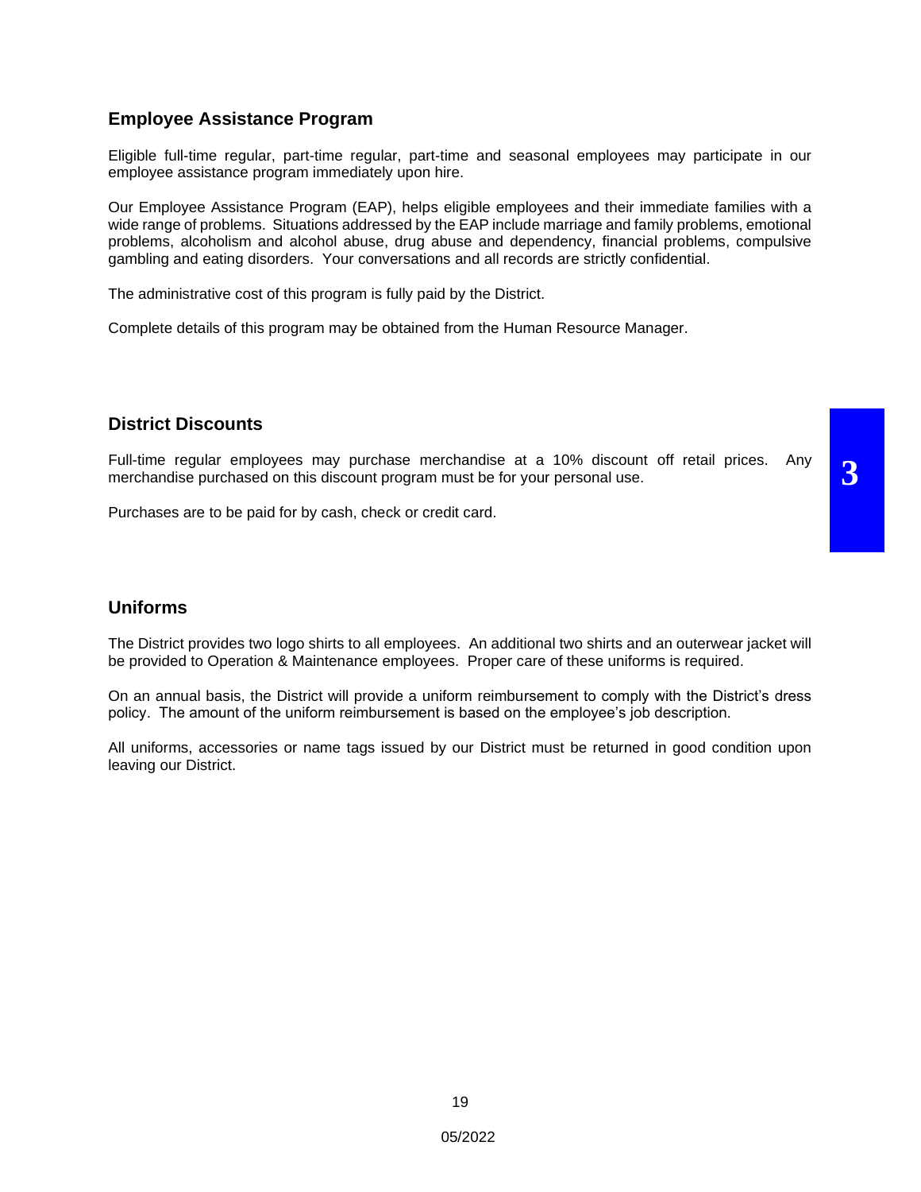## Employee Assistance Program

Eligible full-time regular, part-time regular, part-time and seasonal employees may participate in our employee assistance program immediately upon hire.

Our Employee Assistance Program (EAP), helps eligible employees and their immediate families with a wide range of problems. Situations addressed by the EAP include marriage and family problems, emotional problems, alcoholism and alcohol abuse, drug abuse and dependency, financial problems, compulsive gambling and eating disorders. Your conversations and all records are strictly confidential.

The administrative cost of this program is fully paid by the District.

Complete details of this program may be obtained from the Human Resource Manager.

## District Discounts

Full-time regular employees may purchase merchandise at a 10% discount off retail prices. Any merchandise purchased on this discount program must be for your personal use.

Purchases are to be paid for by cash, check or credit card.

## Uniforms

The District provides two logo shirts to all employees. An additional two shirts and an outerwear jacket will be provided to Operation & Maintenance employees. Proper care of these uniforms is required.

On an annual basis, the District will provide a uniform reimbursement to comply with the District's dress policy. The amount of the uniform reimbursement is based on the employee's job description.

All uniforms, accessories or name tags issued by our District must be returned in good condition upon leaving our District.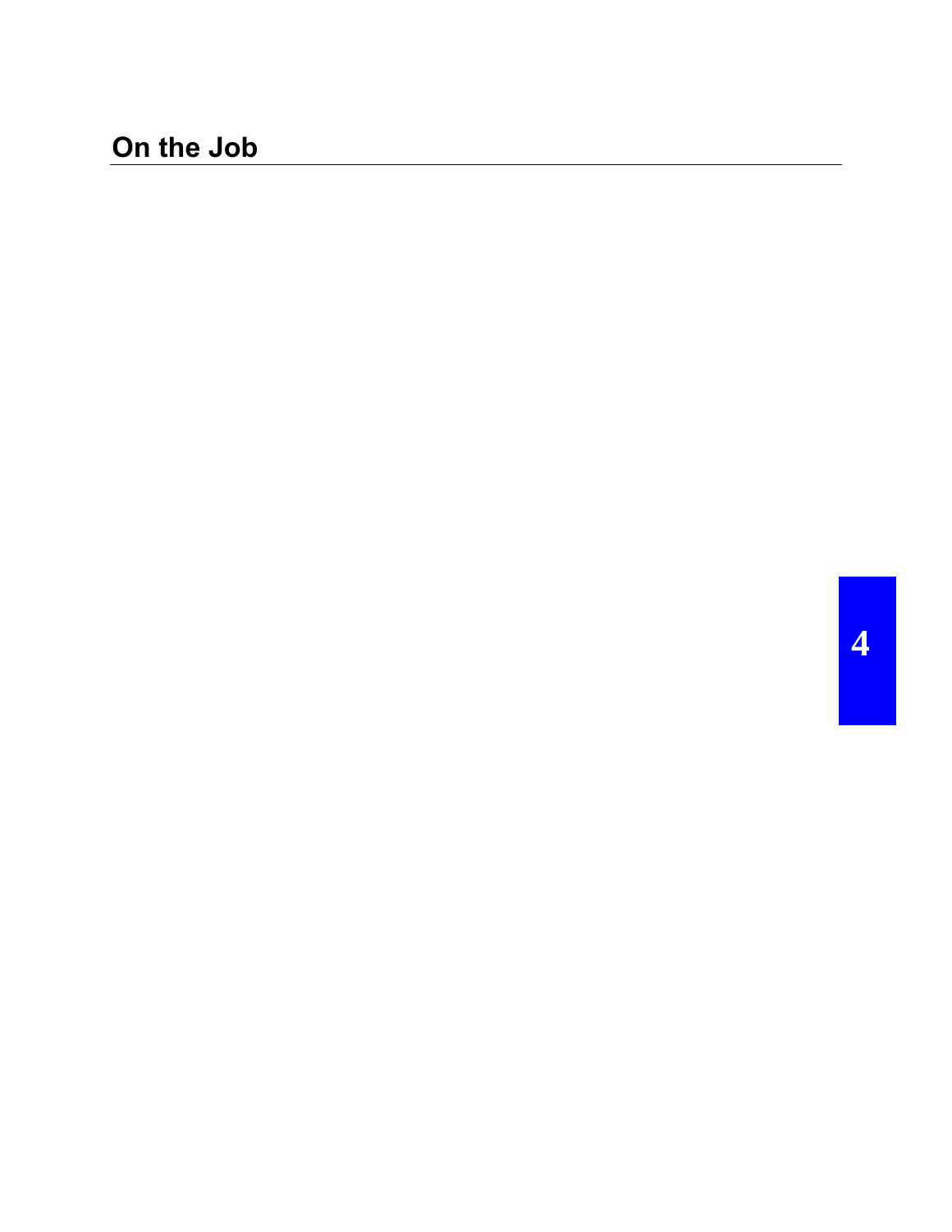# On the Job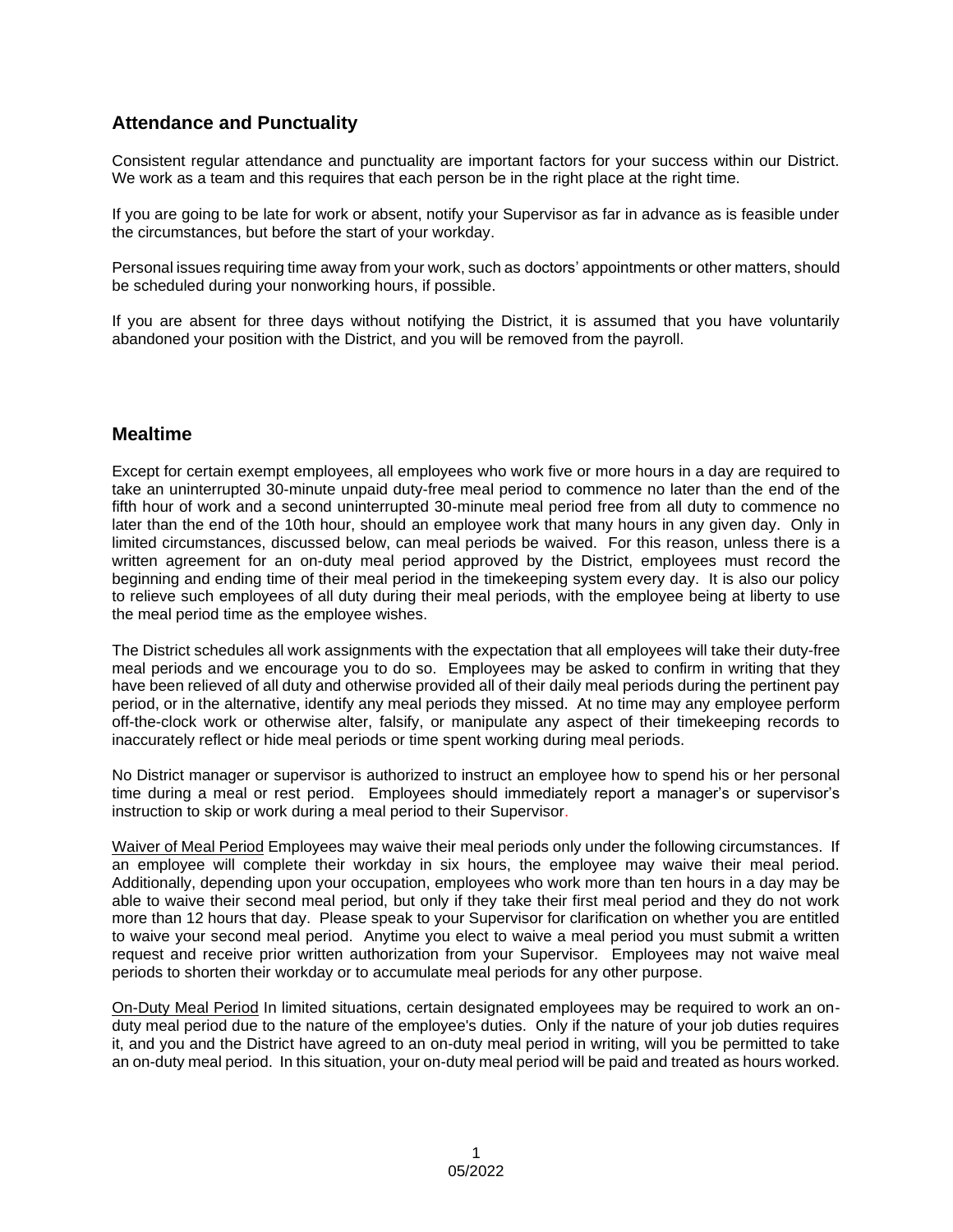## Attendance and Punctuality

Consistent regular attendance and punctuality are important factors for your success within our District. We work as a team and this requires that each person be in the right place at the right time.

If you are going to be late for work or absent, notify your Supervisor as far in advance as is feasible under the circumstances, but before the start of your workday.

Personal issues requiring time away from your work, such as doctors' appointments or other matters, should be scheduled during your nonworking hours, if possible.

If you are absent for three days without notifying the District, it is assumed that you have voluntarily abandoned your position with the District, and you will be removed from the payroll.

## Mealtime

Except for certain exempt employees, all employees who work five or more hours in a day are required to take an uninterrupted 30-minute unpaid duty-free meal period to commence no later than the end of the fifth hour of work and a second uninterrupted 30-minute meal period free from all duty to commence no later than the end of the 10th hour, should an employee work that many hours in any given day. Only in limited circumstances, discussed below, can meal periods be waived. For this reason, unless there is a written agreement for an on-duty meal period approved by the District, employees must record the beginning and ending time of their meal period in the timekeeping system every day. It is also our policy to relieve such employees of all duty during their meal periods, with the employee being at liberty to use the meal period time as the employee wishes.

The District schedules all work assignments with the expectation that all employees will take their duty-free meal periods and we encourage you to do so. Employees may be asked to confirm in writing that they have been relieved of all duty and otherwise provided all of their daily meal periods during the pertinent pay period, or in the alternative, identify any meal periods they missed. At no time may any employee perform off-the-clock work or otherwise alter, falsify, or manipulate any aspect of their timekeeping records to inaccurately reflect or hide meal periods or time spent working during meal periods.

No District manager or supervisor is authorized to instruct an employee how to spend his or her personal time during a meal or rest period. Employees should immediately report a manager's or supervisor's instruction to skip or work during a meal period to their Supervisor.

Waiver of Meal Period Employees may waive their meal periods only under the following circumstances. If an employee will complete their workday in six hours, the employee may waive their meal period. Additionally, depending upon your occupation, employees who work more than ten hours in a day may be able to waive their second meal period, but only if they take their first meal period and they do not work more than 12 hours that day. Please speak to your Supervisor for clarification on whether you are entitled to waive your second meal period. Anytime you elect to waive a meal period you must submit a written request and receive prior written authorization from your Supervisor. Employees may not waive meal periods to shorten their workday or to accumulate meal periods for any other purpose.

On-Duty Meal Period In limited situations, certain designated employees may be required to work an on-duty meal period due to the nature of the employee's duties. Only if the nature of your job duties requires it, and you and the District have agreed to an on-duty meal period in writing, will you be permitted to take an on-duty meal period. In this situation, your on-duty meal period will be paid and treated as hours worked.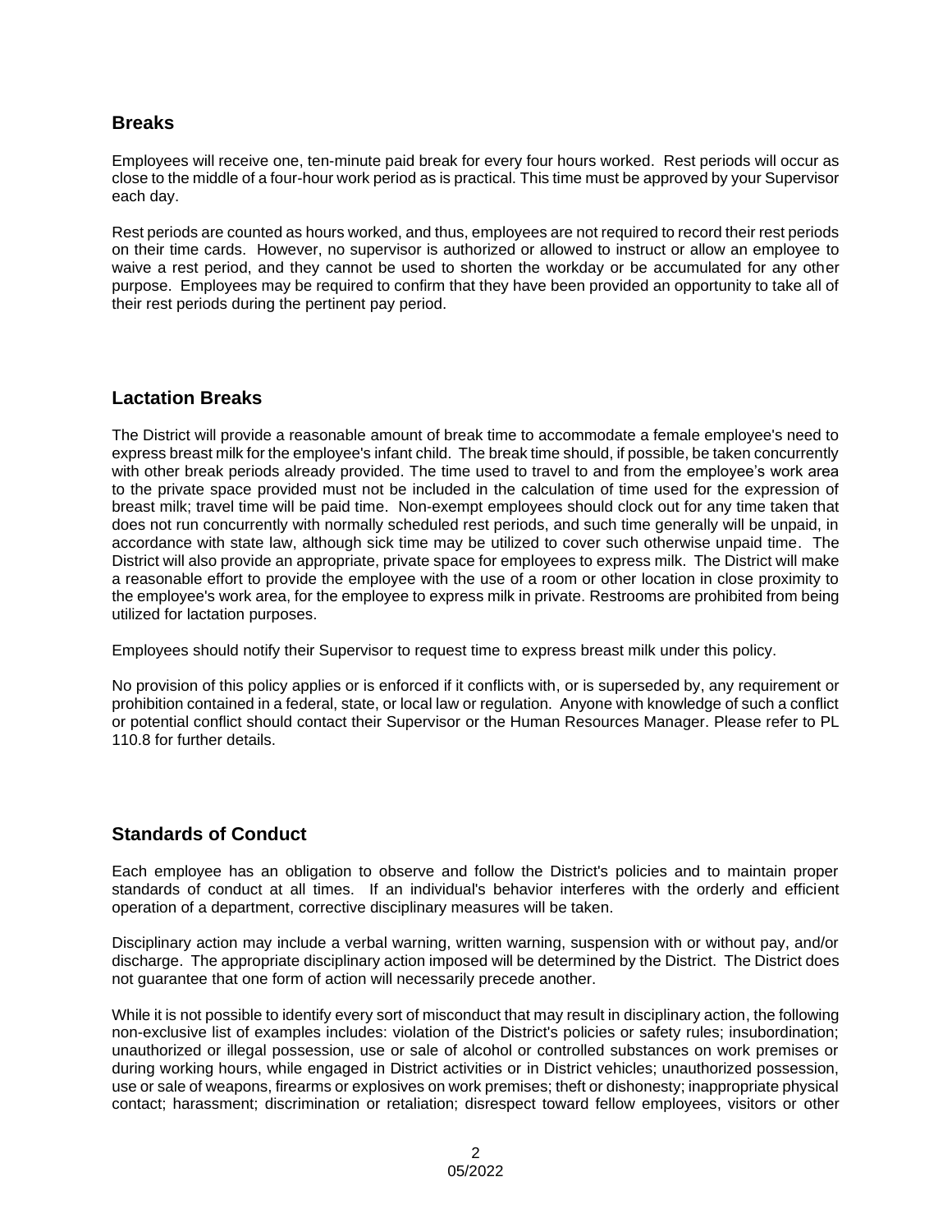## Breaks

Employees will receive one, ten-minute paid break for every four hours worked. Rest periods will occur as close to the middle of a four-hour work period as is practical. This time must be approved by your Supervisor each day.

Rest periods are counted as hours worked, and thus, employees are not required to record their rest periods on their time cards. However, no supervisor is authorized or allowed to instruct or allow an employee to waive a rest period, and they cannot be used to shorten the workday or be accumulated for any other purpose. Employees may be required to confirm that they have been provided an opportunity to take all of their rest periods during the pertinent pay period.

## Lactation Breaks

The District will provide a reasonable amount of break time to accommodate a female employee's need to express breast milk for the employee's infant child. The break time should, if possible, be taken concurrently with other break periods already provided. The time used to travel to and from the employee's work area to the private space provided must not be included in the calculation of time used for the expression of breast milk; travel time will be paid time. Non-exempt employees should clock out for any time taken that does not run concurrently with normally scheduled rest periods, and such time generally will be unpaid, in accordance with state law, although sick time may be utilized to cover such otherwise unpaid time. The District will also provide an appropriate, private space for employees to express milk. The District will make a reasonable effort to provide the employee with the use of a room or other location in close proximity to the employee's work area, for the employee to express milk in private. Restrooms are prohibited from being utilized for lactation purposes.

Employees should notify their Supervisor to request time to express breast milk under this policy.

No provision of this policy applies or is enforced if it conflicts with, or is superseded by, any requirement or prohibition contained in a federal, state, or local law or regulation. Anyone with knowledge of such a conflict or potential conflict should contact their Supervisor or the Human Resources Manager. Please refer to PL 110.8 for further details.

## Standards of Conduct

Each employee has an obligation to observe and follow the District's policies and to maintain proper standards of conduct at all times. If an individual's behavior interferes with the orderly and efficient operation of a department, corrective disciplinary measures will be taken.

Disciplinary action may include a verbal warning, written warning, suspension with or without pay, and/or discharge. The appropriate disciplinary action imposed will be determined by the District. The District does not guarantee that one form of action will necessarily precede another.

While it is not possible to identify every sort of misconduct that may result in disciplinary action, the following non-exclusive list of examples includes: violation of the District's policies or safety rules; insubordination; unauthorized or illegal possession, use or sale of alcohol or controlled substances on work premises or during working hours, while engaged in District activities or in District vehicles; unauthorized possession, use or sale of weapons, firearms or explosives on work premises; theft or dishonesty; inappropriate physical contact; harassment; discrimination or retaliation; disrespect toward fellow employees, visitors or other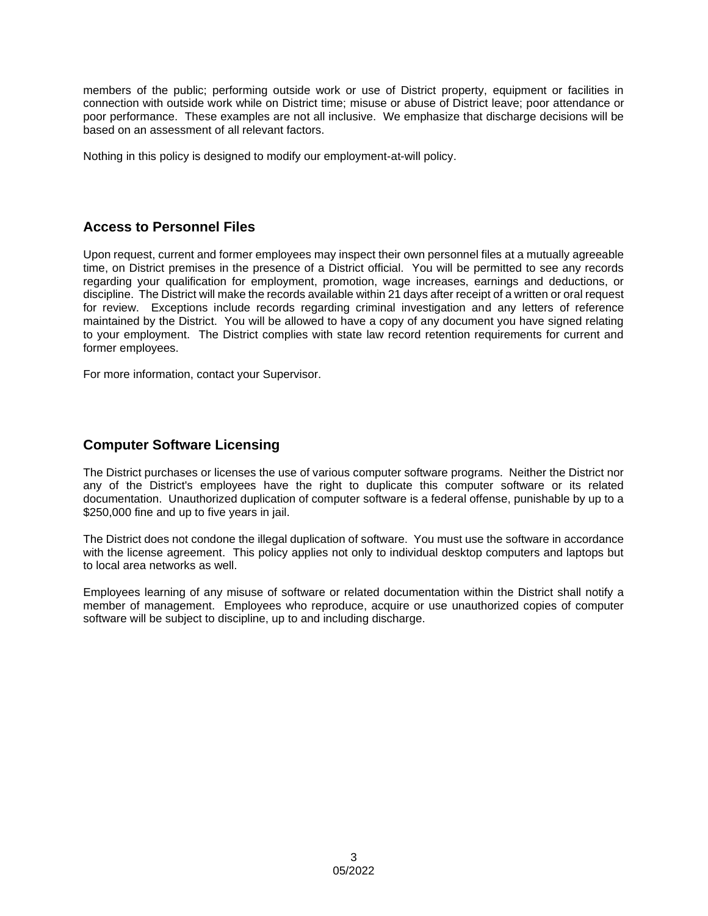members of the public; performing outside work or use of District property, equipment or facilities in connection with outside work while on District time; misuse or abuse of District leave; poor attendance or poor performance. These examples are not all inclusive. We emphasize that discharge decisions will be based on an assessment of all relevant factors.

Nothing in this policy is designed to modify our employment-at-will policy.

## Access to Personnel Files

Upon request, current and former employees may inspect their own personnel files at a mutually agreeable time, on District premises in the presence of a District official. You will be permitted to see any records regarding your qualification for employment, promotion, wage increases, earnings and deductions, or discipline. The District will make the records available within 21 days after receipt of a written or oral request for review. Exceptions include records regarding criminal investigation and any letters of reference maintained by the District. You will be allowed to have a copy of any document you have signed relating to your employment. The District complies with state law record retention requirements for current and former employees.

For more information, contact your Supervisor.

## Computer Software Licensing

The District purchases or licenses the use of various computer software programs. Neither the District nor any of the District's employees have the right to duplicate this computer software or its related documentation. Unauthorized duplication of computer software is a federal offense, punishable by up to a $250,000 fine and up to five years in jail.

The District does not condone the illegal duplication of software. You must use the software in accordance with the license agreement. This policy applies not only to individual desktop computers and laptops but to local area networks as well.

Employees learning of any misuse of software or related documentation within the District shall notify a member of management. Employees who reproduce, acquire or use unauthorized copies of computer software will be subject to discipline, up to and including discharge.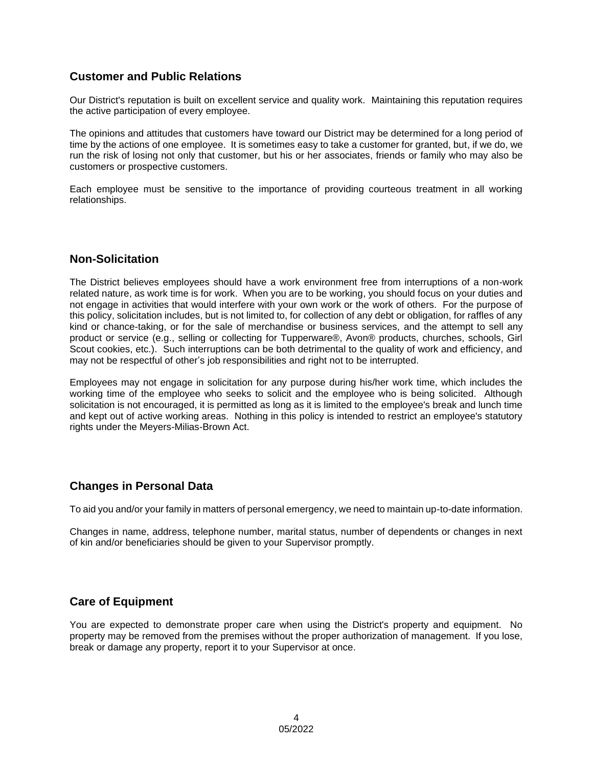## Customer and Public Relations

Our District's reputation is built on excellent service and quality work. Maintaining this reputation requires the active participation of every employee.

The opinions and attitudes that customers have toward our District may be determined for a long period of time by the actions of one employee. It is sometimes easy to take a customer for granted, but, if we do, we run the risk of losing not only that customer, but his or her associates, friends or family who may also be customers or prospective customers.

Each employee must be sensitive to the importance of providing courteous treatment in all working relationships.

## Non-Solicitation

The District believes employees should have a work environment free from interruptions of a non-work related nature, as work time is for work. When you are to be working, you should focus on your duties and not engage in activities that would interfere with your own work or the work of others. For the purpose of this policy, solicitation includes, but is not limited to, for collection of any debt or obligation, for raffles of any kind or chance-taking, or for the sale of merchandise or business services, and the attempt to sell any product or service (e.g., selling or collecting for Tupperware®, Avon® products, churches, schools, Girl Scout cookies, etc.). Such interruptions can be both detrimental to the quality of work and efficiency, and may not be respectful of other's job responsibilities and right not to be interrupted.

Employees may not engage in solicitation for any purpose during his/her work time, which includes the working time of the employee who seeks to solicit and the employee who is being solicited. Although solicitation is not encouraged, it is permitted as long as it is limited to the employee's break and lunch time and kept out of active working areas. Nothing in this policy is intended to restrict an employee's statutory rights under the Meyers-Milias-Brown Act.

## Changes in Personal Data

To aid you and/or your family in matters of personal emergency, we need to maintain up-to-date information.

Changes in name, address, telephone number, marital status, number of dependents or changes in next of kin and/or beneficiaries should be given to your Supervisor promptly.

## Care of Equipment

You are expected to demonstrate proper care when using the District's property and equipment. No property may be removed from the premises without the proper authorization of management. If you lose, break or damage any property, report it to your Supervisor at once.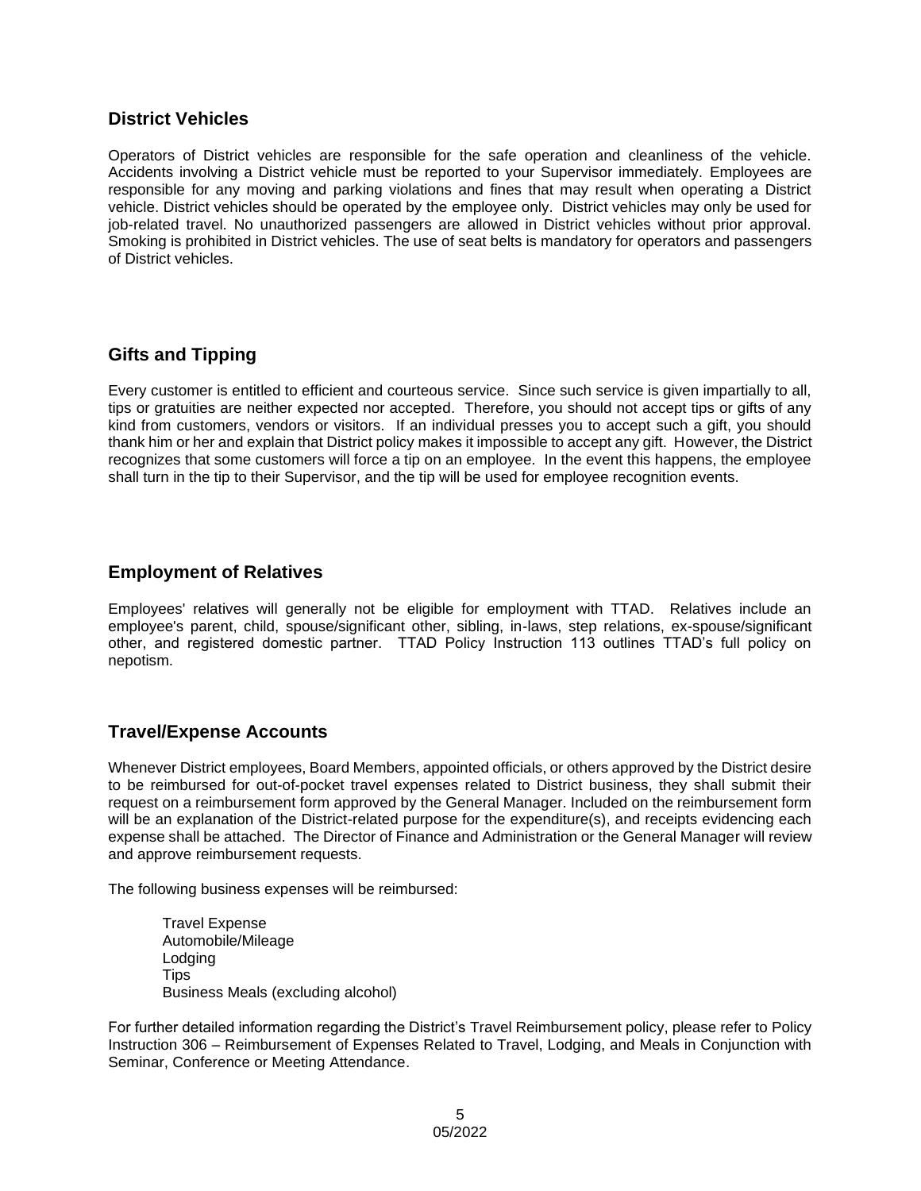## District Vehicles

Operators of District vehicles are responsible for the safe operation and cleanliness of the vehicle. Accidents involving a District vehicle must be reported to your Supervisor immediately. Employees are responsible for any moving and parking violations and fines that may result when operating a District vehicle. District vehicles should be operated by the employee only. District vehicles may only be used for job-related travel. No unauthorized passengers are allowed in District vehicles without prior approval. Smoking is prohibited in District vehicles. The use of seat belts is mandatory for operators and passengers of District vehicles.

## Gifts and Tipping

Every customer is entitled to efficient and courteous service. Since such service is given impartially to all, tips or gratuities are neither expected nor accepted. Therefore, you should not accept tips or gifts of any kind from customers, vendors or visitors. If an individual presses you to accept such a gift, you should thank him or her and explain that District policy makes it impossible to accept any gift. However, the District recognizes that some customers will force a tip on an employee. In the event this happens, the employee shall turn in the tip to their Supervisor, and the tip will be used for employee recognition events.

## Employment of Relatives

Employees' relatives will generally not be eligible for employment with TTAD. Relatives include an employee's parent, child, spouse/significant other, sibling, in-laws, step relations, ex-spouse/significant other, and registered domestic partner. TTAD Policy Instruction 113 outlines TTAD's full policy on nepotism.

## Travel/Expense Accounts

Whenever District employees, Board Members, appointed officials, or others approved by the District desire to be reimbursed for out-of-pocket travel expenses related to District business, they shall submit their request on a reimbursement form approved by the General Manager. Included on the reimbursement form will be an explanation of the District-related purpose for the expenditure(s), and receipts evidencing each expense shall be attached. The Director of Finance and Administration or the General Manager will review and approve reimbursement requests.

The following business expenses will be reimbursed:

- Travel Expense
- Automobile/Mileage
- Lodging
- Tips
- Business Meals (excluding alcohol)

For further detailed information regarding the District's Travel Reimbursement policy, please refer to Policy Instruction 306 – Reimbursement of Expenses Related to Travel, Lodging, and Meals in Conjunction with Seminar, Conference or Meeting Attendance.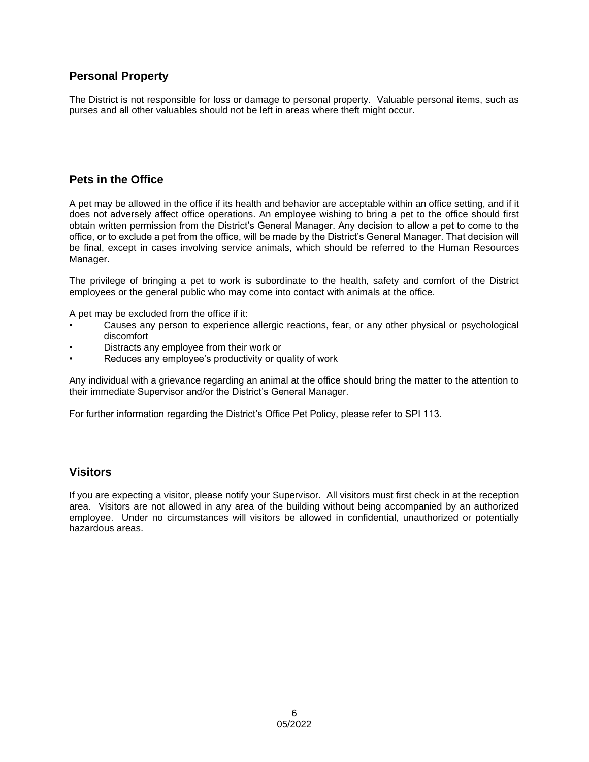## Personal Property

The District is not responsible for loss or damage to personal property. Valuable personal items, such as purses and all other valuables should not be left in areas where theft might occur.

## Pets in the Office

A pet may be allowed in the office if its health and behavior are acceptable within an office setting, and if it does not adversely affect office operations. An employee wishing to bring a pet to the office should first obtain written permission from the District's General Manager. Any decision to allow a pet to come to the office, or to exclude a pet from the office, will be made by the District's General Manager. That decision will be final, except in cases involving service animals, which should be referred to the Human Resources Manager.

The privilege of bringing a pet to work is subordinate to the health, safety and comfort of the District employees or the general public who may come into contact with animals at the office.

A pet may be excluded from the office if it:

- Causes any person to experience allergic reactions, fear, or any other physical or psychological discomfort
- Distracts any employee from their work or
- Reduces any employee's productivity or quality of work

Any individual with a grievance regarding an animal at the office should bring the matter to the attention to their immediate Supervisor and/or the District's General Manager.

For further information regarding the District's Office Pet Policy, please refer to SPI 113.

## Visitors

If you are expecting a visitor, please notify your Supervisor. All visitors must first check in at the reception area. Visitors are not allowed in any area of the building without being accompanied by an authorized employee. Under no circumstances will visitors be allowed in confidential, unauthorized or potentially hazardous areas.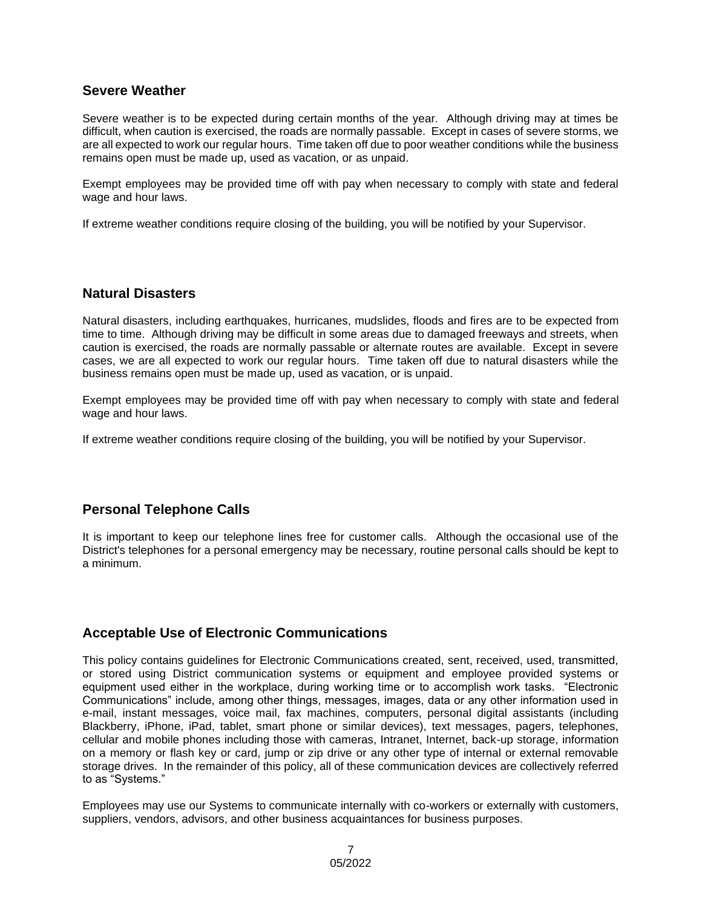## Severe Weather

Severe weather is to be expected during certain months of the year. Although driving may at times be difficult, when caution is exercised, the roads are normally passable. Except in cases of severe storms, we are all expected to work our regular hours. Time taken off due to poor weather conditions while the business remains open must be made up, used as vacation, or as unpaid.

Exempt employees may be provided time off with pay when necessary to comply with state and federal wage and hour laws.

If extreme weather conditions require closing of the building, you will be notified by your Supervisor.

## Natural Disasters

Natural disasters, including earthquakes, hurricanes, mudslides, floods and fires are to be expected from time to time. Although driving may be difficult in some areas due to damaged freeways and streets, when caution is exercised, the roads are normally passable or alternate routes are available. Except in severe cases, we are all expected to work our regular hours. Time taken off due to natural disasters while the business remains open must be made up, used as vacation, or is unpaid.

Exempt employees may be provided time off with pay when necessary to comply with state and federal wage and hour laws.

If extreme weather conditions require closing of the building, you will be notified by your Supervisor.

## Personal Telephone Calls

It is important to keep our telephone lines free for customer calls. Although the occasional use of the District's telephones for a personal emergency may be necessary, routine personal calls should be kept to a minimum.

## Acceptable Use of Electronic Communications

This policy contains guidelines for Electronic Communications created, sent, received, used, transmitted, or stored using District communication systems or equipment and employee provided systems or equipment used either in the workplace, during working time or to accomplish work tasks. "Electronic Communications" include, among other things, messages, images, data or any other information used in e-mail, instant messages, voice mail, fax machines, computers, personal digital assistants (including Blackberry, iPhone, iPad, tablet, smart phone or similar devices), text messages, pagers, telephones, cellular and mobile phones including those with cameras, Intranet, Internet, back-up storage, information on a memory or flash key or card, jump or zip drive or any other type of internal or external removable storage drives. In the remainder of this policy, all of these communication devices are collectively referred to as "Systems."

Employees may use our Systems to communicate internally with co-workers or externally with customers, suppliers, vendors, advisors, and other business acquaintances for business purposes.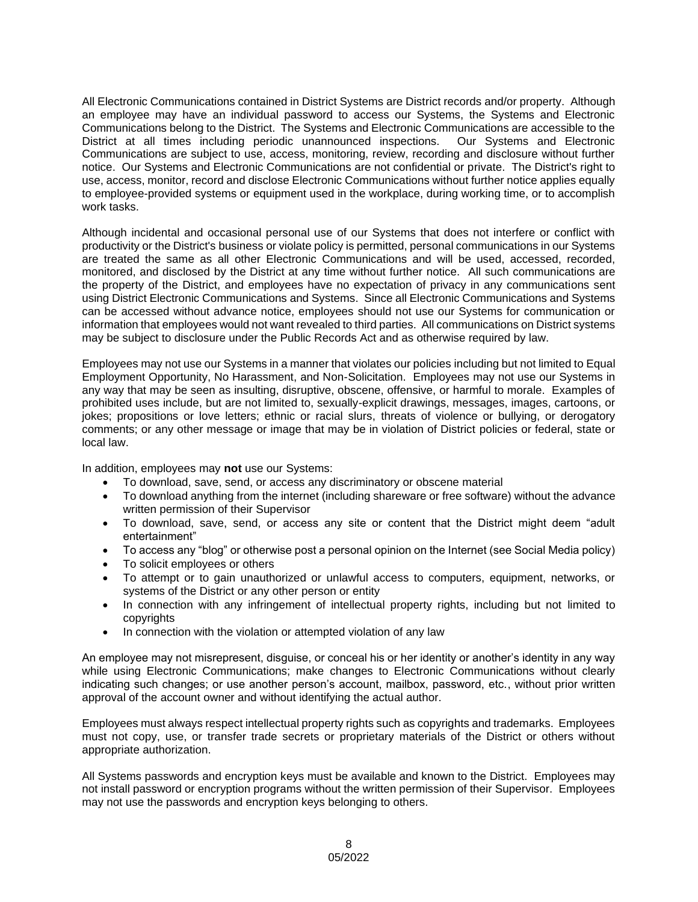All Electronic Communications contained in District Systems are District records and/or property. Although an employee may have an individual password to access our Systems, the Systems and Electronic Communications belong to the District. The Systems and Electronic Communications are accessible to the District at all times including periodic unannounced inspections. Our Systems and Electronic Communications are subject to use, access, monitoring, review, recording and disclosure without further notice. Our Systems and Electronic Communications are not confidential or private. The District's right to use, access, monitor, record and disclose Electronic Communications without further notice applies equally to employee-provided systems or equipment used in the workplace, during working time, or to accomplish work tasks.

Although incidental and occasional personal use of our Systems that does not interfere or conflict with productivity or the District's business or violate policy is permitted, personal communications in our Systems are treated the same as all other Electronic Communications and will be used, accessed, recorded, monitored, and disclosed by the District at any time without further notice. All such communications are the property of the District, and employees have no expectation of privacy in any communications sent using District Electronic Communications and Systems. Since all Electronic Communications and Systems can be accessed without advance notice, employees should not use our Systems for communication or information that employees would not want revealed to third parties. All communications on District systems may be subject to disclosure under the Public Records Act and as otherwise required by law.

Employees may not use our Systems in a manner that violates our policies including but not limited to Equal Employment Opportunity, No Harassment, and Non-Solicitation. Employees may not use our Systems in any way that may be seen as insulting, disruptive, obscene, offensive, or harmful to morale. Examples of prohibited uses include, but are not limited to, sexually-explicit drawings, messages, images, cartoons, or jokes; propositions or love letters; ethnic or racial slurs, threats of violence or bullying, or derogatory comments; or any other message or image that may be in violation of District policies or federal, state or local law.

In addition, employees may **not** use our Systems:

- To download, save, send, or access any discriminatory or obscene material
- To download anything from the internet (including shareware or free software) without the advance written permission of their Supervisor
- To download, save, send, or access any site or content that the District might deem "adult entertainment"
- To access any "blog" or otherwise post a personal opinion on the Internet (see Social Media policy)
- To solicit employees or others
- To attempt or to gain unauthorized or unlawful access to computers, equipment, networks, or systems of the District or any other person or entity
- In connection with any infringement of intellectual property rights, including but not limited to copyrights
- In connection with the violation or attempted violation of any law

An employee may not misrepresent, disguise, or conceal his or her identity or another's identity in any way while using Electronic Communications; make changes to Electronic Communications without clearly indicating such changes; or use another person's account, mailbox, password, etc., without prior written approval of the account owner and without identifying the actual author.

Employees must always respect intellectual property rights such as copyrights and trademarks. Employees must not copy, use, or transfer trade secrets or proprietary materials of the District or others without appropriate authorization.

All Systems passwords and encryption keys must be available and known to the District. Employees may not install password or encryption programs without the written permission of their Supervisor. Employees may not use the passwords and encryption keys belonging to others.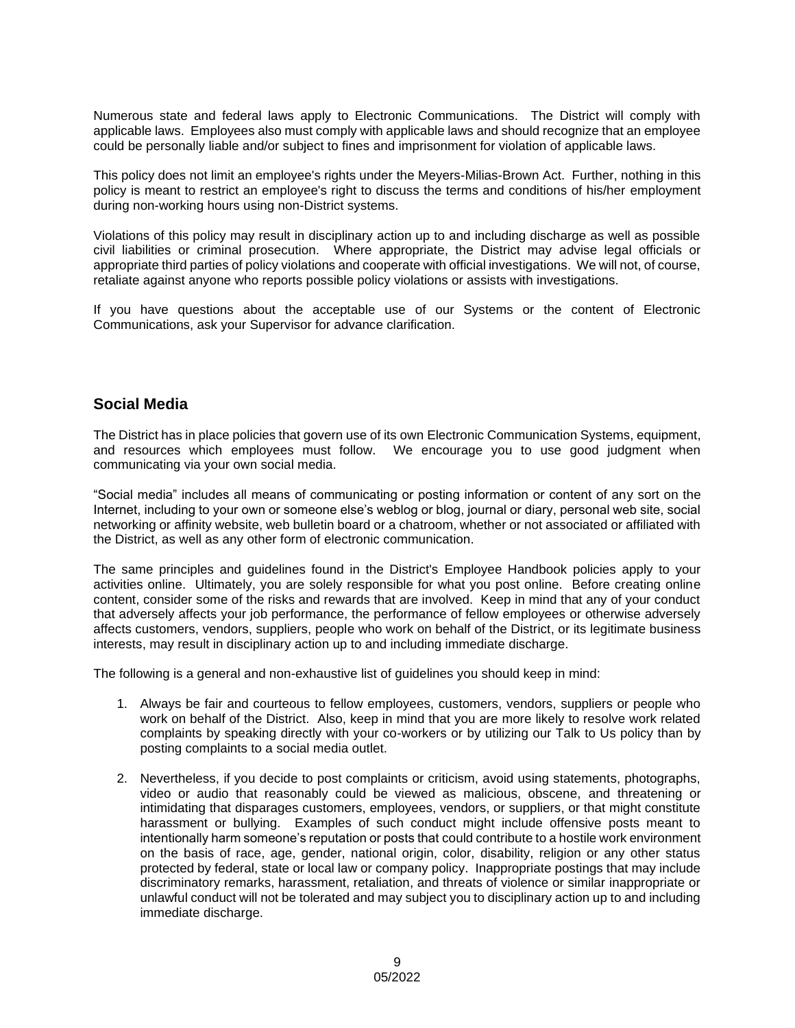Numerous state and federal laws apply to Electronic Communications. The District will comply with applicable laws. Employees also must comply with applicable laws and should recognize that an employee could be personally liable and/or subject to fines and imprisonment for violation of applicable laws.

This policy does not limit an employee's rights under the Meyers-Milias-Brown Act. Further, nothing in this policy is meant to restrict an employee's right to discuss the terms and conditions of his/her employment during non-working hours using non-District systems.

Violations of this policy may result in disciplinary action up to and including discharge as well as possible civil liabilities or criminal prosecution. Where appropriate, the District may advise legal officials or appropriate third parties of policy violations and cooperate with official investigations. We will not, of course, retaliate against anyone who reports possible policy violations or assists with investigations.

If you have questions about the acceptable use of our Systems or the content of Electronic Communications, ask your Supervisor for advance clarification.

## Social Media

The District has in place policies that govern use of its own Electronic Communication Systems, equipment, and resources which employees must follow. We encourage you to use good judgment when communicating via your own social media.

"Social media" includes all means of communicating or posting information or content of any sort on the Internet, including to your own or someone else's weblog or blog, journal or diary, personal web site, social networking or affinity website, web bulletin board or a chatroom, whether or not associated or affiliated with the District, as well as any other form of electronic communication.

The same principles and guidelines found in the District's Employee Handbook policies apply to your activities online. Ultimately, you are solely responsible for what you post online. Before creating online content, consider some of the risks and rewards that are involved. Keep in mind that any of your conduct that adversely affects your job performance, the performance of fellow employees or otherwise adversely affects customers, vendors, suppliers, people who work on behalf of the District, or its legitimate business interests, may result in disciplinary action up to and including immediate discharge.

The following is a general and non-exhaustive list of guidelines you should keep in mind:

1. Always be fair and courteous to fellow employees, customers, vendors, suppliers or people who work on behalf of the District. Also, keep in mind that you are more likely to resolve work related complaints by speaking directly with your co-workers or by utilizing our Talk to Us policy than by posting complaints to a social media outlet.

2. Nevertheless, if you decide to post complaints or criticism, avoid using statements, photographs, video or audio that reasonably could be viewed as malicious, obscene, and threatening or intimidating that disparages customers, employees, vendors, or suppliers, or that might constitute harassment or bullying. Examples of such conduct might include offensive posts meant to intentionally harm someone's reputation or posts that could contribute to a hostile work environment on the basis of race, age, gender, national origin, color, disability, religion or any other status protected by federal, state or local law or company policy. Inappropriate postings that may include discriminatory remarks, harassment, retaliation, and threats of violence or similar inappropriate or unlawful conduct will not be tolerated and may subject you to disciplinary action up to and including immediate discharge.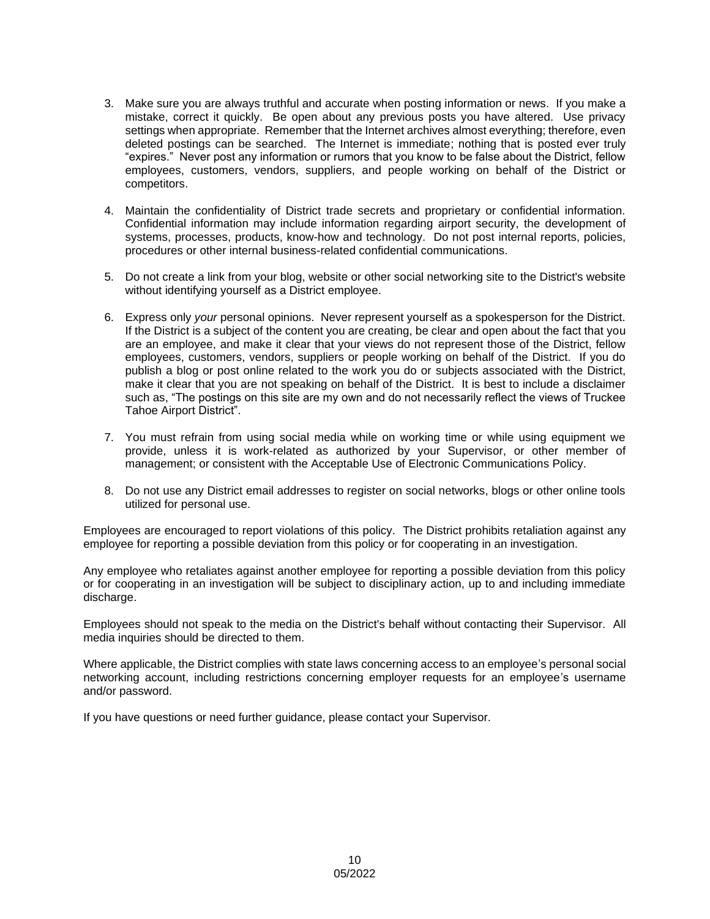3. Make sure you are always truthful and accurate when posting information or news. If you make a mistake, correct it quickly. Be open about any previous posts you have altered. Use privacy settings when appropriate. Remember that the Internet archives almost everything; therefore, even deleted postings can be searched. The Internet is immediate; nothing that is posted ever truly "expires." Never post any information or rumors that you know to be false about the District, fellow employees, customers, vendors, suppliers, and people working on behalf of the District or competitors.

4. Maintain the confidentiality of District trade secrets and proprietary or confidential information. Confidential information may include information regarding airport security, the development of systems, processes, products, know-how and technology. Do not post internal reports, policies, procedures or other internal business-related confidential communications.

5. Do not create a link from your blog, website or other social networking site to the District's website without identifying yourself as a District employee.

6. Express only *your* personal opinions. Never represent yourself as a spokesperson for the District. If the District is a subject of the content you are creating, be clear and open about the fact that you are an employee, and make it clear that your views do not represent those of the District, fellow employees, customers, vendors, suppliers or people working on behalf of the District. If you do publish a blog or post online related to the work you do or subjects associated with the District, make it clear that you are not speaking on behalf of the District. It is best to include a disclaimer such as, "The postings on this site are my own and do not necessarily reflect the views of Truckee Tahoe Airport District".

7. You must refrain from using social media while on working time or while using equipment we provide, unless it is work-related as authorized by your Supervisor, or other member of management; or consistent with the Acceptable Use of Electronic Communications Policy.

8. Do not use any District email addresses to register on social networks, blogs or other online tools utilized for personal use.

Employees are encouraged to report violations of this policy. The District prohibits retaliation against any employee for reporting a possible deviation from this policy or for cooperating in an investigation.

Any employee who retaliates against another employee for reporting a possible deviation from this policy or for cooperating in an investigation will be subject to disciplinary action, up to and including immediate discharge.

Employees should not speak to the media on the District's behalf without contacting their Supervisor. All media inquiries should be directed to them.

Where applicable, the District complies with state laws concerning access to an employee's personal social networking account, including restrictions concerning employer requests for an employee's username and/or password.

If you have questions or need further guidance, please contact your Supervisor.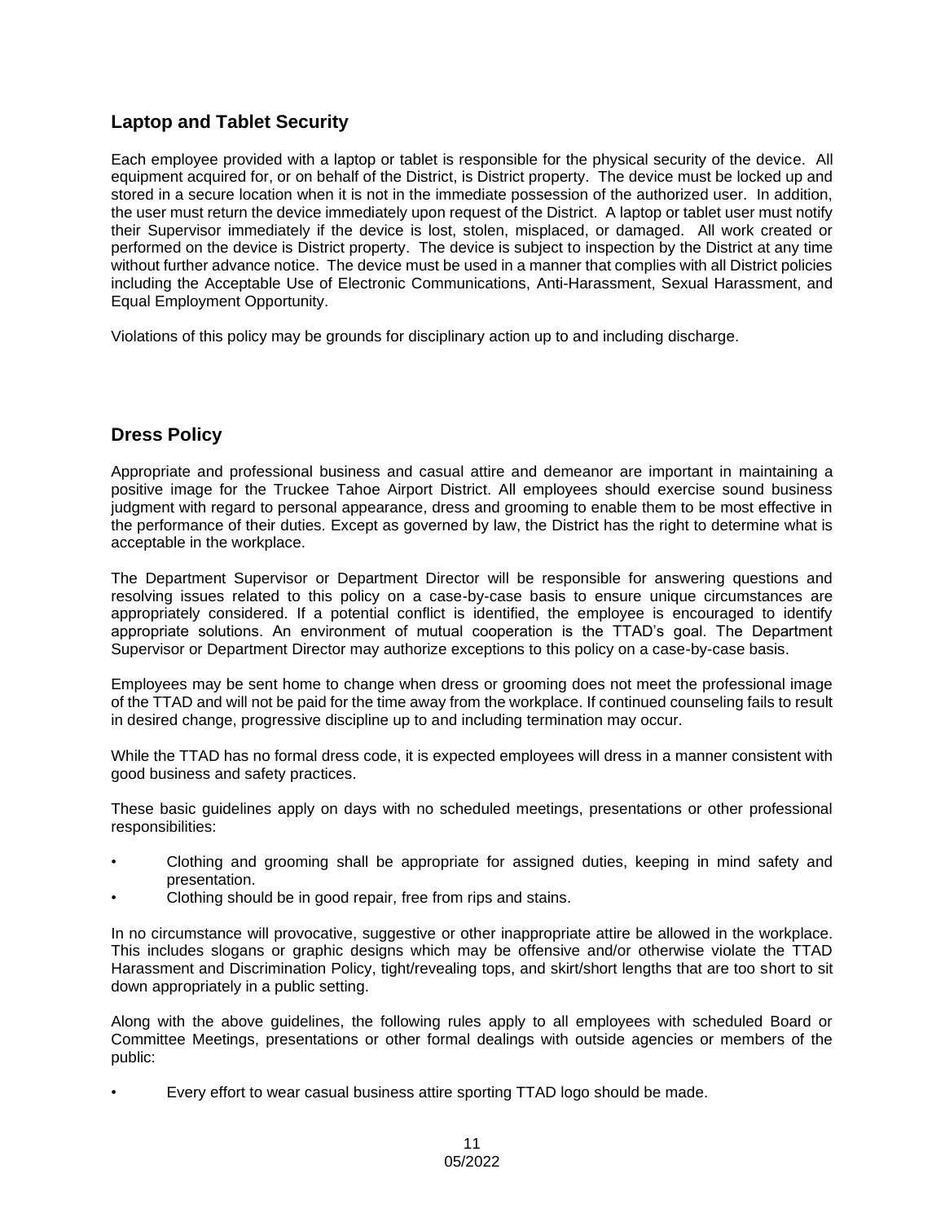## Laptop and Tablet Security

Each employee provided with a laptop or tablet is responsible for the physical security of the device. All equipment acquired for, or on behalf of the District, is District property. The device must be locked up and stored in a secure location when it is not in the immediate possession of the authorized user. In addition, the user must return the device immediately upon request of the District. A laptop or tablet user must notify their Supervisor immediately if the device is lost, stolen, misplaced, or damaged. All work created or performed on the device is District property. The device is subject to inspection by the District at any time without further advance notice. The device must be used in a manner that complies with all District policies including the Acceptable Use of Electronic Communications, Anti-Harassment, Sexual Harassment, and Equal Employment Opportunity.

Violations of this policy may be grounds for disciplinary action up to and including discharge.

## Dress Policy

Appropriate and professional business and casual attire and demeanor are important in maintaining a positive image for the Truckee Tahoe Airport District. All employees should exercise sound business judgment with regard to personal appearance, dress and grooming to enable them to be most effective in the performance of their duties. Except as governed by law, the District has the right to determine what is acceptable in the workplace.

The Department Supervisor or Department Director will be responsible for answering questions and resolving issues related to this policy on a case-by-case basis to ensure unique circumstances are appropriately considered. If a potential conflict is identified, the employee is encouraged to identify appropriate solutions. An environment of mutual cooperation is the TTAD's goal. The Department Supervisor or Department Director may authorize exceptions to this policy on a case-by-case basis.

Employees may be sent home to change when dress or grooming does not meet the professional image of the TTAD and will not be paid for the time away from the workplace. If continued counseling fails to result in desired change, progressive discipline up to and including termination may occur.

While the TTAD has no formal dress code, it is expected employees will dress in a manner consistent with good business and safety practices.

These basic guidelines apply on days with no scheduled meetings, presentations or other professional responsibilities:

- Clothing and grooming shall be appropriate for assigned duties, keeping in mind safety and presentation.
- Clothing should be in good repair, free from rips and stains.

In no circumstance will provocative, suggestive or other inappropriate attire be allowed in the workplace. This includes slogans or graphic designs which may be offensive and/or otherwise violate the TTAD Harassment and Discrimination Policy, tight/revealing tops, and skirt/short lengths that are too short to sit down appropriately in a public setting.

Along with the above guidelines, the following rules apply to all employees with scheduled Board or Committee Meetings, presentations or other formal dealings with outside agencies or members of the public:

- Every effort to wear casual business attire sporting TTAD logo should be made.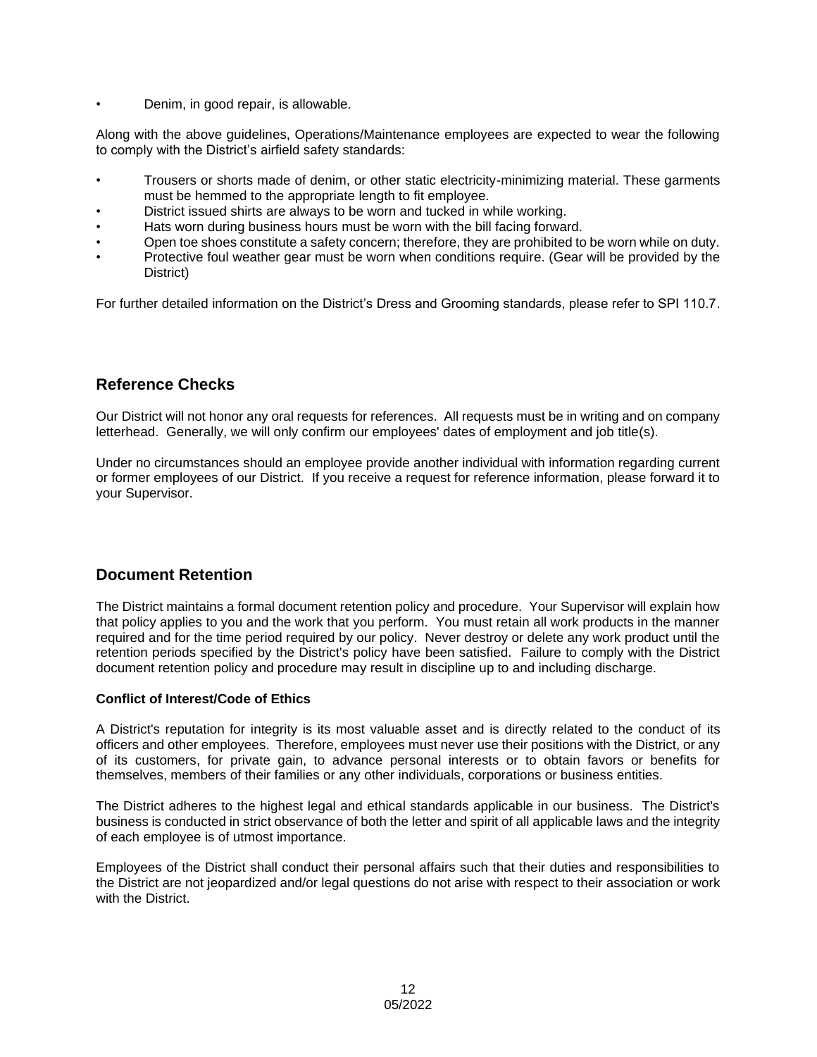- Denim, in good repair, is allowable.

Along with the above guidelines, Operations/Maintenance employees are expected to wear the following to comply with the District's airfield safety standards:

- Trousers or shorts made of denim, or other static electricity-minimizing material. These garments must be hemmed to the appropriate length to fit employee.
- District issued shirts are always to be worn and tucked in while working.
- Hats worn during business hours must be worn with the bill facing forward.
- Open toe shoes constitute a safety concern; therefore, they are prohibited to be worn while on duty.
- Protective foul weather gear must be worn when conditions require. (Gear will be provided by the District)

For further detailed information on the District's Dress and Grooming standards, please refer to SPI 110.7.

## Reference Checks

Our District will not honor any oral requests for references. All requests must be in writing and on company letterhead. Generally, we will only confirm our employees' dates of employment and job title(s).

Under no circumstances should an employee provide another individual with information regarding current or former employees of our District. If you receive a request for reference information, please forward it to your Supervisor.

## Document Retention

The District maintains a formal document retention policy and procedure. Your Supervisor will explain how that policy applies to you and the work that you perform. You must retain all work products in the manner required and for the time period required by our policy. Never destroy or delete any work product until the retention periods specified by the District's policy have been satisfied. Failure to comply with the District document retention policy and procedure may result in discipline up to and including discharge.

### Conflict of Interest/Code of Ethics

A District's reputation for integrity is its most valuable asset and is directly related to the conduct of its officers and other employees. Therefore, employees must never use their positions with the District, or any of its customers, for private gain, to advance personal interests or to obtain favors or benefits for themselves, members of their families or any other individuals, corporations or business entities.

The District adheres to the highest legal and ethical standards applicable in our business. The District's business is conducted in strict observance of both the letter and spirit of all applicable laws and the integrity of each employee is of utmost importance.

Employees of the District shall conduct their personal affairs such that their duties and responsibilities to the District are not jeopardized and/or legal questions do not arise with respect to their association or work with the District.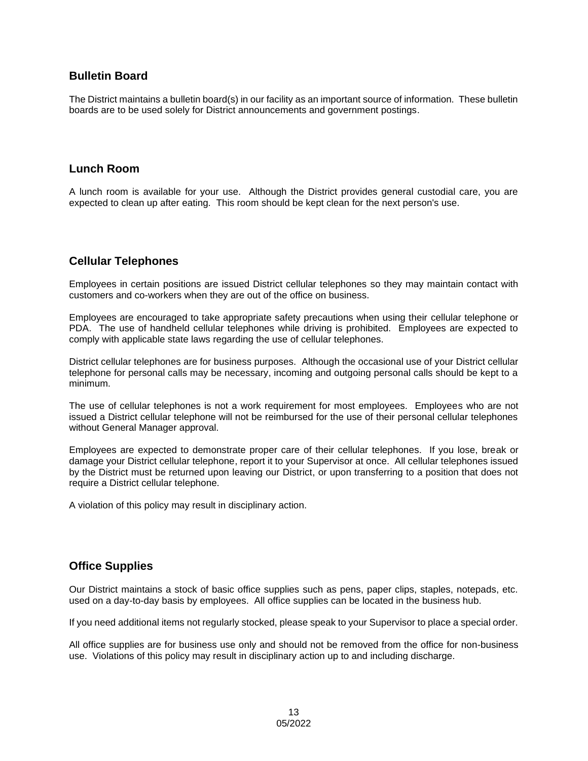## Bulletin Board

The District maintains a bulletin board(s) in our facility as an important source of information. These bulletin boards are to be used solely for District announcements and government postings.

## Lunch Room

A lunch room is available for your use. Although the District provides general custodial care, you are expected to clean up after eating. This room should be kept clean for the next person's use.

## Cellular Telephones

Employees in certain positions are issued District cellular telephones so they may maintain contact with customers and co-workers when they are out of the office on business.

Employees are encouraged to take appropriate safety precautions when using their cellular telephone or PDA. The use of handheld cellular telephones while driving is prohibited. Employees are expected to comply with applicable state laws regarding the use of cellular telephones.

District cellular telephones are for business purposes. Although the occasional use of your District cellular telephone for personal calls may be necessary, incoming and outgoing personal calls should be kept to a minimum.

The use of cellular telephones is not a work requirement for most employees. Employees who are not issued a District cellular telephone will not be reimbursed for the use of their personal cellular telephones without General Manager approval.

Employees are expected to demonstrate proper care of their cellular telephones. If you lose, break or damage your District cellular telephone, report it to your Supervisor at once. All cellular telephones issued by the District must be returned upon leaving our District, or upon transferring to a position that does not require a District cellular telephone.

A violation of this policy may result in disciplinary action.

## Office Supplies

Our District maintains a stock of basic office supplies such as pens, paper clips, staples, notepads, etc. used on a day-to-day basis by employees. All office supplies can be located in the business hub.

If you need additional items not regularly stocked, please speak to your Supervisor to place a special order.

All office supplies are for business use only and should not be removed from the office for non-business use. Violations of this policy may result in disciplinary action up to and including discharge.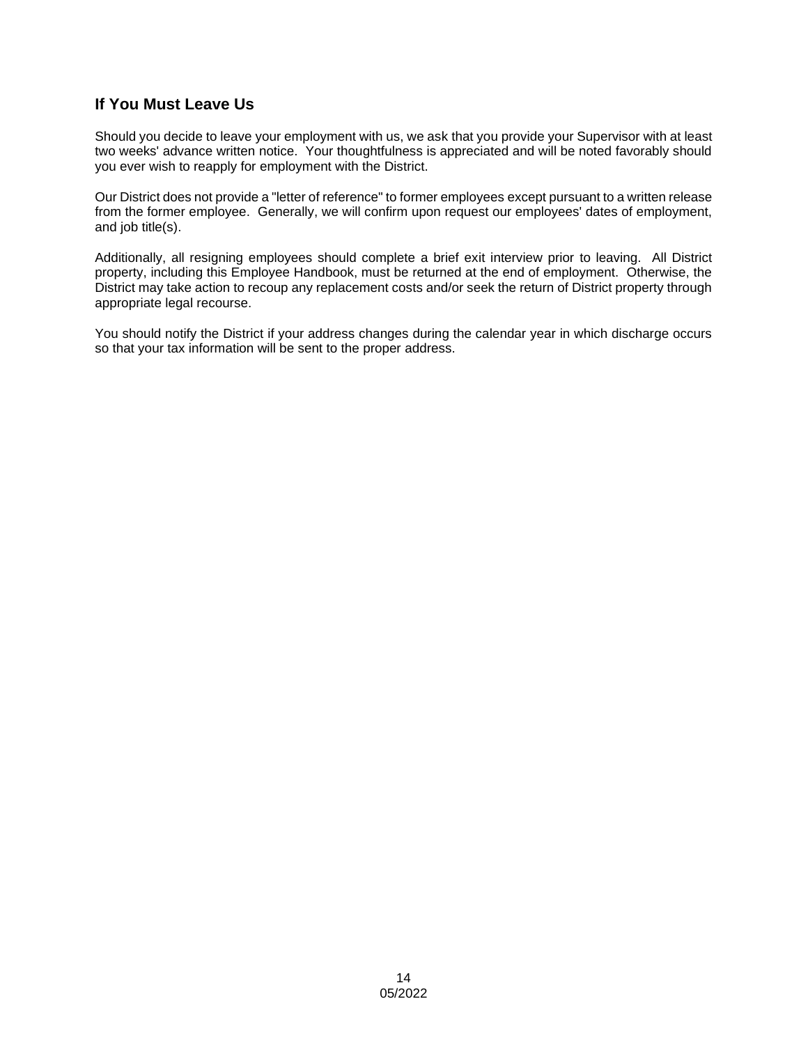## If You Must Leave Us

Should you decide to leave your employment with us, we ask that you provide your Supervisor with at least two weeks' advance written notice. Your thoughtfulness is appreciated and will be noted favorably should you ever wish to reapply for employment with the District.

Our District does not provide a "letter of reference" to former employees except pursuant to a written release from the former employee. Generally, we will confirm upon request our employees' dates of employment, and job title(s).

Additionally, all resigning employees should complete a brief exit interview prior to leaving. All District property, including this Employee Handbook, must be returned at the end of employment. Otherwise, the District may take action to recoup any replacement costs and/or seek the return of District property through appropriate legal recourse.

You should notify the District if your address changes during the calendar year in which discharge occurs so that your tax information will be sent to the proper address.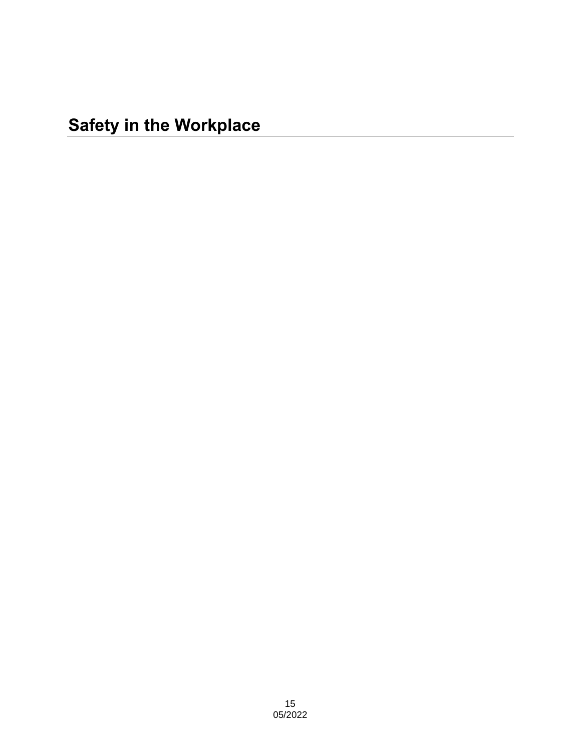# Safety in the Workplace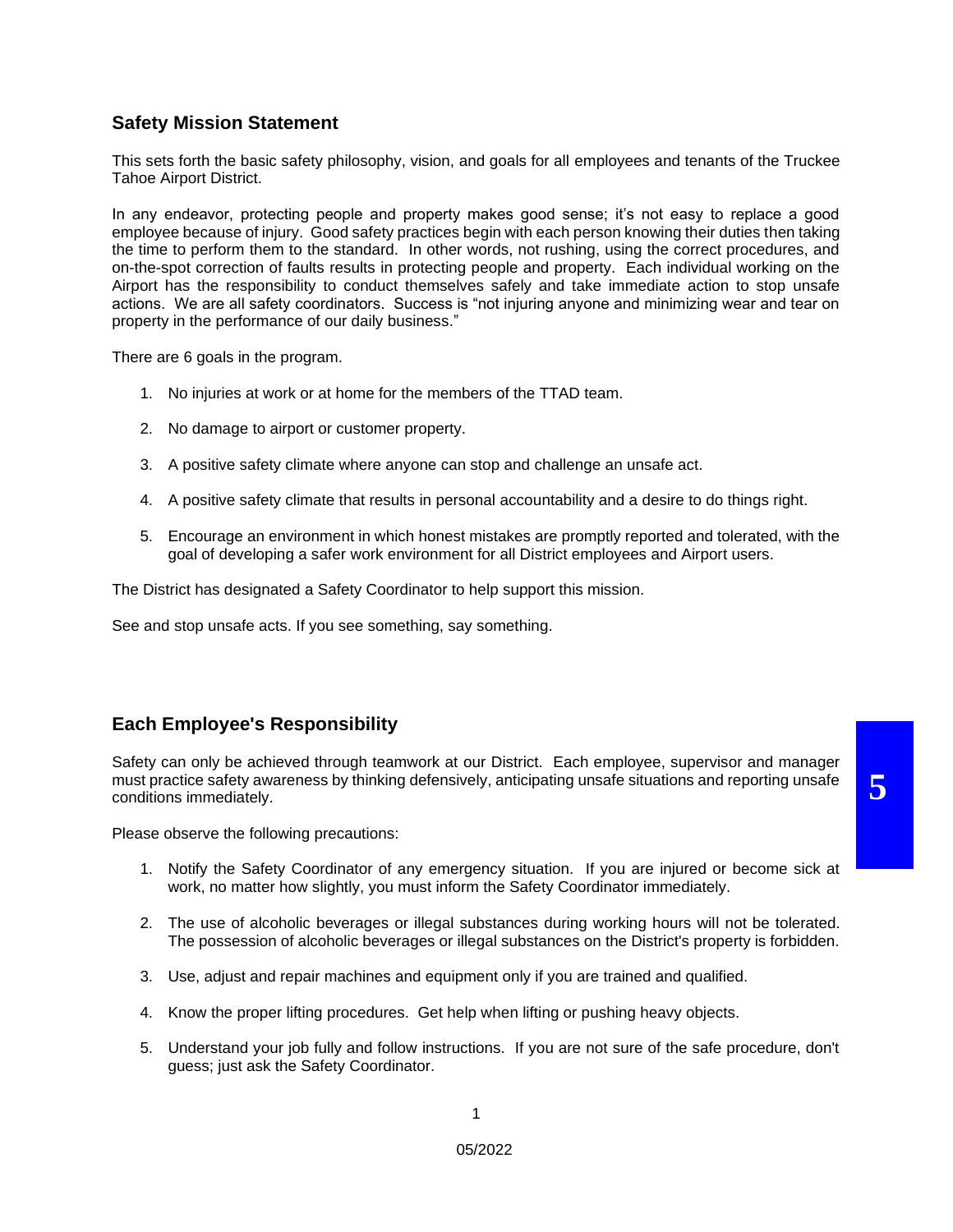## Safety Mission Statement

This sets forth the basic safety philosophy, vision, and goals for all employees and tenants of the Truckee Tahoe Airport District.

In any endeavor, protecting people and property makes good sense; it's not easy to replace a good employee because of injury. Good safety practices begin with each person knowing their duties then taking the time to perform them to the standard. In other words, not rushing, using the correct procedures, and on-the-spot correction of faults results in protecting people and property. Each individual working on the Airport has the responsibility to conduct themselves safely and take immediate action to stop unsafe actions. We are all safety coordinators. Success is "not injuring anyone and minimizing wear and tear on property in the performance of our daily business."

There are 6 goals in the program.

1. No injuries at work or at home for the members of the TTAD team.
2. No damage to airport or customer property.
3. A positive safety climate where anyone can stop and challenge an unsafe act.
4. A positive safety climate that results in personal accountability and a desire to do things right.
5. Encourage an environment in which honest mistakes are promptly reported and tolerated, with the goal of developing a safer work environment for all District employees and Airport users.

The District has designated a Safety Coordinator to help support this mission.

See and stop unsafe acts. If you see something, say something.

## Each Employee's Responsibility

Safety can only be achieved through teamwork at our District. Each employee, supervisor and manager must practice safety awareness by thinking defensively, anticipating unsafe situations and reporting unsafe conditions immediately.

Please observe the following precautions:

1. Notify the Safety Coordinator of any emergency situation. If you are injured or become sick at work, no matter how slightly, you must inform the Safety Coordinator immediately.
2. The use of alcoholic beverages or illegal substances during working hours will not be tolerated. The possession of alcoholic beverages or illegal substances on the District's property is forbidden.
3. Use, adjust and repair machines and equipment only if you are trained and qualified.
4. Know the proper lifting procedures. Get help when lifting or pushing heavy objects.
5. Understand your job fully and follow instructions. If you are not sure of the safe procedure, don't guess; just ask the Safety Coordinator.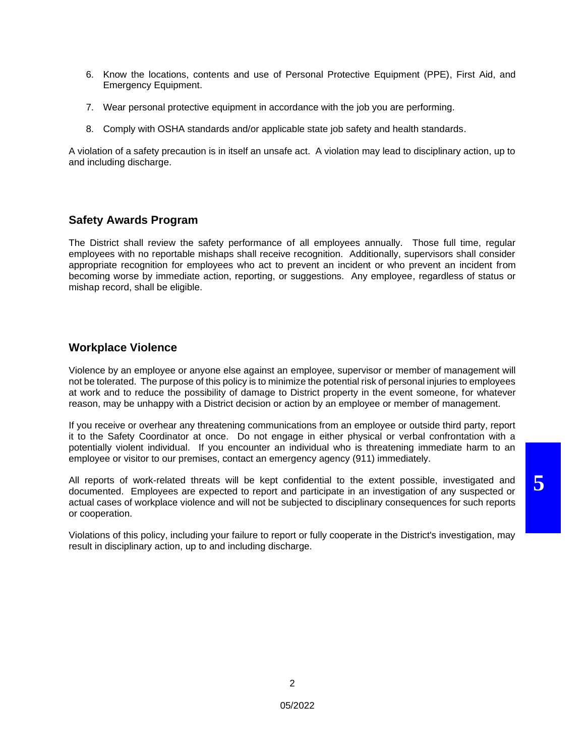6. Know the locations, contents and use of Personal Protective Equipment (PPE), First Aid, and Emergency Equipment.

7. Wear personal protective equipment in accordance with the job you are performing.

8. Comply with OSHA standards and/or applicable state job safety and health standards.

A violation of a safety precaution is in itself an unsafe act. A violation may lead to disciplinary action, up to and including discharge.

## Safety Awards Program

The District shall review the safety performance of all employees annually. Those full time, regular employees with no reportable mishaps shall receive recognition. Additionally, supervisors shall consider appropriate recognition for employees who act to prevent an incident or who prevent an incident from becoming worse by immediate action, reporting, or suggestions. Any employee, regardless of status or mishap record, shall be eligible.

## Workplace Violence

Violence by an employee or anyone else against an employee, supervisor or member of management will not be tolerated. The purpose of this policy is to minimize the potential risk of personal injuries to employees at work and to reduce the possibility of damage to District property in the event someone, for whatever reason, may be unhappy with a District decision or action by an employee or member of management.

If you receive or overhear any threatening communications from an employee or outside third party, report it to the Safety Coordinator at once. Do not engage in either physical or verbal confrontation with a potentially violent individual. If you encounter an individual who is threatening immediate harm to an employee or visitor to our premises, contact an emergency agency (911) immediately.

All reports of work-related threats will be kept confidential to the extent possible, investigated and documented. Employees are expected to report and participate in an investigation of any suspected or actual cases of workplace violence and will not be subjected to disciplinary consequences for such reports or cooperation.

Violations of this policy, including your failure to report or fully cooperate in the District's investigation, may result in disciplinary action, up to and including discharge.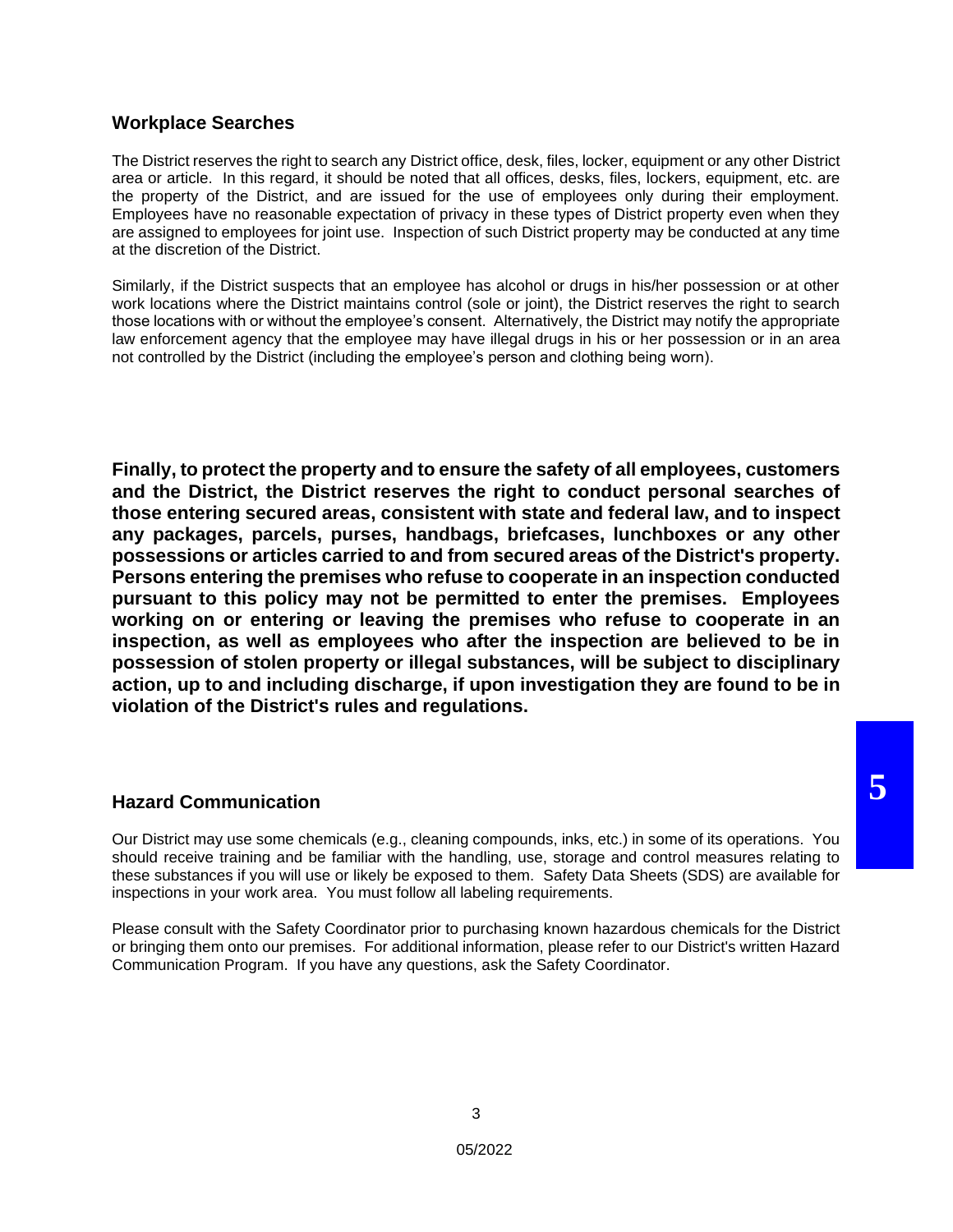## Workplace Searches

The District reserves the right to search any District office, desk, files, locker, equipment or any other District area or article. In this regard, it should be noted that all offices, desks, files, lockers, equipment, etc. are the property of the District, and are issued for the use of employees only during their employment. Employees have no reasonable expectation of privacy in these types of District property even when they are assigned to employees for joint use. Inspection of such District property may be conducted at any time at the discretion of the District.

Similarly, if the District suspects that an employee has alcohol or drugs in his/her possession or at other work locations where the District maintains control (sole or joint), the District reserves the right to search those locations with or without the employee's consent. Alternatively, the District may notify the appropriate law enforcement agency that the employee may have illegal drugs in his or her possession or in an area not controlled by the District (including the employee's person and clothing being worn).

**Finally, to protect the property and to ensure the safety of all employees, customers and the District, the District reserves the right to conduct personal searches of those entering secured areas, consistent with state and federal law, and to inspect any packages, parcels, purses, handbags, briefcases, lunchboxes or any other possessions or articles carried to and from secured areas of the District's property. Persons entering the premises who refuse to cooperate in an inspection conducted pursuant to this policy may not be permitted to enter the premises. Employees working on or entering or leaving the premises who refuse to cooperate in an inspection, as well as employees who after the inspection are believed to be in possession of stolen property or illegal substances, will be subject to disciplinary action, up to and including discharge, if upon investigation they are found to be in violation of the District's rules and regulations.**

## Hazard Communication

Our District may use some chemicals (e.g., cleaning compounds, inks, etc.) in some of its operations. You should receive training and be familiar with the handling, use, storage and control measures relating to these substances if you will use or likely be exposed to them. Safety Data Sheets (SDS) are available for inspections in your work area. You must follow all labeling requirements.

Please consult with the Safety Coordinator prior to purchasing known hazardous chemicals for the District or bringing them onto our premises. For additional information, please refer to our District's written Hazard Communication Program. If you have any questions, ask the Safety Coordinator.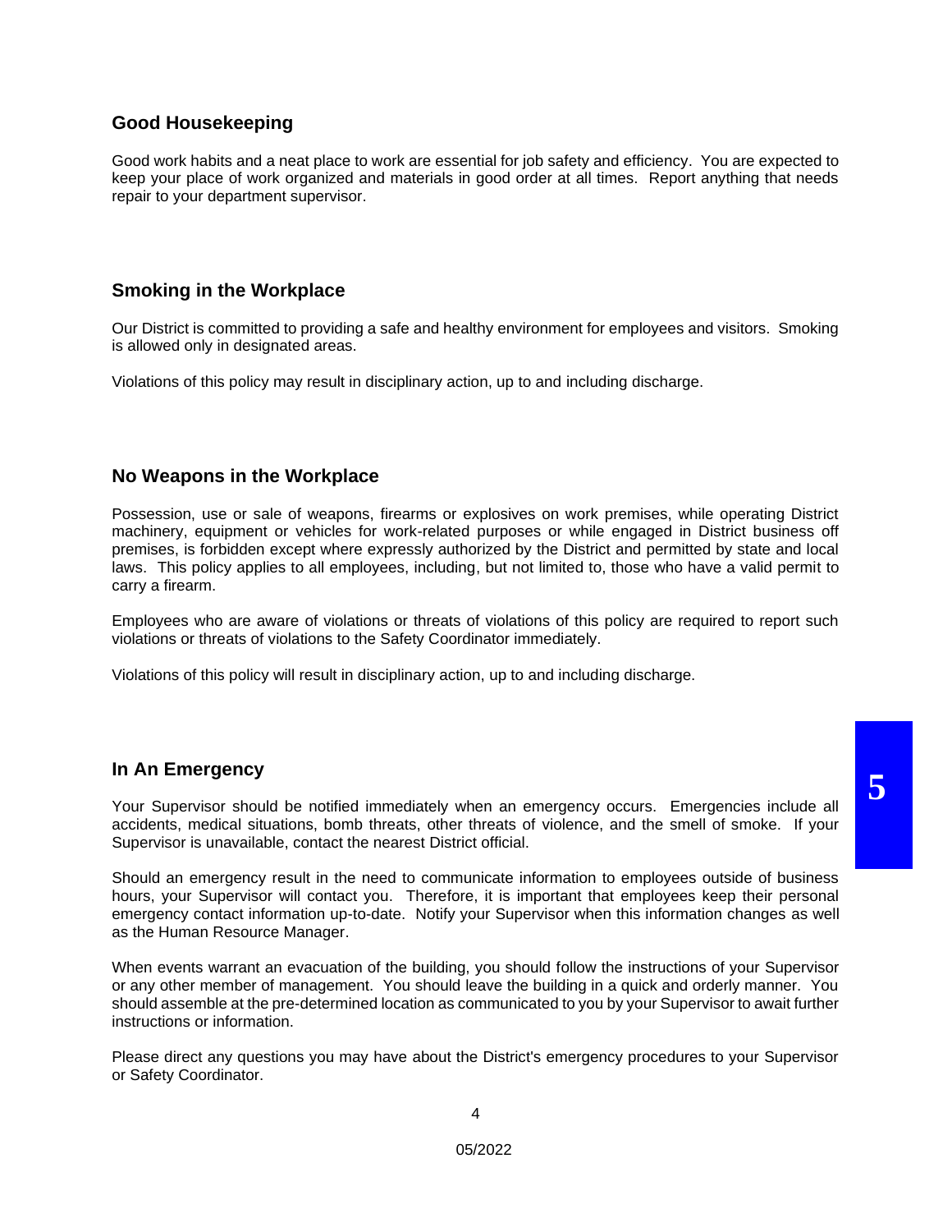## Good Housekeeping

Good work habits and a neat place to work are essential for job safety and efficiency. You are expected to keep your place of work organized and materials in good order at all times. Report anything that needs repair to your department supervisor.

## Smoking in the Workplace

Our District is committed to providing a safe and healthy environment for employees and visitors. Smoking is allowed only in designated areas.

Violations of this policy may result in disciplinary action, up to and including discharge.

## No Weapons in the Workplace

Possession, use or sale of weapons, firearms or explosives on work premises, while operating District machinery, equipment or vehicles for work-related purposes or while engaged in District business off premises, is forbidden except where expressly authorized by the District and permitted by state and local laws. This policy applies to all employees, including, but not limited to, those who have a valid permit to carry a firearm.

Employees who are aware of violations or threats of violations of this policy are required to report such violations or threats of violations to the Safety Coordinator immediately.

Violations of this policy will result in disciplinary action, up to and including discharge.

## In An Emergency

Your Supervisor should be notified immediately when an emergency occurs. Emergencies include all accidents, medical situations, bomb threats, other threats of violence, and the smell of smoke. If your Supervisor is unavailable, contact the nearest District official.

Should an emergency result in the need to communicate information to employees outside of business hours, your Supervisor will contact you. Therefore, it is important that employees keep their personal emergency contact information up-to-date. Notify your Supervisor when this information changes as well as the Human Resource Manager.

When events warrant an evacuation of the building, you should follow the instructions of your Supervisor or any other member of management. You should leave the building in a quick and orderly manner. You should assemble at the pre-determined location as communicated to you by your Supervisor to await further instructions or information.

Please direct any questions you may have about the District's emergency procedures to your Supervisor or Safety Coordinator.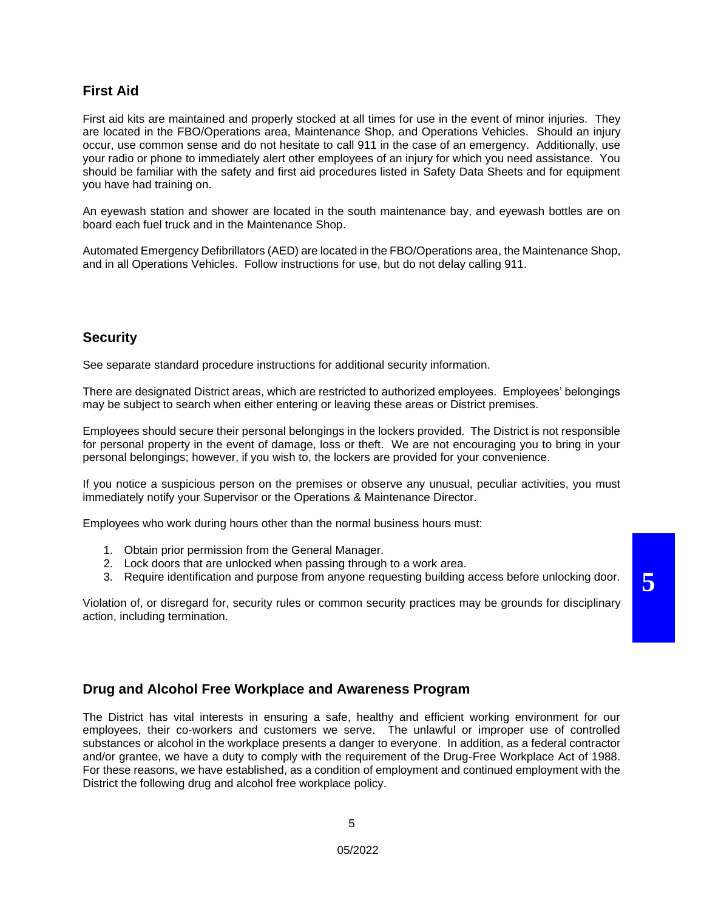## First Aid

First aid kits are maintained and properly stocked at all times for use in the event of minor injuries. They are located in the FBO/Operations area, Maintenance Shop, and Operations Vehicles. Should an injury occur, use common sense and do not hesitate to call 911 in the case of an emergency. Additionally, use your radio or phone to immediately alert other employees of an injury for which you need assistance. You should be familiar with the safety and first aid procedures listed in Safety Data Sheets and for equipment you have had training on.

An eyewash station and shower are located in the south maintenance bay, and eyewash bottles are on board each fuel truck and in the Maintenance Shop.

Automated Emergency Defibrillators (AED) are located in the FBO/Operations area, the Maintenance Shop, and in all Operations Vehicles. Follow instructions for use, but do not delay calling 911.

## Security

See separate standard procedure instructions for additional security information.

There are designated District areas, which are restricted to authorized employees. Employees' belongings may be subject to search when either entering or leaving these areas or District premises.

Employees should secure their personal belongings in the lockers provided. The District is not responsible for personal property in the event of damage, loss or theft. We are not encouraging you to bring in your personal belongings; however, if you wish to, the lockers are provided for your convenience.

If you notice a suspicious person on the premises or observe any unusual, peculiar activities, you must immediately notify your Supervisor or the Operations & Maintenance Director.

Employees who work during hours other than the normal business hours must:

1. Obtain prior permission from the General Manager.
2. Lock doors that are unlocked when passing through to a work area.
3. Require identification and purpose from anyone requesting building access before unlocking door.

Violation of, or disregard for, security rules or common security practices may be grounds for disciplinary action, including termination.

## Drug and Alcohol Free Workplace and Awareness Program

The District has vital interests in ensuring a safe, healthy and efficient working environment for our employees, their co-workers and customers we serve. The unlawful or improper use of controlled substances or alcohol in the workplace presents a danger to everyone. In addition, as a federal contractor and/or grantee, we have a duty to comply with the requirement of the Drug-Free Workplace Act of 1988. For these reasons, we have established, as a condition of employment and continued employment with the District the following drug and alcohol free workplace policy.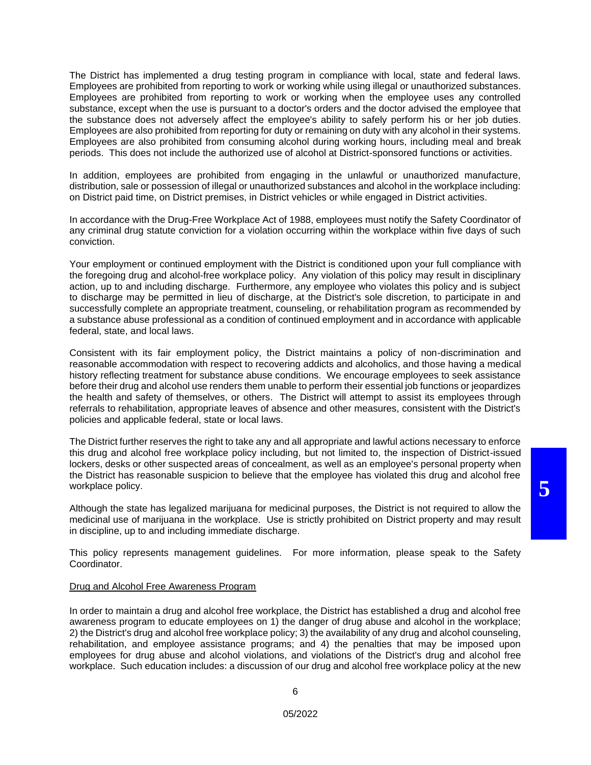The District has implemented a drug testing program in compliance with local, state and federal laws. Employees are prohibited from reporting to work or working while using illegal or unauthorized substances. Employees are prohibited from reporting to work or working when the employee uses any controlled substance, except when the use is pursuant to a doctor's orders and the doctor advised the employee that the substance does not adversely affect the employee's ability to safely perform his or her job duties. Employees are also prohibited from reporting for duty or remaining on duty with any alcohol in their systems. Employees are also prohibited from consuming alcohol during working hours, including meal and break periods. This does not include the authorized use of alcohol at District-sponsored functions or activities.

In addition, employees are prohibited from engaging in the unlawful or unauthorized manufacture, distribution, sale or possession of illegal or unauthorized substances and alcohol in the workplace including: on District paid time, on District premises, in District vehicles or while engaged in District activities.

In accordance with the Drug-Free Workplace Act of 1988, employees must notify the Safety Coordinator of any criminal drug statute conviction for a violation occurring within the workplace within five days of such conviction.

Your employment or continued employment with the District is conditioned upon your full compliance with the foregoing drug and alcohol-free workplace policy. Any violation of this policy may result in disciplinary action, up to and including discharge. Furthermore, any employee who violates this policy and is subject to discharge may be permitted in lieu of discharge, at the District's sole discretion, to participate in and successfully complete an appropriate treatment, counseling, or rehabilitation program as recommended by a substance abuse professional as a condition of continued employment and in accordance with applicable federal, state, and local laws.

Consistent with its fair employment policy, the District maintains a policy of non-discrimination and reasonable accommodation with respect to recovering addicts and alcoholics, and those having a medical history reflecting treatment for substance abuse conditions. We encourage employees to seek assistance before their drug and alcohol use renders them unable to perform their essential job functions or jeopardizes the health and safety of themselves, or others. The District will attempt to assist its employees through referrals to rehabilitation, appropriate leaves of absence and other measures, consistent with the District's policies and applicable federal, state or local laws.

The District further reserves the right to take any and all appropriate and lawful actions necessary to enforce this drug and alcohol free workplace policy including, but not limited to, the inspection of District-issued lockers, desks or other suspected areas of concealment, as well as an employee's personal property when the District has reasonable suspicion to believe that the employee has violated this drug and alcohol free workplace policy.

Although the state has legalized marijuana for medicinal purposes, the District is not required to allow the medicinal use of marijuana in the workplace. Use is strictly prohibited on District property and may result in discipline, up to and including immediate discharge.

This policy represents management guidelines. For more information, please speak to the Safety Coordinator.

Drug and Alcohol Free Awareness Program

In order to maintain a drug and alcohol free workplace, the District has established a drug and alcohol free awareness program to educate employees on 1) the danger of drug abuse and alcohol in the workplace; 2) the District's drug and alcohol free workplace policy; 3) the availability of any drug and alcohol counseling, rehabilitation, and employee assistance programs; and 4) the penalties that may be imposed upon employees for drug abuse and alcohol violations, and violations of the District's drug and alcohol free workplace. Such education includes: a discussion of our drug and alcohol free workplace policy at the new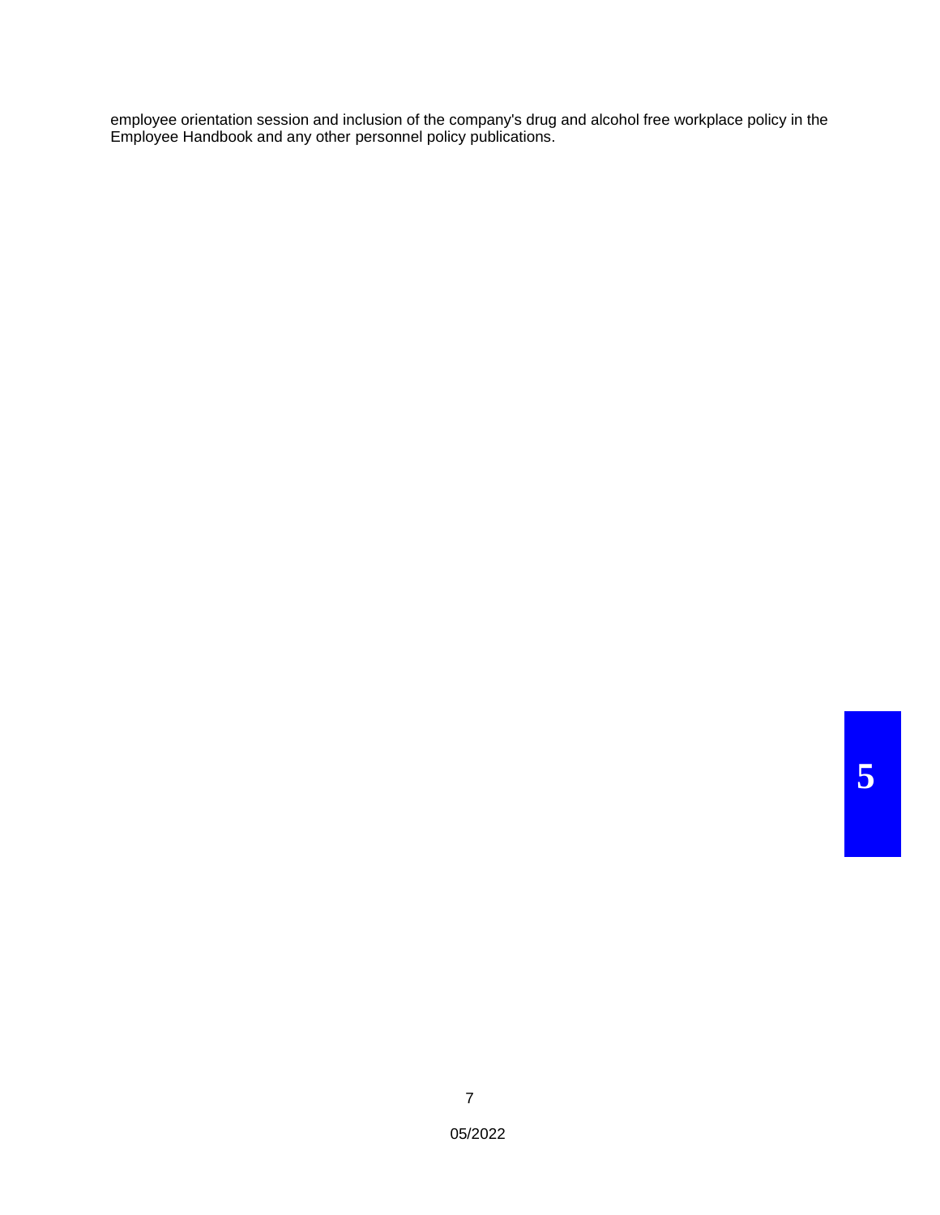employee orientation session and inclusion of the company's drug and alcohol free workplace policy in the Employee Handbook and any other personnel policy publications.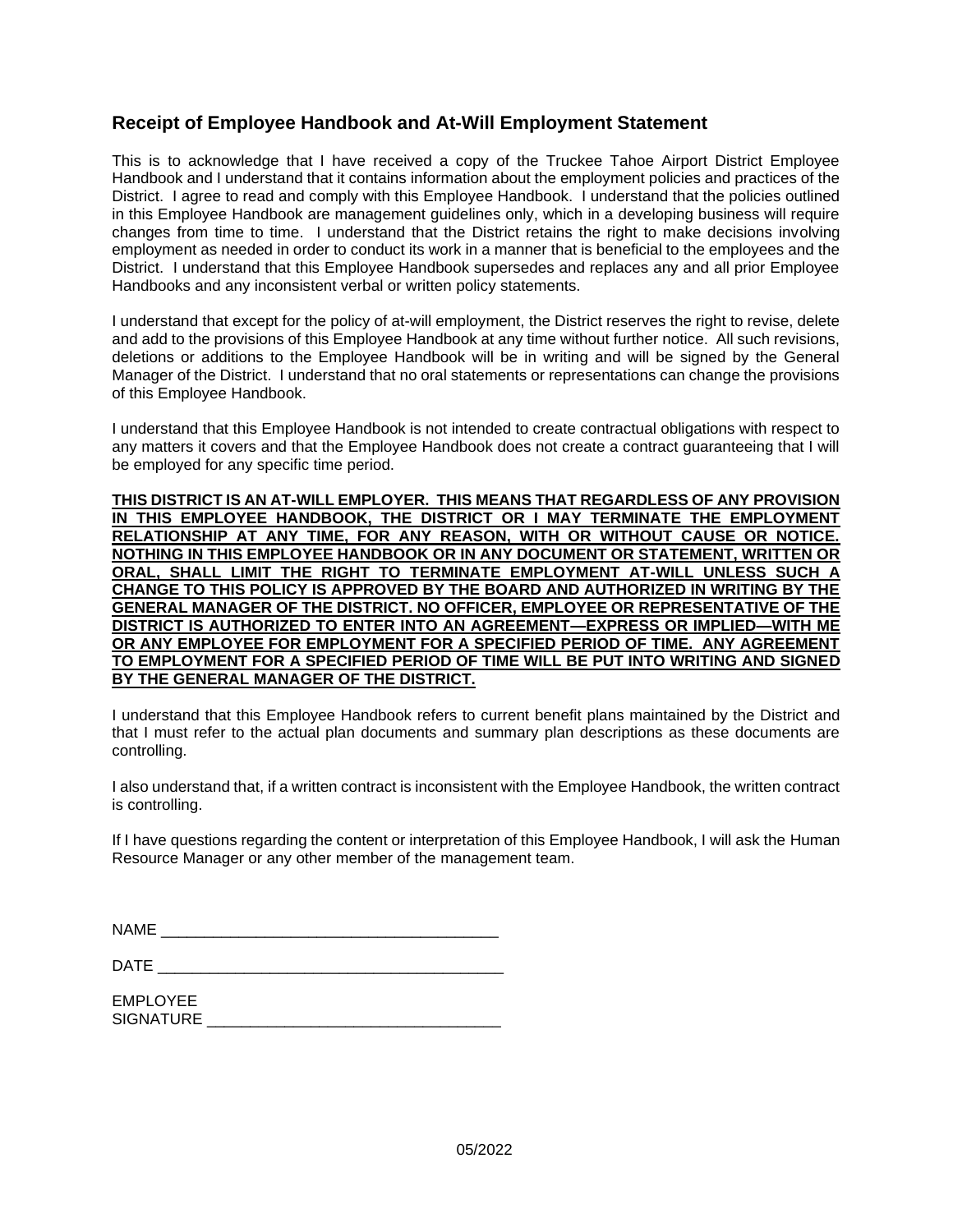## Receipt of Employee Handbook and At-Will Employment Statement

This is to acknowledge that I have received a copy of the Truckee Tahoe Airport District Employee Handbook and I understand that it contains information about the employment policies and practices of the District. I agree to read and comply with this Employee Handbook. I understand that the policies outlined in this Employee Handbook are management guidelines only, which in a developing business will require changes from time to time. I understand that the District retains the right to make decisions involving employment as needed in order to conduct its work in a manner that is beneficial to the employees and the District. I understand that this Employee Handbook supersedes and replaces any and all prior Employee Handbooks and any inconsistent verbal or written policy statements.

I understand that except for the policy of at-will employment, the District reserves the right to revise, delete and add to the provisions of this Employee Handbook at any time without further notice. All such revisions, deletions or additions to the Employee Handbook will be in writing and will be signed by the General Manager of the District. I understand that no oral statements or representations can change the provisions of this Employee Handbook.

I understand that this Employee Handbook is not intended to create contractual obligations with respect to any matters it covers and that the Employee Handbook does not create a contract guaranteeing that I will be employed for any specific time period.

**THIS DISTRICT IS AN AT-WILL EMPLOYER. THIS MEANS THAT REGARDLESS OF ANY PROVISION IN THIS EMPLOYEE HANDBOOK, THE DISTRICT OR I MAY TERMINATE THE EMPLOYMENT RELATIONSHIP AT ANY TIME, FOR ANY REASON, WITH OR WITHOUT CAUSE OR NOTICE. NOTHING IN THIS EMPLOYEE HANDBOOK OR IN ANY DOCUMENT OR STATEMENT, WRITTEN OR ORAL, SHALL LIMIT THE RIGHT TO TERMINATE EMPLOYMENT AT-WILL UNLESS SUCH A CHANGE TO THIS POLICY IS APPROVED BY THE BOARD AND AUTHORIZED IN WRITING BY THE GENERAL MANAGER OF THE DISTRICT. NO OFFICER, EMPLOYEE OR REPRESENTATIVE OF THE DISTRICT IS AUTHORIZED TO ENTER INTO AN AGREEMENT—EXPRESS OR IMPLIED—WITH ME OR ANY EMPLOYEE FOR EMPLOYMENT FOR A SPECIFIED PERIOD OF TIME. ANY AGREEMENT TO EMPLOYMENT FOR A SPECIFIED PERIOD OF TIME WILL BE PUT INTO WRITING AND SIGNED BY THE GENERAL MANAGER OF THE DISTRICT.**

I understand that this Employee Handbook refers to current benefit plans maintained by the District and that I must refer to the actual plan documents and summary plan descriptions as these documents are controlling.

I also understand that, if a written contract is inconsistent with the Employee Handbook, the written contract is controlling.

If I have questions regarding the content or interpretation of this Employee Handbook, I will ask the Human Resource Manager or any other member of the management team.

NAME ________________________________________

DATE ________________________________________

EMPLOYEE
SIGNATURE ___________________________________

05/2022